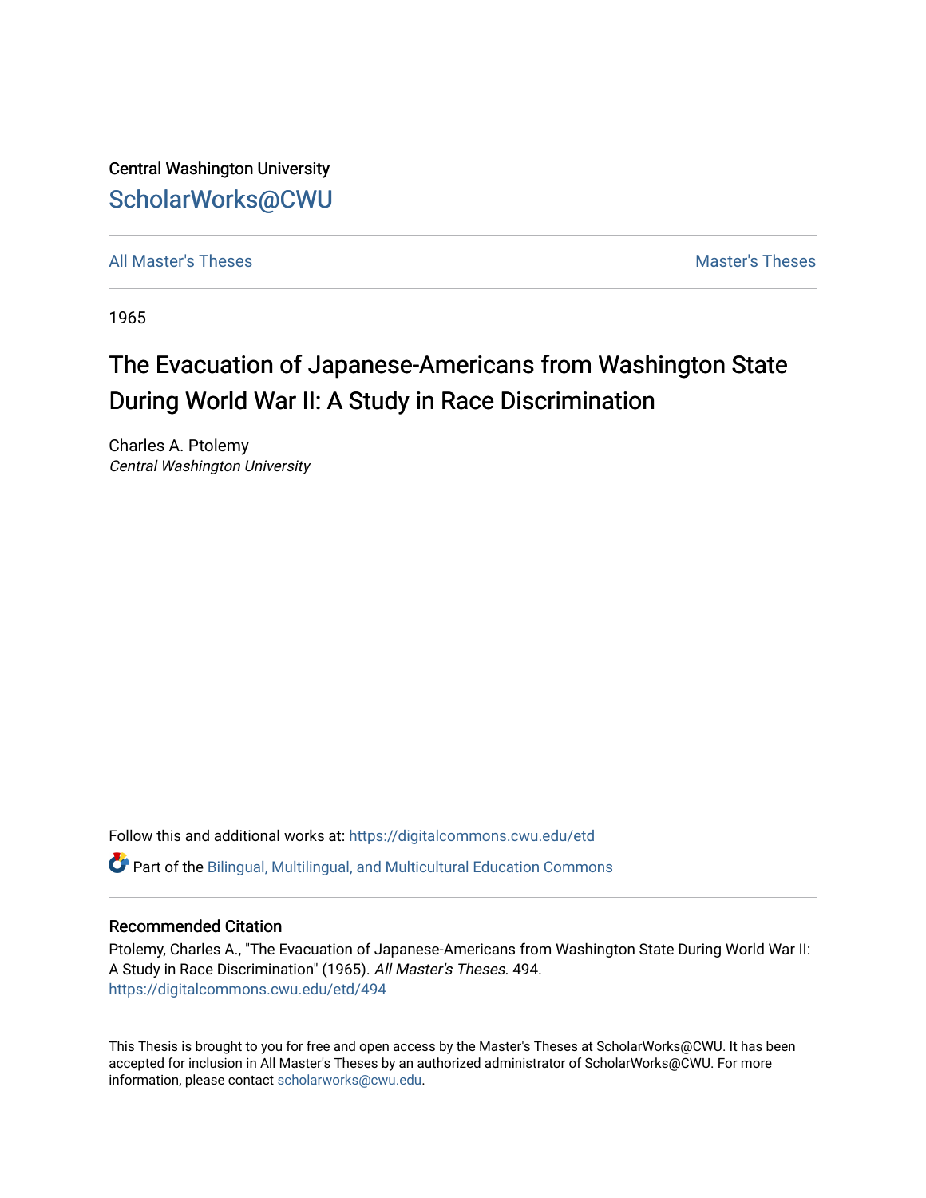Central Washington University

## ScholarWorks@CWU

All Master's Theses

Master's Theses

1965

# The Evacuation of Japanese-Americans from Washington State During World War II: A Study in Race Discrimination

Charles A. Ptolemy
*Central Washington University*

Follow this and additional works at: https://digitalcommons.cwu.edu/etd

Part of the Bilingual, Multilingual, and Multicultural Education Commons

### Recommended Citation

Ptolemy, Charles A., "The Evacuation of Japanese-Americans from Washington State During World War II: A Study in Race Discrimination" (1965). *All Master's Theses*. 494.
https://digitalcommons.cwu.edu/etd/494

This Thesis is brought to you for free and open access by the Master's Theses at ScholarWorks@CWU. It has been accepted for inclusion in All Master's Theses by an authorized administrator of ScholarWorks@CWU. For more information, please contact scholarworks@cwu.edu.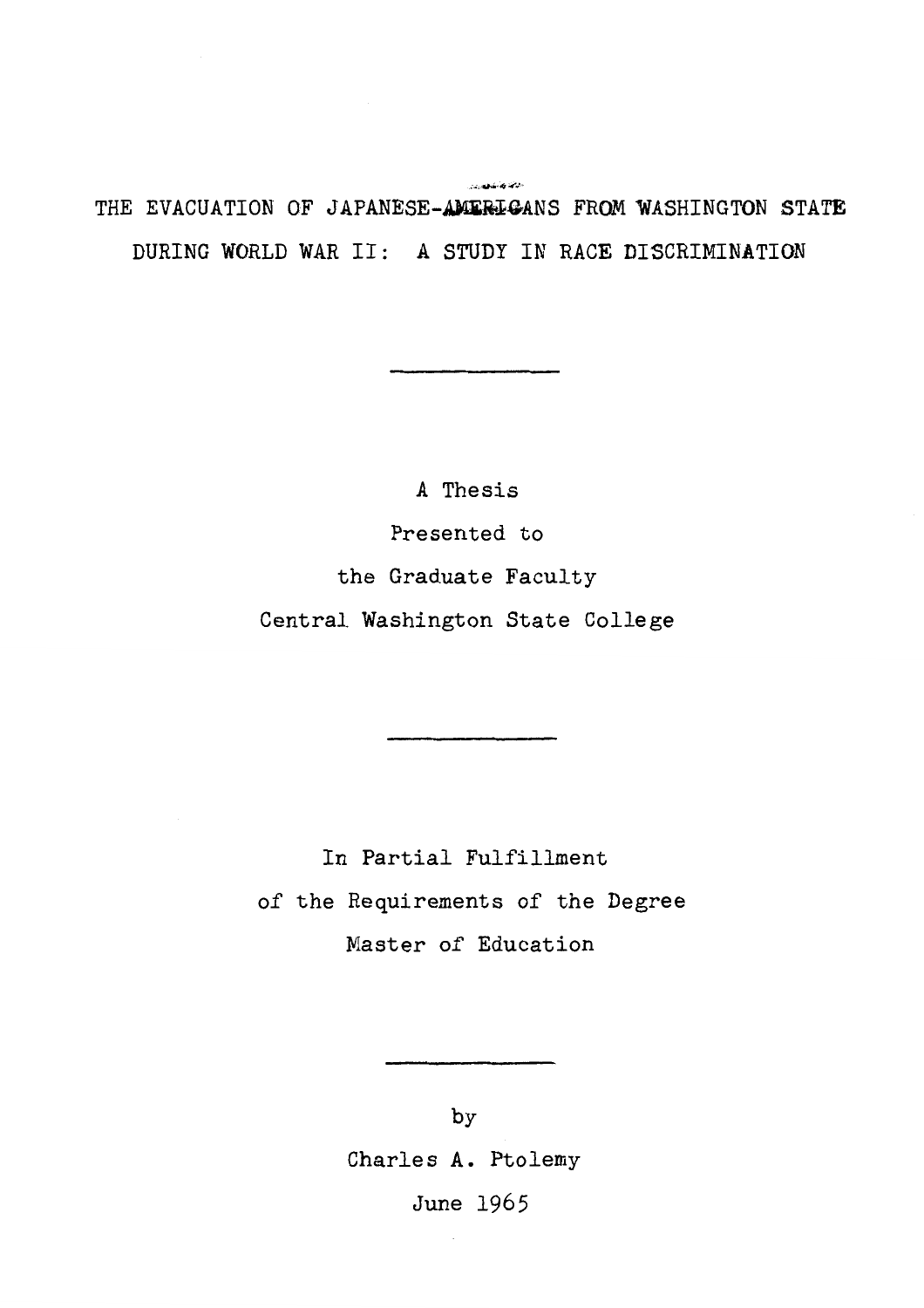# THE EVACUATION OF JAPANESE-AMERICANS FROM WASHINGTON STATE DURING WORLD WAR II: A STUDY IN RACE DISCRIMINATION

---

A Thesis

Presented to

the Graduate Faculty

Central Washington State College

---

In Partial Fulfillment

of the Requirements of the Degree

Master of Education

---

by

Charles A. Ptolemy

June 1965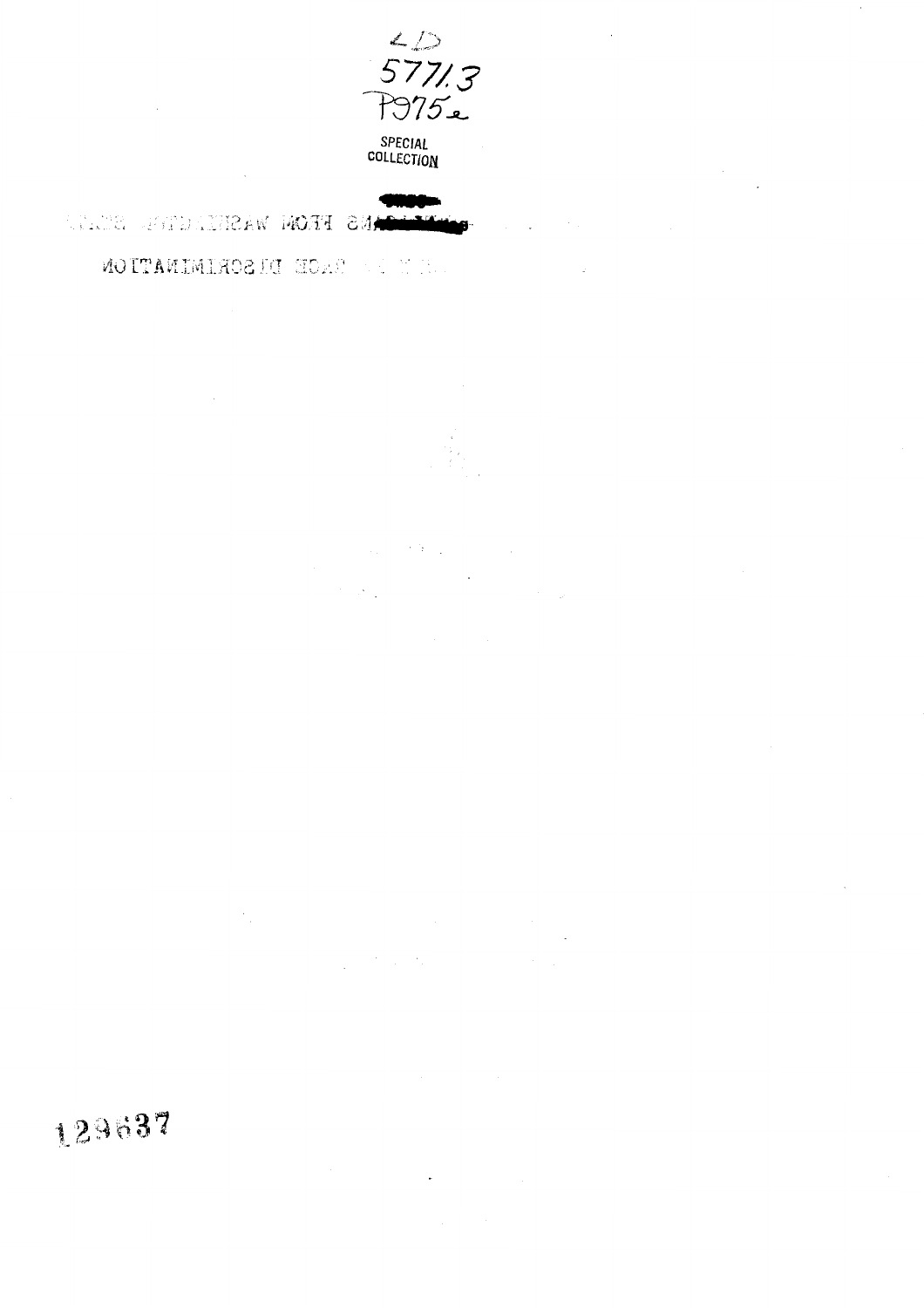LD
5771.3
P975e

SPECIAL
COLLECTION

129637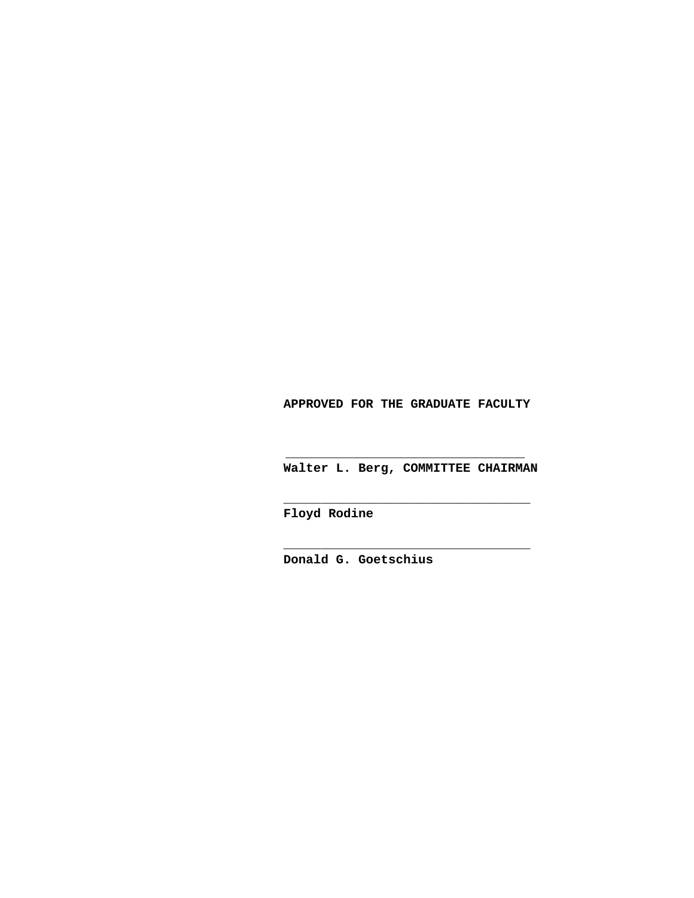**APPROVED FOR THE GRADUATE FACULTY**

\_\_\_\_\_\_\_\_\_\_\_\_\_\_\_\_\_\_\_\_\_\_\_\_\_\_\_\_\_\_\_\_

**Walter L. Berg, COMMITTEE CHAIRMAN**

\_\_\_\_\_\_\_\_\_\_\_\_\_\_\_\_\_\_\_\_\_\_\_\_\_\_\_\_\_\_\_\_

**Floyd Rodine**

\_\_\_\_\_\_\_\_\_\_\_\_\_\_\_\_\_\_\_\_\_\_\_\_\_\_\_\_\_\_\_\_

**Donald G. Goetschius**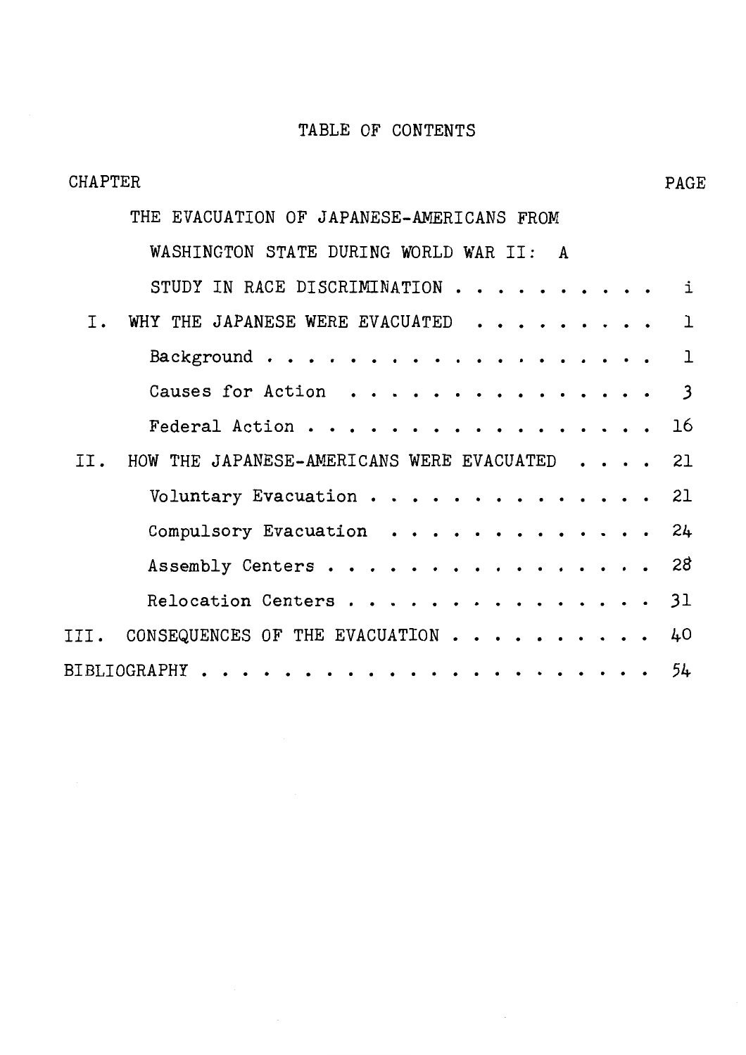# TABLE OF CONTENTS

| CHAPTER | | PAGE |
|---|---|---|
| | THE EVACUATION OF JAPANESE-AMERICANS FROM WASHINGTON STATE DURING WORLD WAR II: A STUDY IN RACE DISCRIMINATION | i |
| I. | WHY THE JAPANESE WERE EVACUATED | 1 |
| | Background | 1 |
| | Causes for Action | 3 |
| | Federal Action | 16 |
| II. | HOW THE JAPANESE-AMERICANS WERE EVACUATED | 21 |
| | Voluntary Evacuation | 21 |
| | Compulsory Evacuation | 24 |
| | Assembly Centers | 28 |
| | Relocation Centers | 31 |
| III. | CONSEQUENCES OF THE EVACUATION | 40 |
| BIBLIOGRAPHY | | 54 |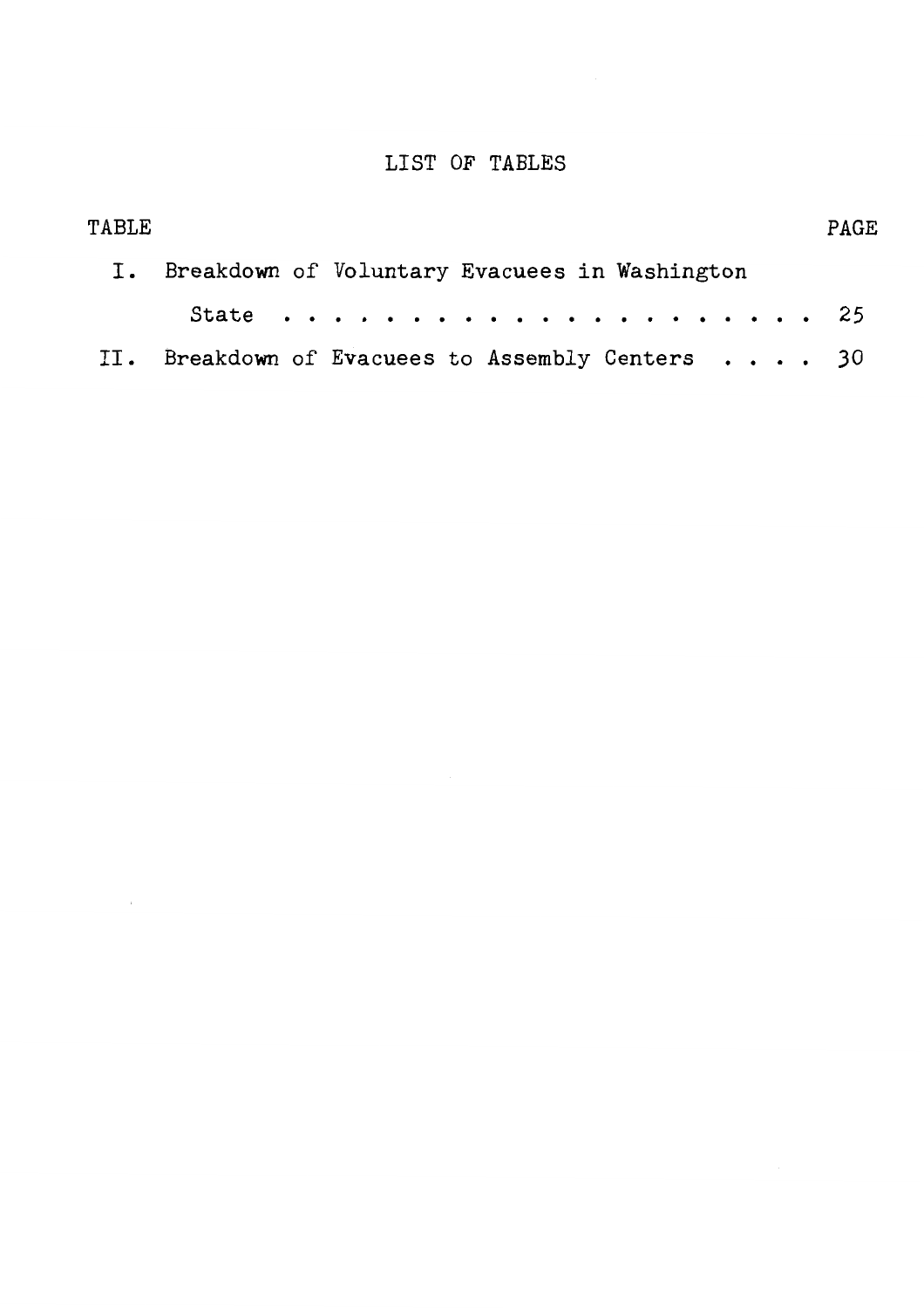# LIST OF TABLES

| TABLE | | PAGE |
|---|---|---|
| I. | Breakdown of Voluntary Evacuees in Washington State | 25 |
| II. | Breakdown of Evacuees to Assembly Centers | 30 |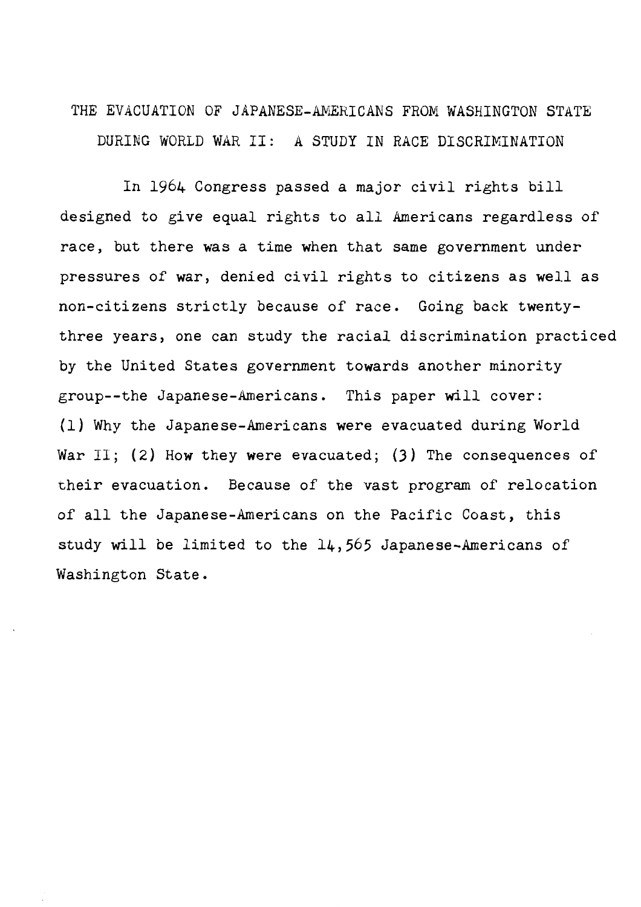# THE EVACUATION OF JAPANESE-AMERICANS FROM WASHINGTON STATE DURING WORLD WAR II: A STUDY IN RACE DISCRIMINATION

In 1964 Congress passed a major civil rights bill designed to give equal rights to all Americans regardless of race, but there was a time when that same government under pressures of war, denied civil rights to citizens as well as non-citizens strictly because of race. Going back twenty-three years, one can study the racial discrimination practiced by the United States government towards another minority group--the Japanese-Americans. This paper will cover: (1) Why the Japanese-Americans were evacuated during World War II; (2) How they were evacuated; (3) The consequences of their evacuation. Because of the vast program of relocation of all the Japanese-Americans on the Pacific Coast, this study will be limited to the 14,565 Japanese-Americans of Washington State.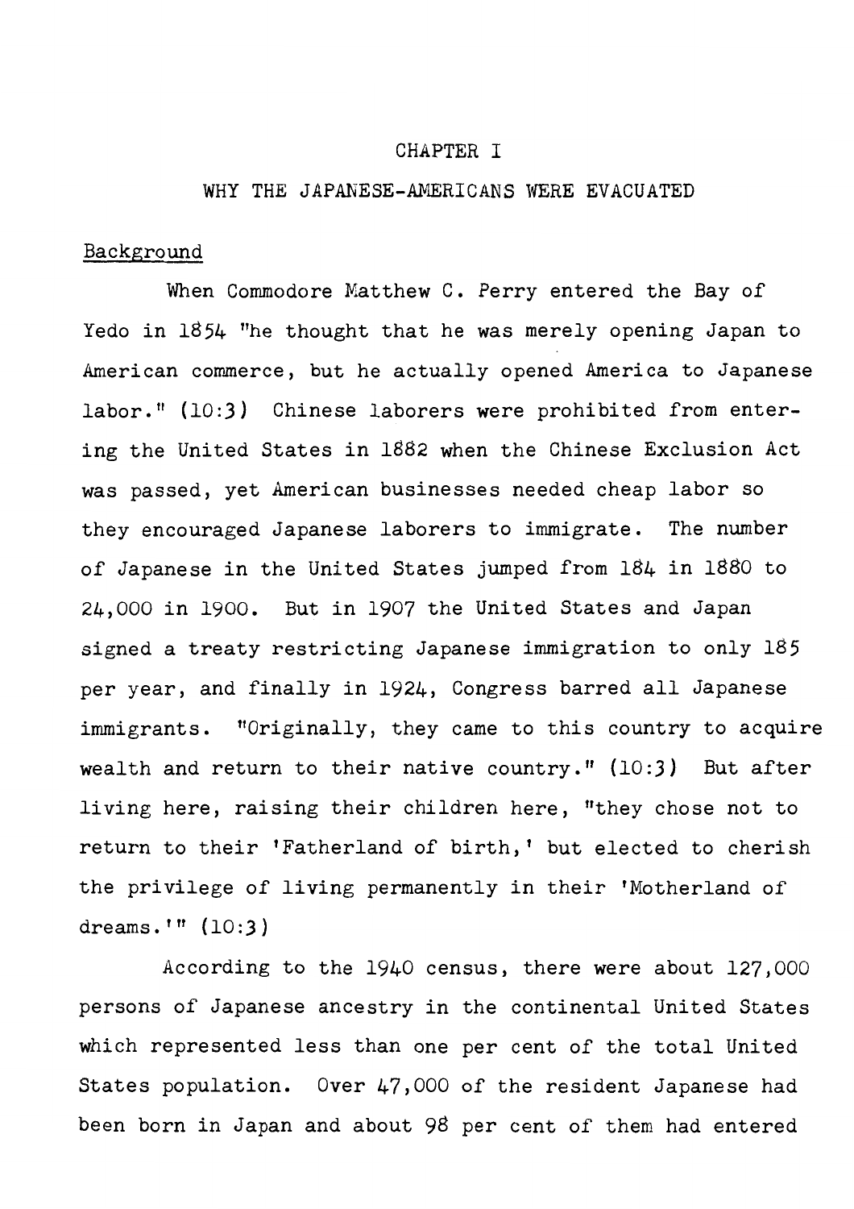# CHAPTER I

## WHY THE JAPANESE-AMERICANS WERE EVACUATED

### Background

When Commodore Matthew C. Perry entered the Bay of Yedo in 1854 "he thought that he was merely opening Japan to American commerce, but he actually opened America to Japanese labor." (10:3) Chinese laborers were prohibited from entering the United States in 1882 when the Chinese Exclusion Act was passed, yet American businesses needed cheap labor so they encouraged Japanese laborers to immigrate. The number of Japanese in the United States jumped from 184 in 1880 to 24,000 in 1900. But in 1907 the United States and Japan signed a treaty restricting Japanese immigration to only 185 per year, and finally in 1924, Congress barred all Japanese immigrants. "Originally, they came to this country to acquire wealth and return to their native country." (10:3) But after living here, raising their children here, "they chose not to return to their 'Fatherland of birth,' but elected to cherish the privilege of living permanently in their 'Motherland of dreams.'" (10:3)

According to the 1940 census, there were about 127,000 persons of Japanese ancestry in the continental United States which represented less than one per cent of the total United States population. Over 47,000 of the resident Japanese had been born in Japan and about 98 per cent of them had entered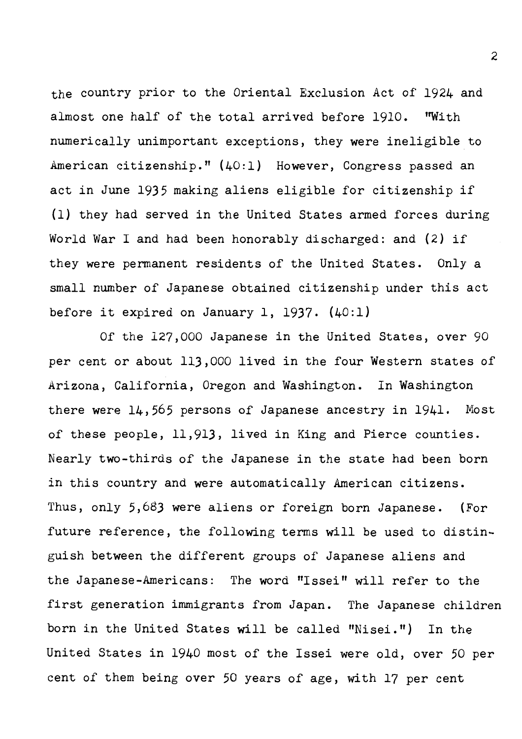the country prior to the Oriental Exclusion Act of 1924 and almost one half of the total arrived before 1910. "With numerically unimportant exceptions, they were ineligible to American citizenship." (40:1) However, Congress passed an act in June 1935 making aliens eligible for citizenship if (1) they had served in the United States armed forces during World War I and had been honorably discharged: and (2) if they were permanent residents of the United States. Only a small number of Japanese obtained citizenship under this act before it expired on January 1, 1937. (40:1)

Of the 127,000 Japanese in the United States, over 90 per cent or about 113,000 lived in the four Western states of Arizona, California, Oregon and Washington. In Washington there were 14,565 persons of Japanese ancestry in 1941. Most of these people, 11,913, lived in King and Pierce counties. Nearly two-thirds of the Japanese in the state had been born in this country and were automatically American citizens. Thus, only 5,683 were aliens or foreign born Japanese. (For future reference, the following terms will be used to distinguish between the different groups of Japanese aliens and the Japanese-Americans: The word "Issei" will refer to the first generation immigrants from Japan. The Japanese children born in the United States will be called "Nisei.") In the United States in 1940 most of the Issei were old, over 50 per cent of them being over 50 years of age, with 17 per cent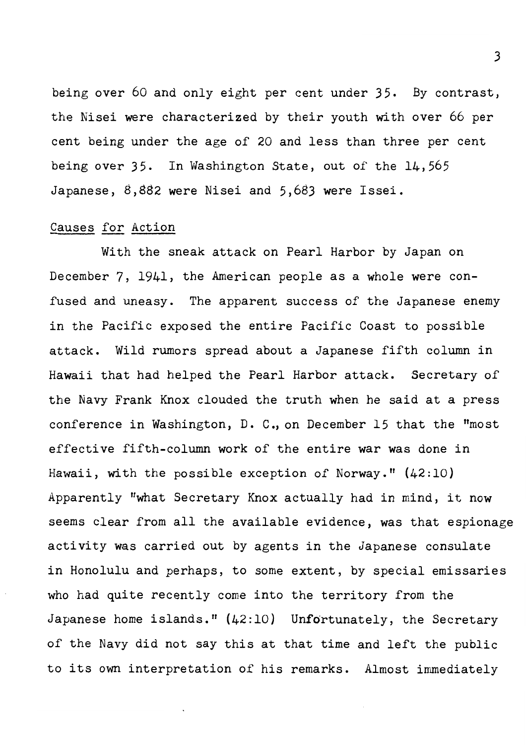being over 60 and only eight per cent under 35. By contrast, the Nisei were characterized by their youth with over 66 per cent being under the age of 20 and less than three per cent being over 35. In Washington State, out of the 14,565 Japanese, 8,882 were Nisei and 5,683 were Issei.

## Causes for Action

With the sneak attack on Pearl Harbor by Japan on December 7, 1941, the American people as a whole were confused and uneasy. The apparent success of the Japanese enemy in the Pacific exposed the entire Pacific Coast to possible attack. Wild rumors spread about a Japanese fifth column in Hawaii that had helped the Pearl Harbor attack. Secretary of the Navy Frank Knox clouded the truth when he said at a press conference in Washington, D. C., on December 15 that the "most effective fifth-column work of the entire war was done in Hawaii, with the possible exception of Norway." (42:10) Apparently "what Secretary Knox actually had in mind, it now seems clear from all the available evidence, was that espionage activity was carried out by agents in the Japanese consulate in Honolulu and perhaps, to some extent, by special emissaries who had quite recently come into the territory from the Japanese home islands." (42:10) Unfortunately, the Secretary of the Navy did not say this at that time and left the public to its own interpretation of his remarks. Almost immediately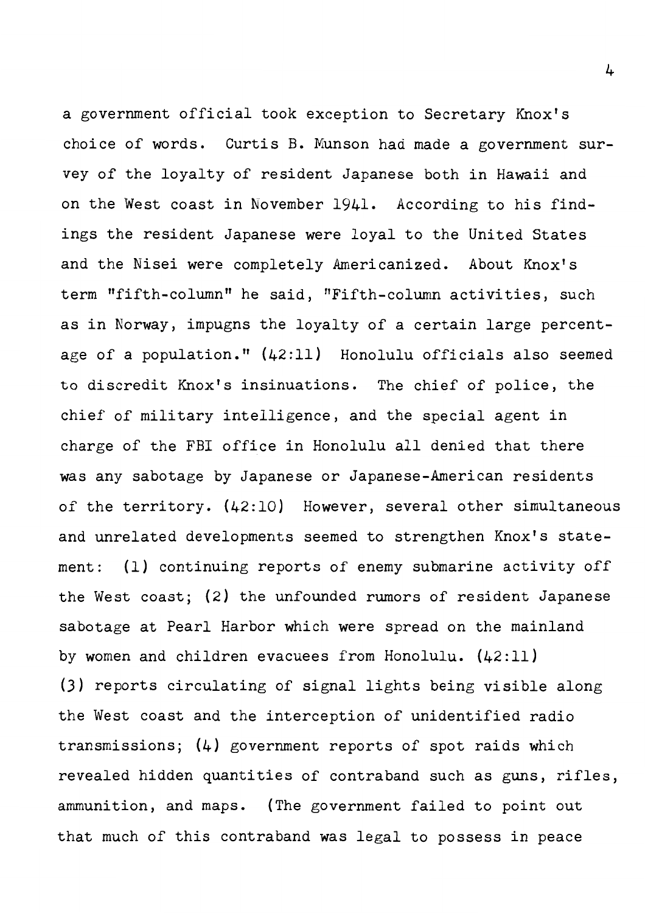a government official took exception to Secretary Knox's choice of words. Curtis B. Munson had made a government survey of the loyalty of resident Japanese both in Hawaii and on the West coast in November 1941. According to his findings the resident Japanese were loyal to the United States and the Nisei were completely Americanized. About Knox's term "fifth-column" he said, "Fifth-column activities, such as in Norway, impugns the loyalty of a certain large percentage of a population." (42:11) Honolulu officials also seemed to discredit Knox's insinuations. The chief of police, the chief of military intelligence, and the special agent in charge of the FBI office in Honolulu all denied that there was any sabotage by Japanese or Japanese-American residents of the territory. (42:10) However, several other simultaneous and unrelated developments seemed to strengthen Knox's statement: (1) continuing reports of enemy submarine activity off the West coast; (2) the unfounded rumors of resident Japanese sabotage at Pearl Harbor which were spread on the mainland by women and children evacuees from Honolulu. (42:11) (3) reports circulating of signal lights being visible along the West coast and the interception of unidentified radio transmissions; (4) government reports of spot raids which revealed hidden quantities of contraband such as guns, rifles, ammunition, and maps. (The government failed to point out that much of this contraband was legal to possess in peace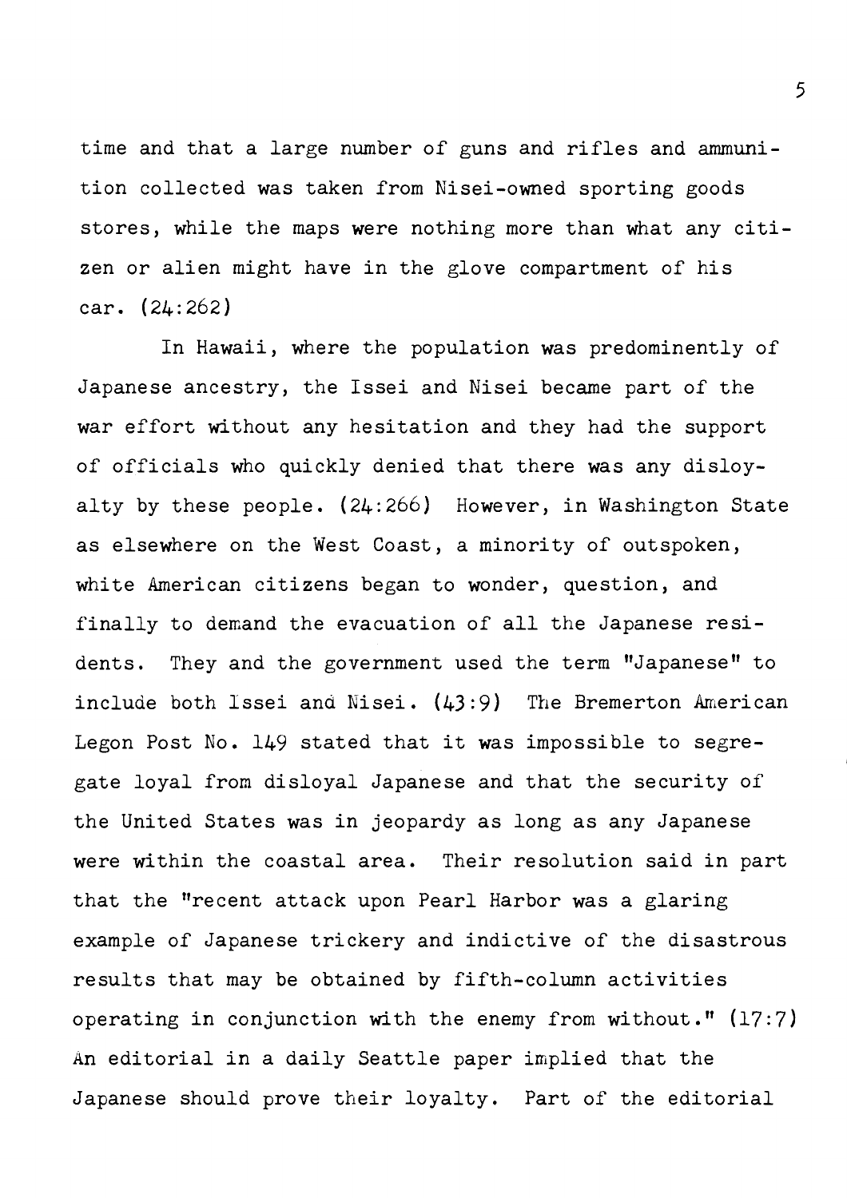time and that a large number of guns and rifles and ammunition collected was taken from Nisei-owned sporting goods stores, while the maps were nothing more than what any citizen or alien might have in the glove compartment of his car. (24:262)

In Hawaii, where the population was predominently of Japanese ancestry, the Issei and Nisei became part of the war effort without any hesitation and they had the support of officials who quickly denied that there was any disloyalty by these people. (24:266) However, in Washington State as elsewhere on the West Coast, a minority of outspoken, white American citizens began to wonder, question, and finally to demand the evacuation of all the Japanese residents. They and the government used the term "Japanese" to include both Issei and Nisei. (43:9) The Bremerton American Legon Post No. 149 stated that it was impossible to segregate loyal from disloyal Japanese and that the security of the United States was in jeopardy as long as any Japanese were within the coastal area. Their resolution said in part that the "recent attack upon Pearl Harbor was a glaring example of Japanese trickery and indictive of the disastrous results that may be obtained by fifth-column activities operating in conjunction with the enemy from without." (17:7) An editorial in a daily Seattle paper implied that the Japanese should prove their loyalty. Part of the editorial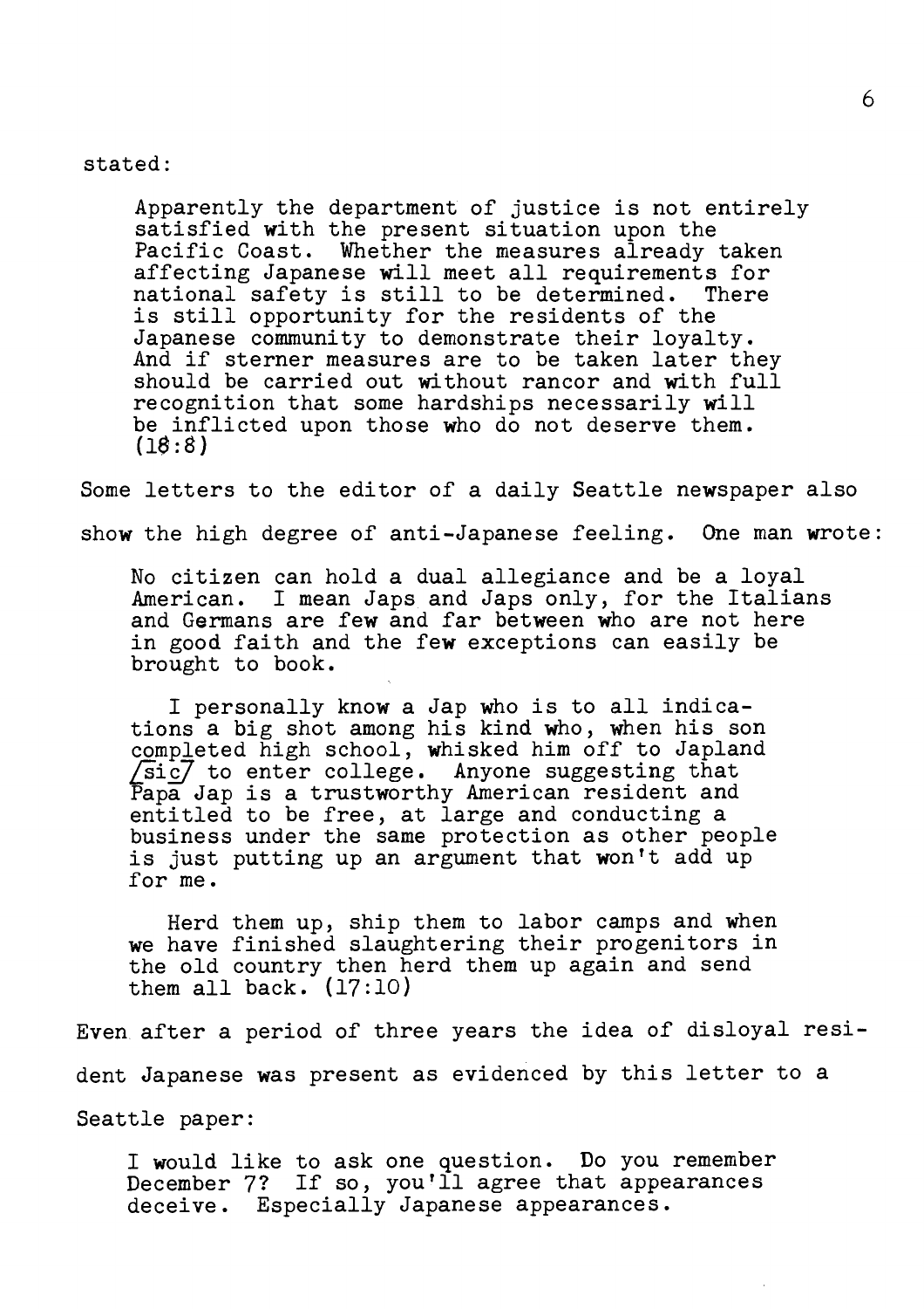stated:

> Apparently the department of justice is not entirely satisfied with the present situation upon the Pacific Coast. Whether the measures already taken affecting Japanese will meet all requirements for national safety is still to be determined. There is still opportunity for the residents of the Japanese community to demonstrate their loyalty. And if sterner measures are to be taken later they should be carried out without rancor and with full recognition that some hardships necessarily will be inflicted upon those who do not deserve them. (18:8)

Some letters to the editor of a daily Seattle newspaper also show the high degree of anti-Japanese feeling. One man wrote:

> No citizen can hold a dual allegiance and be a loyal American. I mean Japs and Japs only, for the Italians and Germans are few and far between who are not here in good faith and the few exceptions can easily be brought to book.
>
> I personally know a Jap who is to all indications a big shot among his kind who, when his son completed high school, whisked him off to Japland [sic] to enter college. Anyone suggesting that Papa Jap is a trustworthy American resident and entitled to be free, at large and conducting a business under the same protection as other people is just putting up an argument that won't add up for me.
>
> Herd them up, ship them to labor camps and when we have finished slaughtering their progenitors in the old country then herd them up again and send them all back. (17:10)

Even after a period of three years the idea of disloyal resident Japanese was present as evidenced by this letter to a Seattle paper:

> I would like to ask one question. Do you remember December 7? If so, you'll agree that appearances deceive. Especially Japanese appearances.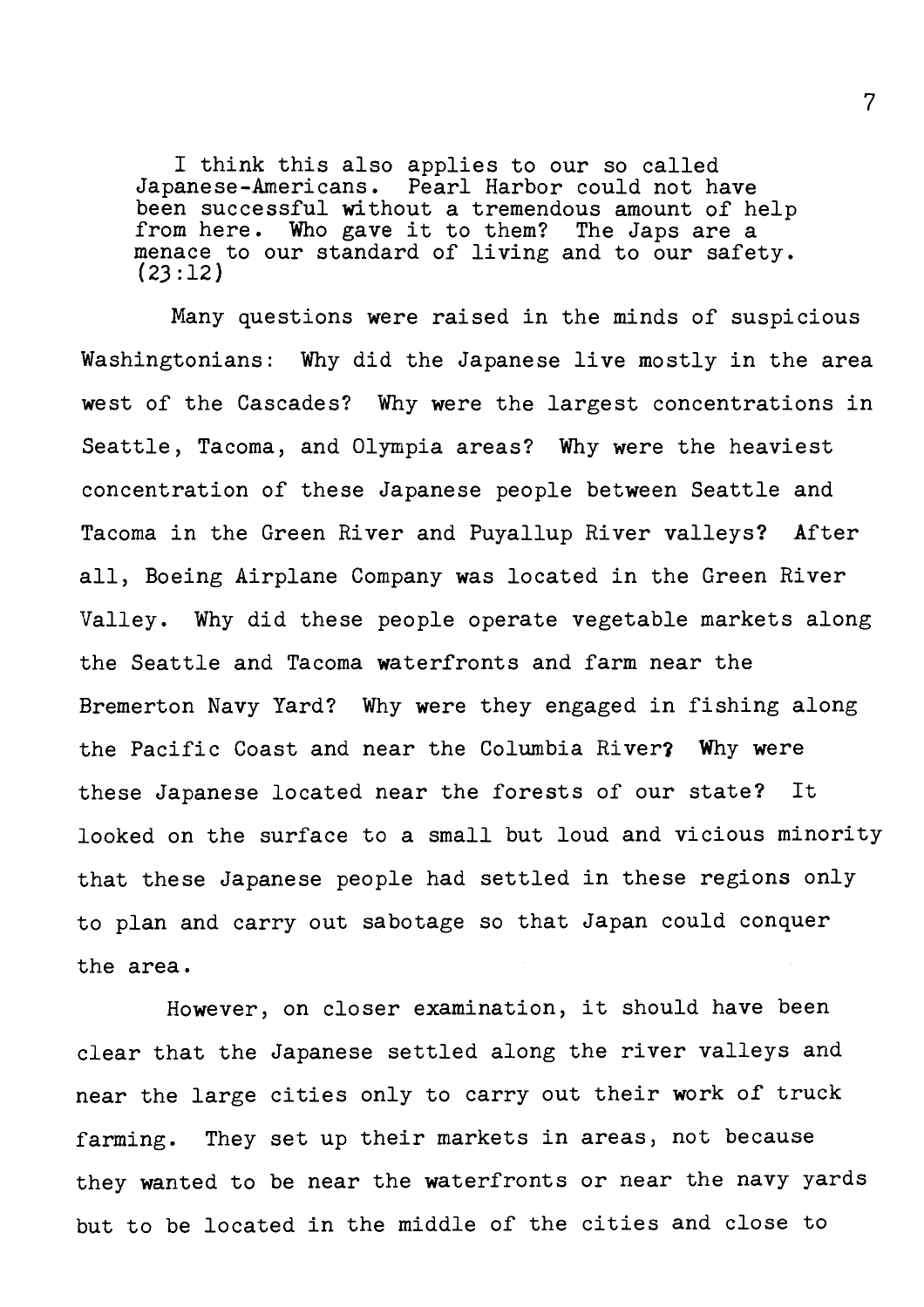> I think this also applies to our so called Japanese-Americans. Pearl Harbor could not have been successful without a tremendous amount of help from here. Who gave it to them? The Japs are a menace to our standard of living and to our safety. (23:12)

Many questions were raised in the minds of suspicious Washingtonians: Why did the Japanese live mostly in the area west of the Cascades? Why were the largest concentrations in Seattle, Tacoma, and Olympia areas? Why were the heaviest concentration of these Japanese people between Seattle and Tacoma in the Green River and Puyallup River valleys? After all, Boeing Airplane Company was located in the Green River Valley. Why did these people operate vegetable markets along the Seattle and Tacoma waterfronts and farm near the Bremerton Navy Yard? Why were they engaged in fishing along the Pacific Coast and near the Columbia River? Why were these Japanese located near the forests of our state? It looked on the surface to a small but loud and vicious minority that these Japanese people had settled in these regions only to plan and carry out sabotage so that Japan could conquer the area.

However, on closer examination, it should have been clear that the Japanese settled along the river valleys and near the large cities only to carry out their work of truck farming. They set up their markets in areas, not because they wanted to be near the waterfronts or near the navy yards but to be located in the middle of the cities and close to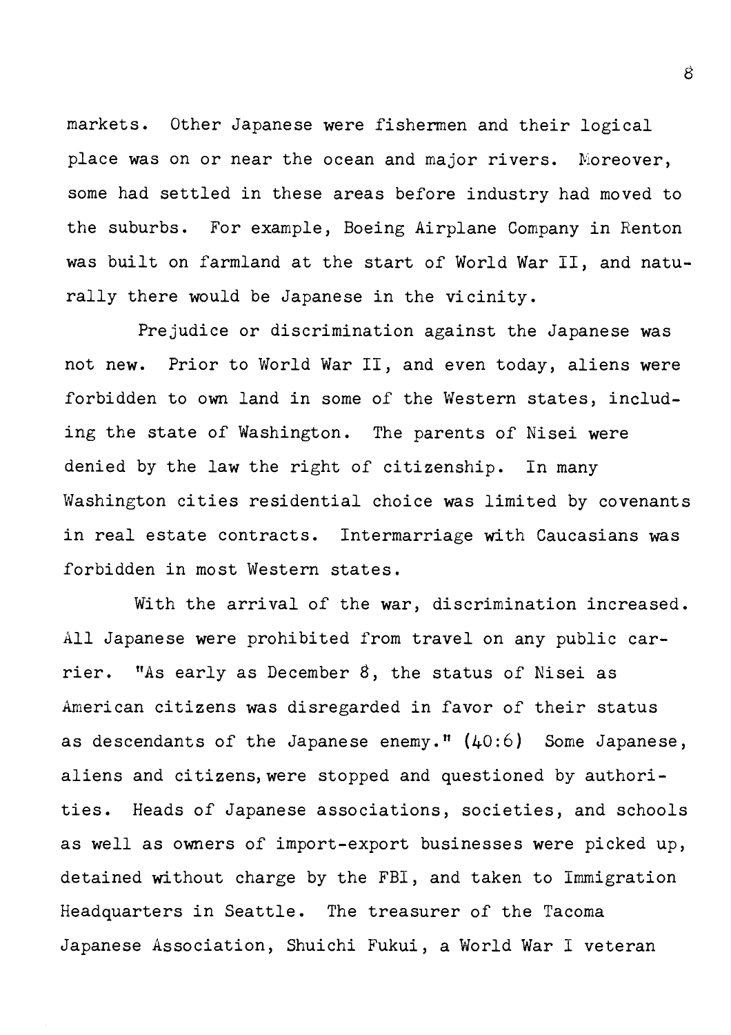markets. Other Japanese were fishermen and their logical place was on or near the ocean and major rivers. Moreover, some had settled in these areas before industry had moved to the suburbs. For example, Boeing Airplane Company in Renton was built on farmland at the start of World War II, and naturally there would be Japanese in the vicinity.

Prejudice or discrimination against the Japanese was not new. Prior to World War II, and even today, aliens were forbidden to own land in some of the Western states, including the state of Washington. The parents of Nisei were denied by the law the right of citizenship. In many Washington cities residential choice was limited by covenants in real estate contracts. Intermarriage with Caucasians was forbidden in most Western states.

With the arrival of the war, discrimination increased. All Japanese were prohibited from travel on any public carrier. "As early as December 8, the status of Nisei as American citizens was disregarded in favor of their status as descendants of the Japanese enemy." (40:6) Some Japanese, aliens and citizens, were stopped and questioned by authorities. Heads of Japanese associations, societies, and schools as well as owners of import-export businesses were picked up, detained without charge by the FBI, and taken to Immigration Headquarters in Seattle. The treasurer of the Tacoma Japanese Association, Shuichi Fukui, a World War I veteran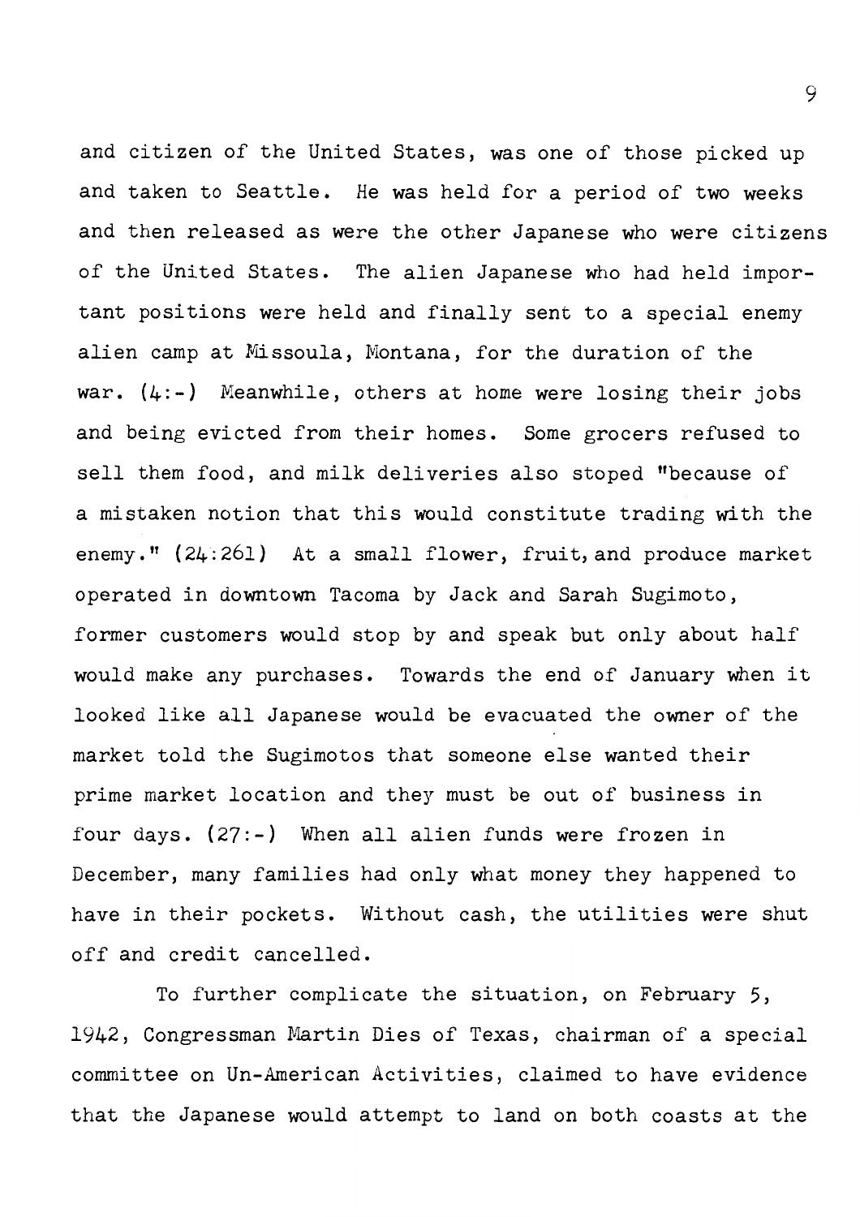and citizen of the United States, was one of those picked up and taken to Seattle. He was held for a period of two weeks and then released as were the other Japanese who were citizens of the United States. The alien Japanese who had held important positions were held and finally sent to a special enemy alien camp at Missoula, Montana, for the duration of the war. (4:-) Meanwhile, others at home were losing their jobs and being evicted from their homes. Some grocers refused to sell them food, and milk deliveries also stoped "because of a mistaken notion that this would constitute trading with the enemy." (24:261) At a small flower, fruit, and produce market operated in downtown Tacoma by Jack and Sarah Sugimoto, former customers would stop by and speak but only about half would make any purchases. Towards the end of January when it looked like all Japanese would be evacuated the owner of the market told the Sugimotos that someone else wanted their prime market location and they must be out of business in four days. (27:-) When all alien funds were frozen in December, many families had only what money they happened to have in their pockets. Without cash, the utilities were shut off and credit cancelled.

To further complicate the situation, on February 5, 1942, Congressman Martin Dies of Texas, chairman of a special committee on Un-American Activities, claimed to have evidence that the Japanese would attempt to land on both coasts at the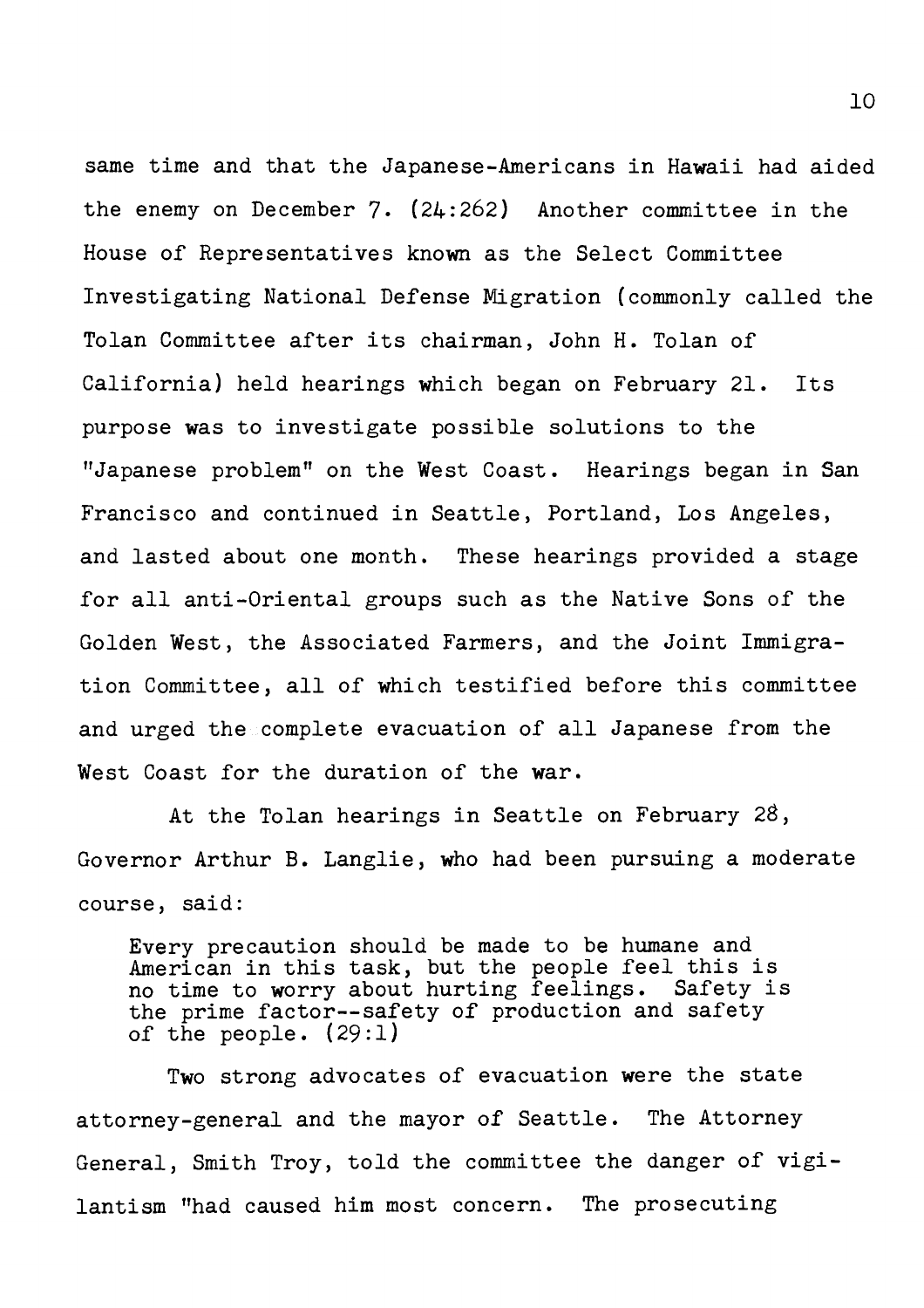same time and that the Japanese-Americans in Hawaii had aided the enemy on December 7. (24:262) Another committee in the House of Representatives known as the Select Committee Investigating National Defense Migration (commonly called the Tolan Committee after its chairman, John H. Tolan of California) held hearings which began on February 21. Its purpose was to investigate possible solutions to the "Japanese problem" on the West Coast. Hearings began in San Francisco and continued in Seattle, Portland, Los Angeles, and lasted about one month. These hearings provided a stage for all anti-Oriental groups such as the Native Sons of the Golden West, the Associated Farmers, and the Joint Immigration Committee, all of which testified before this committee and urged the complete evacuation of all Japanese from the West Coast for the duration of the war.

At the Tolan hearings in Seattle on February 28, Governor Arthur B. Langlie, who had been pursuing a moderate course, said:

> Every precaution should be made to be humane and American in this task, but the people feel this is no time to worry about hurting feelings. Safety is the prime factor--safety of production and safety of the people. (29:1)

Two strong advocates of evacuation were the state attorney-general and the mayor of Seattle. The Attorney General, Smith Troy, told the committee the danger of vigilantism "had caused him most concern. The prosecuting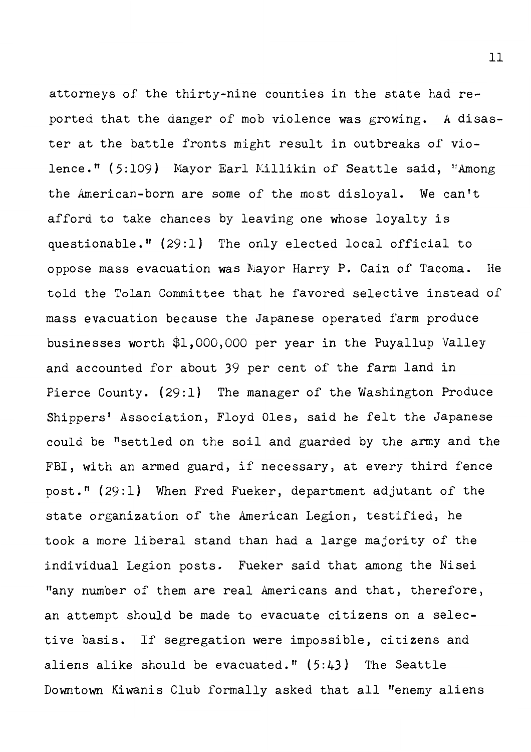attorneys of the thirty-nine counties in the state had reported that the danger of mob violence was growing. A disaster at the battle fronts might result in outbreaks of violence." (5:109) Mayor Earl Millikin of Seattle said, "Among the American-born are some of the most disloyal. We can't afford to take chances by leaving one whose loyalty is questionable." (29:1) The only elected local official to oppose mass evacuation was Mayor Harry P. Cain of Tacoma. He told the Tolan Committee that he favored selective instead of mass evacuation because the Japanese operated farm produce businesses worth $1,000,000 per year in the Puyallup Valley and accounted for about 39 per cent of the farm land in Pierce County. (29:1) The manager of the Washington Produce Shippers' Association, Floyd Oles, said he felt the Japanese could be "settled on the soil and guarded by the army and the FBI, with an armed guard, if necessary, at every third fence post." (29:1) When Fred Fueker, department adjutant of the state organization of the American Legion, testified, he took a more liberal stand than had a large majority of the individual Legion posts. Fueker said that among the Nisei "any number of them are real Americans and that, therefore, an attempt should be made to evacuate citizens on a selective basis. If segregation were impossible, citizens and aliens alike should be evacuated." (5:43) The Seattle Downtown Kiwanis Club formally asked that all "enemy aliens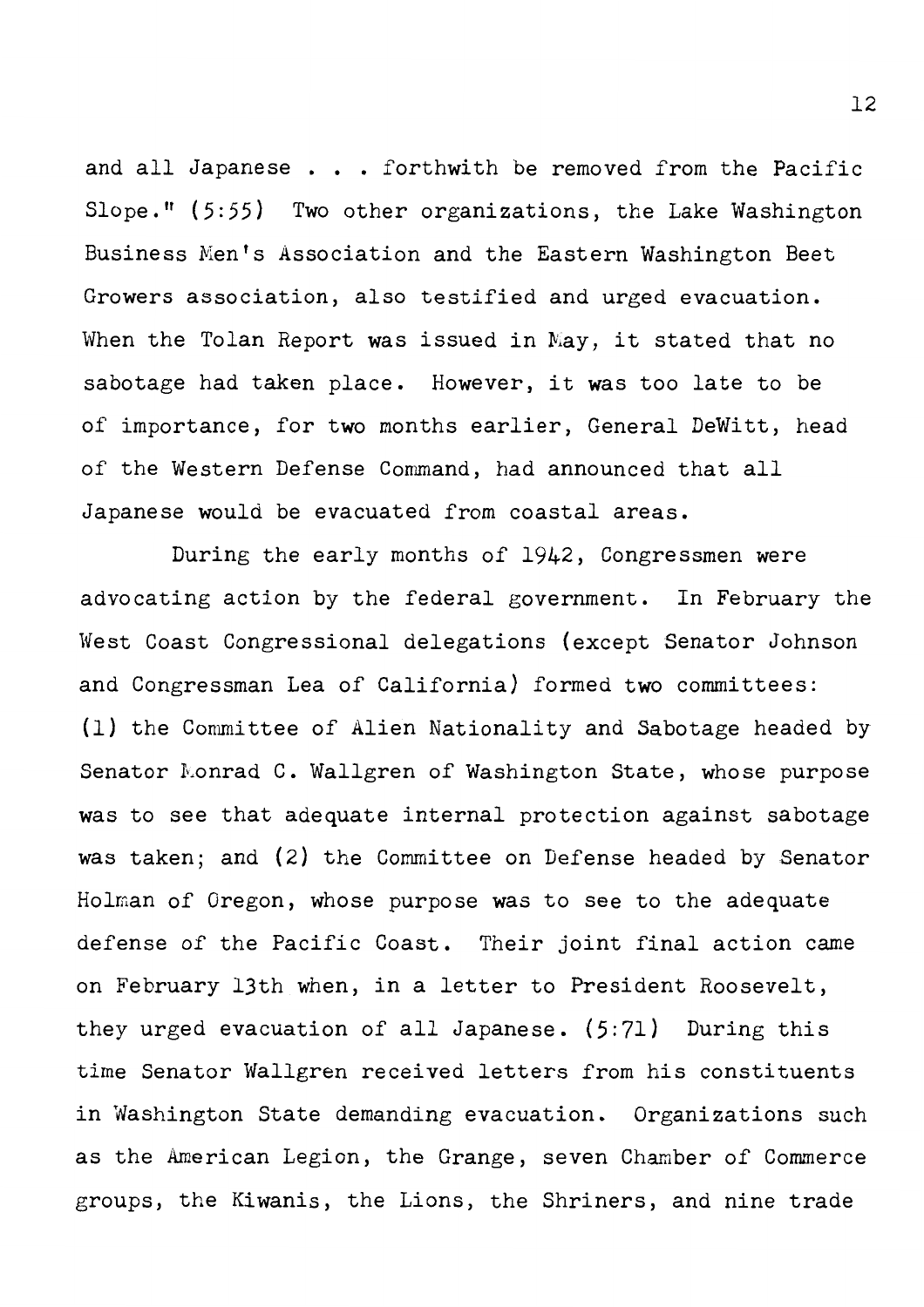and all Japanese . . . forthwith be removed from the Pacific Slope." (5:55) Two other organizations, the Lake Washington Business Men's Association and the Eastern Washington Beet Growers association, also testified and urged evacuation. When the Tolan Report was issued in May, it stated that no sabotage had taken place. However, it was too late to be of importance, for two months earlier, General DeWitt, head of the Western Defense Command, had announced that all Japanese would be evacuated from coastal areas.

During the early months of 1942, Congressmen were advocating action by the federal government. In February the West Coast Congressional delegations (except Senator Johnson and Congressman Lea of California) formed two committees: (1) the Committee of Alien Nationality and Sabotage headed by Senator Monrad C. Wallgren of Washington State, whose purpose was to see that adequate internal protection against sabotage was taken; and (2) the Committee on Defense headed by Senator Holman of Oregon, whose purpose was to see to the adequate defense of the Pacific Coast. Their joint final action came on February 13th when, in a letter to President Roosevelt, they urged evacuation of all Japanese. (5:71) During this time Senator Wallgren received letters from his constituents in Washington State demanding evacuation. Organizations such as the American Legion, the Grange, seven Chamber of Commerce groups, the Kiwanis, the Lions, the Shriners, and nine trade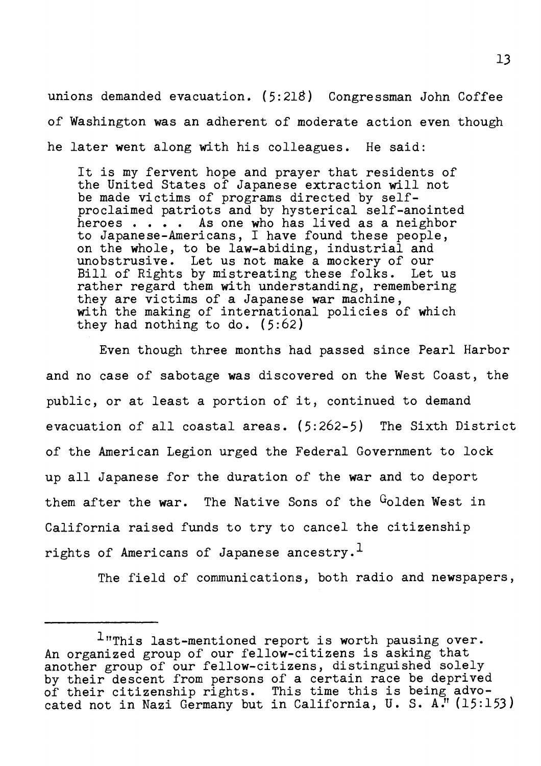unions demanded evacuation. (5:218) Congressman John Coffee of Washington was an adherent of moderate action even though he later went along with his colleagues. He said:

> It is my fervent hope and prayer that residents of the United States of Japanese extraction will not be made victims of programs directed by self-proclaimed patriots and by hysterical self-anointed heroes . . . . As one who has lived as a neighbor to Japanese-Americans, I have found these people, on the whole, to be law-abiding, industrial and unobstrusive. Let us not make a mockery of our Bill of Rights by mistreating these folks. Let us rather regard them with understanding, remembering they are victims of a Japanese war machine, with the making of international policies of which they had nothing to do. (5:62)

Even though three months had passed since Pearl Harbor and no case of sabotage was discovered on the West Coast, the public, or at least a portion of it, continued to demand evacuation of all coastal areas. (5:262-5) The Sixth District of the American Legion urged the Federal Government to lock up all Japanese for the duration of the war and to deport them after the war. The Native Sons of the Golden West in California raised funds to try to cancel the citizenship rights of Americans of Japanese ancestry.[1]

The field of communications, both radio and newspapers,

---

[1] "This last-mentioned report is worth pausing over. An organized group of our fellow-citizens is asking that another group of our fellow-citizens, distinguished solely by their descent from persons of a certain race be deprived of their citizenship rights. This time this is being advocated not in Nazi Germany but in California, U. S. A." (15:153)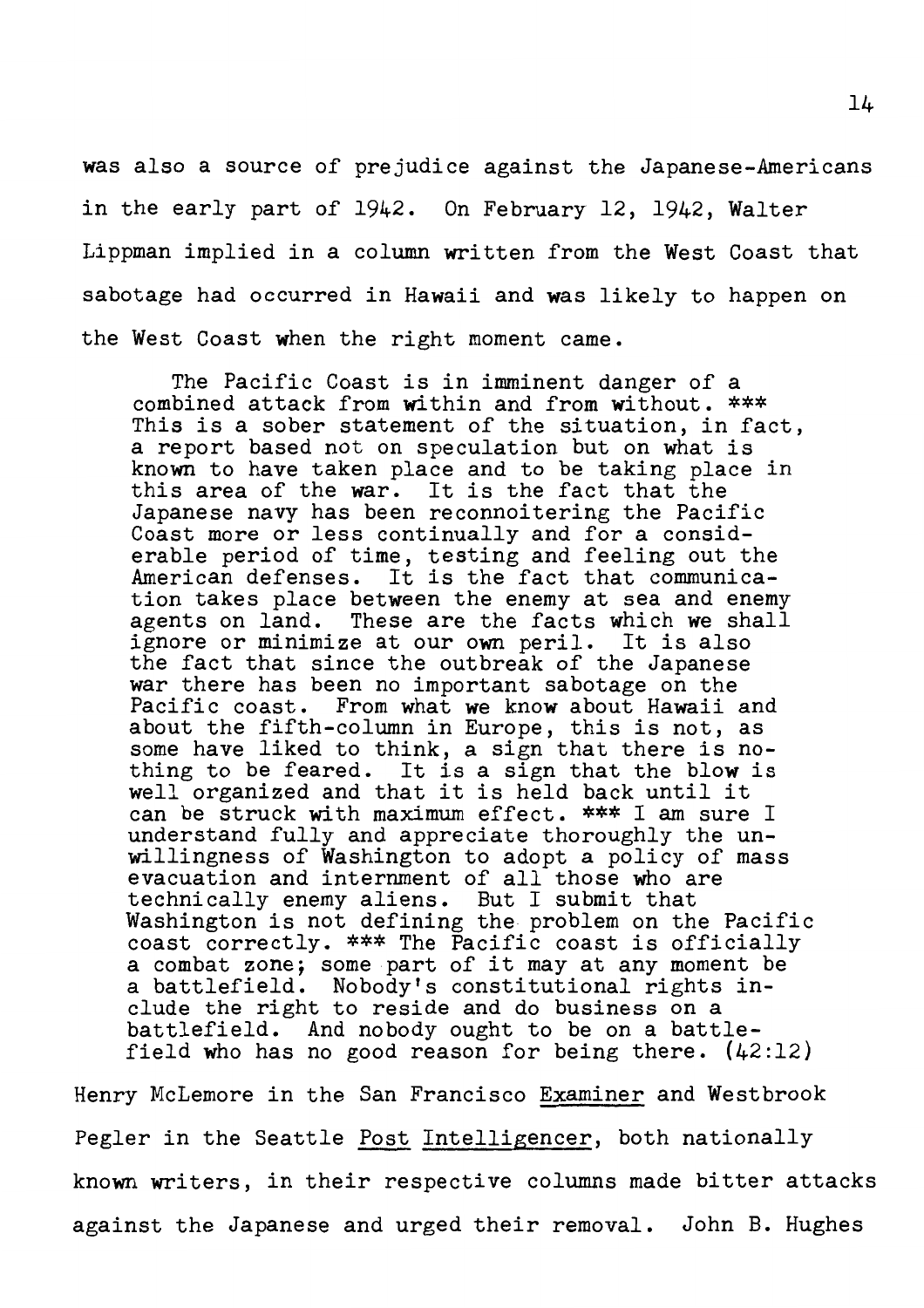was also a source of prejudice against the Japanese-Americans in the early part of 1942. On February 12, 1942, Walter Lippman implied in a column written from the West Coast that sabotage had occurred in Hawaii and was likely to happen on the West Coast when the right moment came.

> The Pacific Coast is in imminent danger of a combined attack from within and from without. *** This is a sober statement of the situation, in fact, a report based not on speculation but on what is known to have taken place and to be taking place in this area of the war. It is the fact that the Japanese navy has been reconnoitering the Pacific Coast more or less continually and for a considerable period of time, testing and feeling out the American defenses. It is the fact that communication takes place between the enemy at sea and enemy agents on land. These are the facts which we shall ignore or minimize at our own peril. It is also the fact that since the outbreak of the Japanese war there has been no important sabotage on the Pacific coast. From what we know about Hawaii and about the fifth-column in Europe, this is not, as some have liked to think, a sign that there is nothing to be feared. It is a sign that the blow is well organized and that it is held back until it can be struck with maximum effect. *** I am sure I understand fully and appreciate thoroughly the unwillingness of Washington to adopt a policy of mass evacuation and internment of all those who are technically enemy aliens. But I submit that Washington is not defining the problem on the Pacific coast correctly. *** The Pacific coast is officially a combat zone; some part of it may at any moment be a battlefield. Nobody's constitutional rights include the right to reside and do business on a battlefield. And nobody ought to be on a battlefield who has no good reason for being there. (42:12)

Henry McLemore in the San Francisco Examiner and Westbrook Pegler in the Seattle Post Intelligencer, both nationally known writers, in their respective columns made bitter attacks against the Japanese and urged their removal. John B. Hughes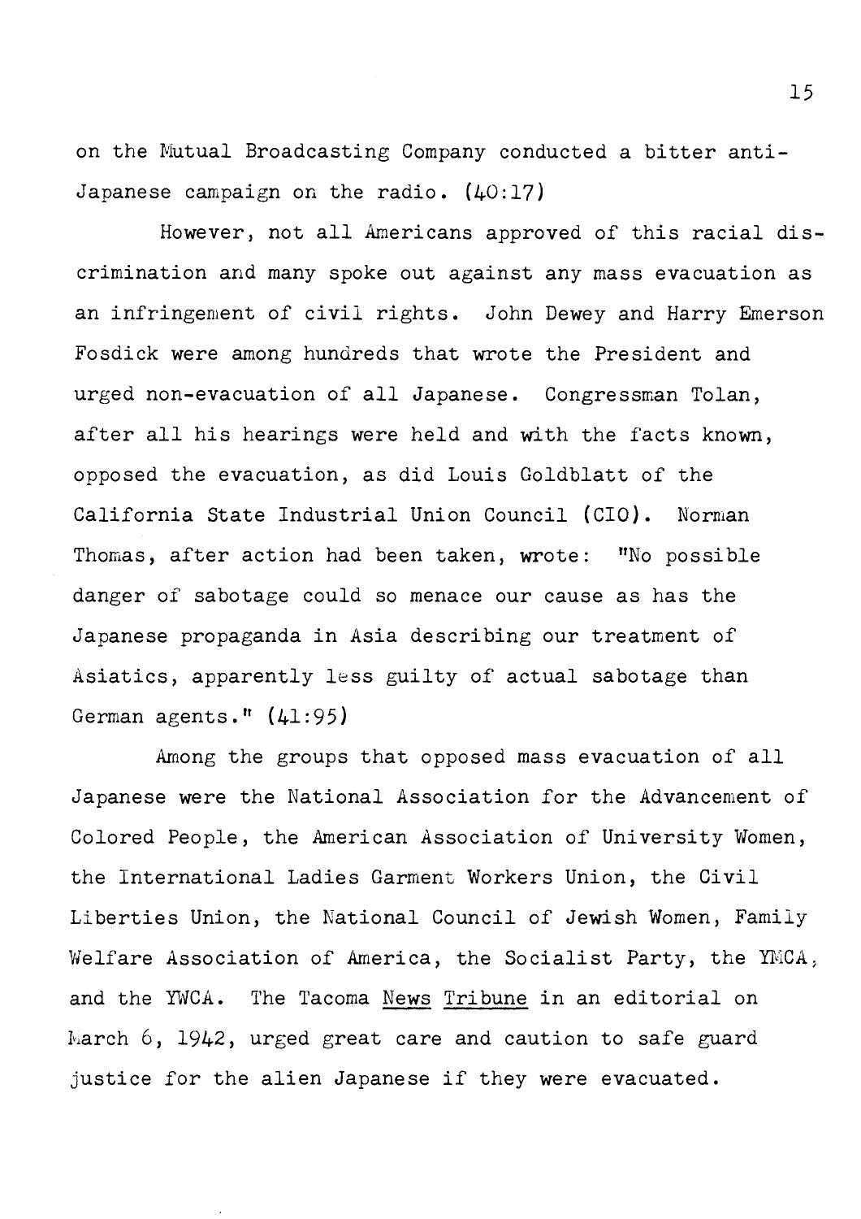on the Mutual Broadcasting Company conducted a bitter anti-Japanese campaign on the radio. (40:17)

However, not all Americans approved of this racial discrimination and many spoke out against any mass evacuation as an infringement of civil rights. John Dewey and Harry Emerson Fosdick were among hundreds that wrote the President and urged non-evacuation of all Japanese. Congressman Tolan, after all his hearings were held and with the facts known, opposed the evacuation, as did Louis Goldblatt of the California State Industrial Union Council (CIO). Norman Thomas, after action had been taken, wrote: "No possible danger of sabotage could so menace our cause as has the Japanese propaganda in Asia describing our treatment of Asiatics, apparently less guilty of actual sabotage than German agents." (41:95)

Among the groups that opposed mass evacuation of all Japanese were the National Association for the Advancement of Colored People, the American Association of University Women, the International Ladies Garment Workers Union, the Civil Liberties Union, the National Council of Jewish Women, Family Welfare Association of America, the Socialist Party, the YMCA, and the YWCA. The Tacoma <u>News Tribune</u> in an editorial on March 6, 1942, urged great care and caution to safe guard justice for the alien Japanese if they were evacuated.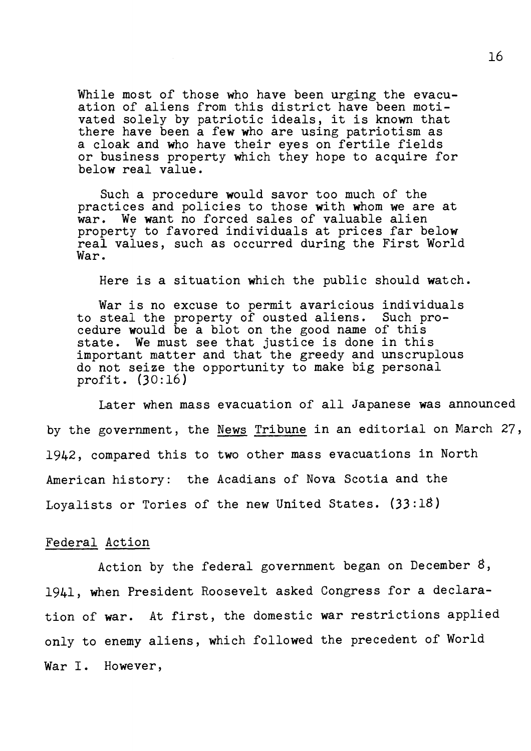> While most of those who have been urging the evacuation of aliens from this district have been motivated solely by patriotic ideals, it is known that there have been a few who are using patriotism as a cloak and who have their eyes on fertile fields or business property which they hope to acquire for below real value.
>
> Such a procedure would savor too much of the practices and policies to those with whom we are at war. We want no forced sales of valuable alien property to favored individuals at prices far below real values, such as occurred during the First World War.
>
> Here is a situation which the public should watch.
>
> War is no excuse to permit avaricious individuals to steal the property of ousted aliens. Such procedure would be a blot on the good name of this state. We must see that justice is done in this important matter and that the greedy and unscruplous do not seize the opportunity to make big personal profit. (30:16)

Later when mass evacuation of all Japanese was announced by the government, the News Tribune in an editorial on March 27, 1942, compared this to two other mass evacuations in North American history: the Acadians of Nova Scotia and the Loyalists or Tories of the new United States. (33:18)

## Federal Action

Action by the federal government began on December 8, 1941, when President Roosevelt asked Congress for a declaration of war. At first, the domestic war restrictions applied only to enemy aliens, which followed the precedent of World War I. However,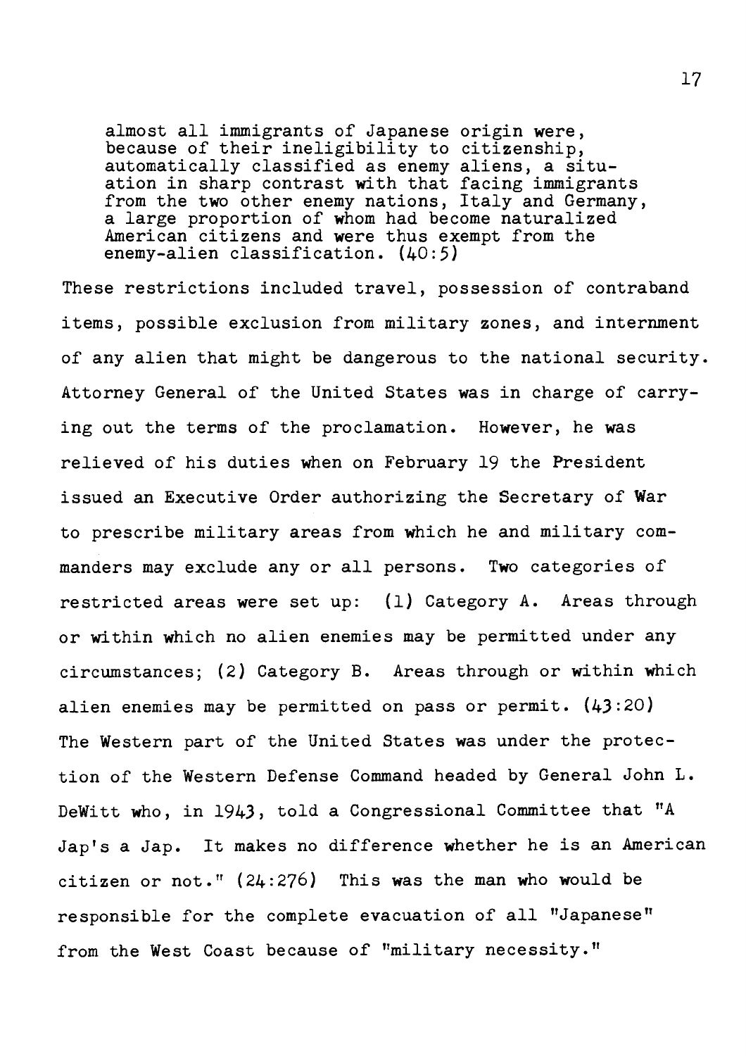> almost all immigrants of Japanese origin were, because of their ineligibility to citizenship, automatically classified as enemy aliens, a situation in sharp contrast with that facing immigrants from the two other enemy nations, Italy and Germany, a large proportion of whom had become naturalized American citizens and were thus exempt from the enemy-alien classification. (40:5)

These restrictions included travel, possession of contraband items, possible exclusion from military zones, and internment of any alien that might be dangerous to the national security. Attorney General of the United States was in charge of carrying out the terms of the proclamation. However, he was relieved of his duties when on February 19 the President issued an Executive Order authorizing the Secretary of War to prescribe military areas from which he and military commanders may exclude any or all persons. Two categories of restricted areas were set up: (1) Category A. Areas through or within which no alien enemies may be permitted under any circumstances; (2) Category B. Areas through or within which alien enemies may be permitted on pass or permit. (43:20) The Western part of the United States was under the protection of the Western Defense Command headed by General John L. DeWitt who, in 1943, told a Congressional Committee that "A Jap's a Jap. It makes no difference whether he is an American citizen or not." (24:276) This was the man who would be responsible for the complete evacuation of all "Japanese" from the West Coast because of "military necessity."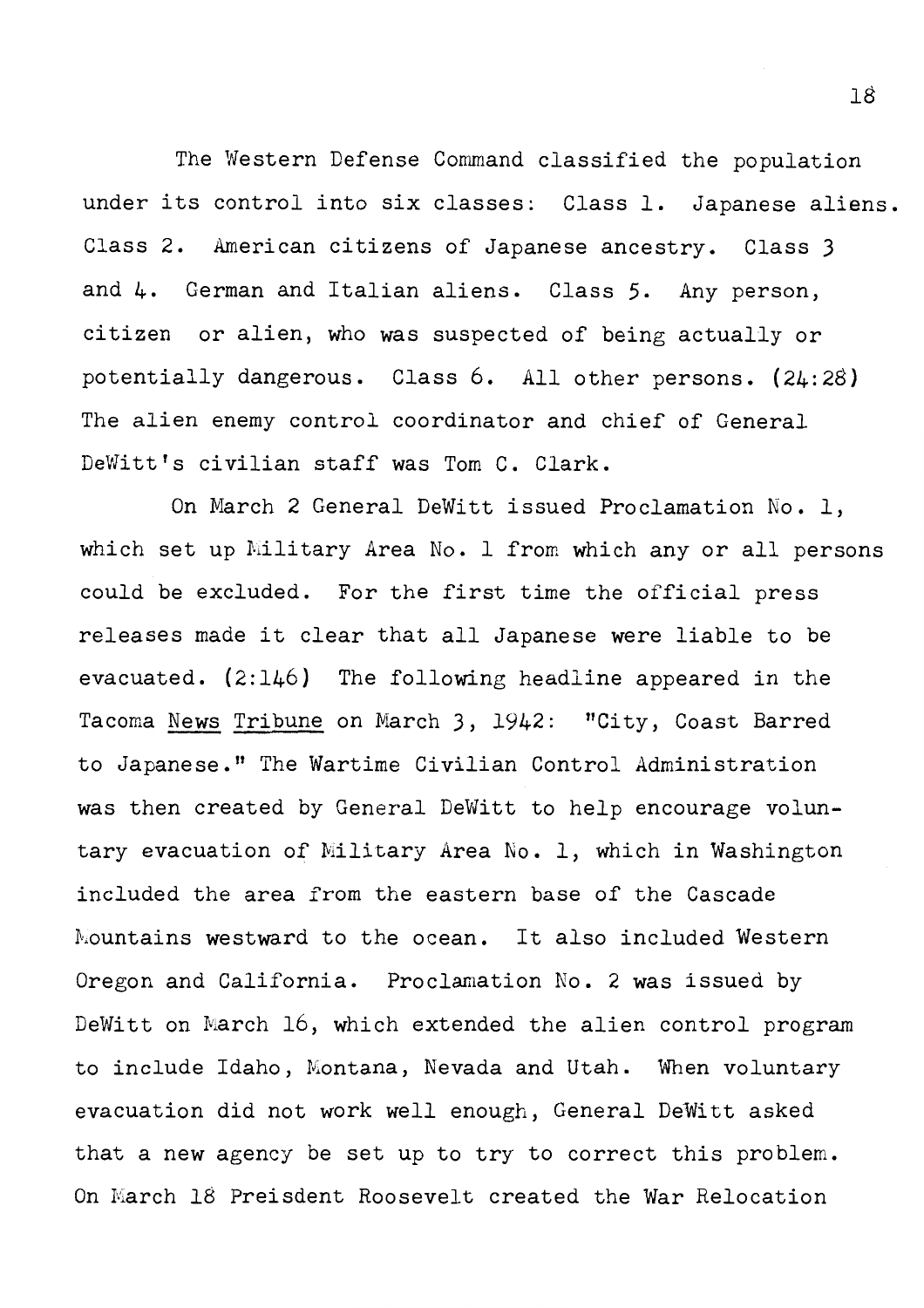The Western Defense Command classified the population under its control into six classes: Class 1. Japanese aliens. Class 2. American citizens of Japanese ancestry. Class 3 and 4. German and Italian aliens. Class 5. Any person, citizen or alien, who was suspected of being actually or potentially dangerous. Class 6. All other persons. (24:28) The alien enemy control coordinator and chief of General DeWitt's civilian staff was Tom C. Clark.

On March 2 General DeWitt issued Proclamation No. 1, which set up Military Area No. 1 from which any or all persons could be excluded. For the first time the official press releases made it clear that all Japanese were liable to be evacuated. (2:146) The following headline appeared in the Tacoma <u>News</u> <u>Tribune</u> on March 3, 1942: "City, Coast Barred to Japanese." The Wartime Civilian Control Administration was then created by General DeWitt to help encourage voluntary evacuation of Military Area No. 1, which in Washington included the area from the eastern base of the Cascade Mountains westward to the ocean. It also included Western Oregon and California. Proclamation No. 2 was issued by DeWitt on March 16, which extended the alien control program to include Idaho, Montana, Nevada and Utah. When voluntary evacuation did not work well enough, General DeWitt asked that a new agency be set up to try to correct this problem. On March 18 Preisdent Roosevelt created the War Relocation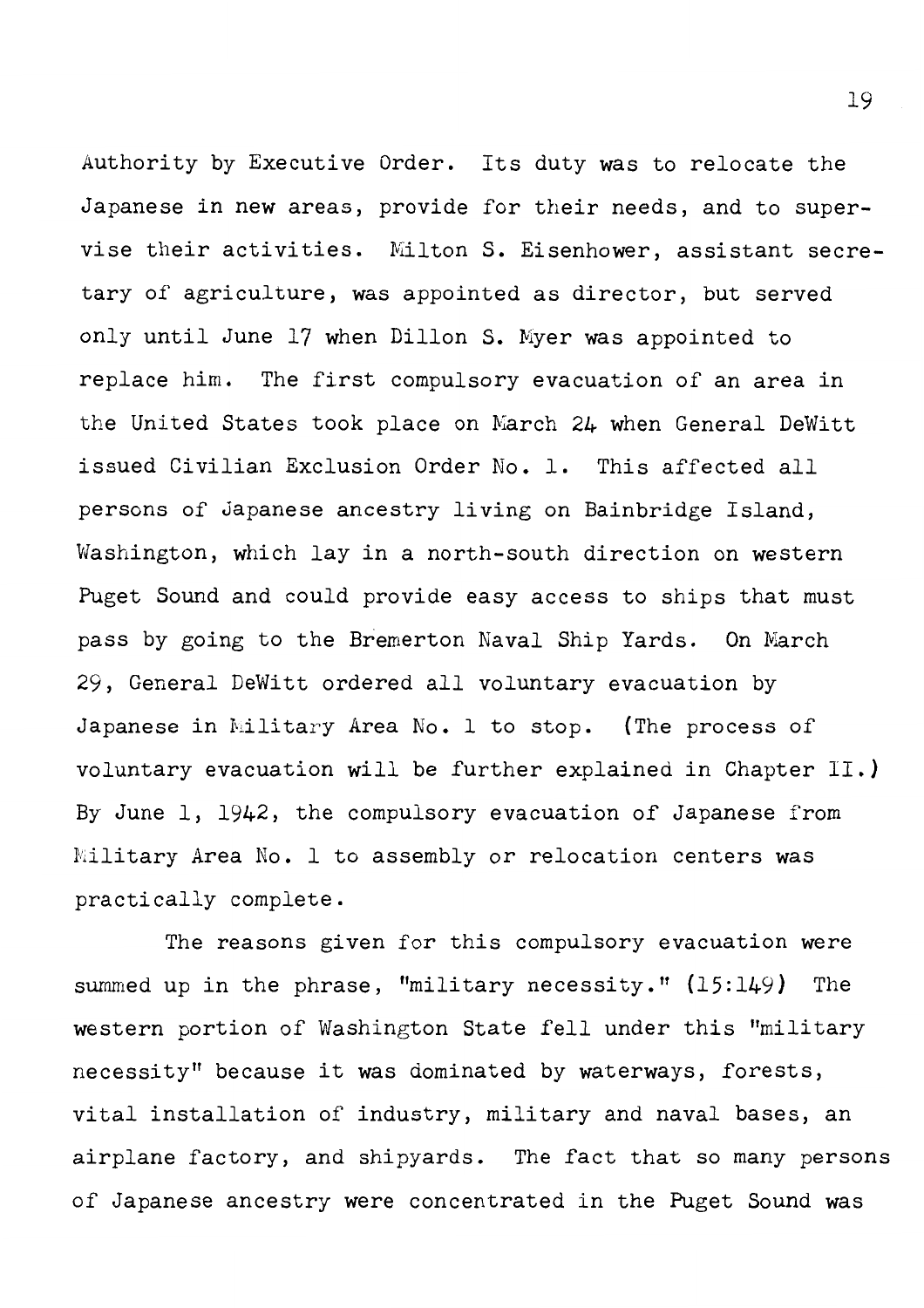Authority by Executive Order. Its duty was to relocate the Japanese in new areas, provide for their needs, and to supervise their activities. Milton S. Eisenhower, assistant secretary of agriculture, was appointed as director, but served only until June 17 when Dillon S. Myer was appointed to replace him. The first compulsory evacuation of an area in the United States took place on March 24 when General DeWitt issued Civilian Exclusion Order No. 1. This affected all persons of Japanese ancestry living on Bainbridge Island, Washington, which lay in a north-south direction on western Puget Sound and could provide easy access to ships that must pass by going to the Bremerton Naval Ship Yards. On March 29, General DeWitt ordered all voluntary evacuation by Japanese in Military Area No. 1 to stop. (The process of voluntary evacuation will be further explained in Chapter II.) By June 1, 1942, the compulsory evacuation of Japanese from Military Area No. 1 to assembly or relocation centers was practically complete.

The reasons given for this compulsory evacuation were summed up in the phrase, "military necessity." (15:149) The western portion of Washington State fell under this "military necessity" because it was dominated by waterways, forests, vital installation of industry, military and naval bases, an airplane factory, and shipyards. The fact that so many persons of Japanese ancestry were concentrated in the Puget Sound was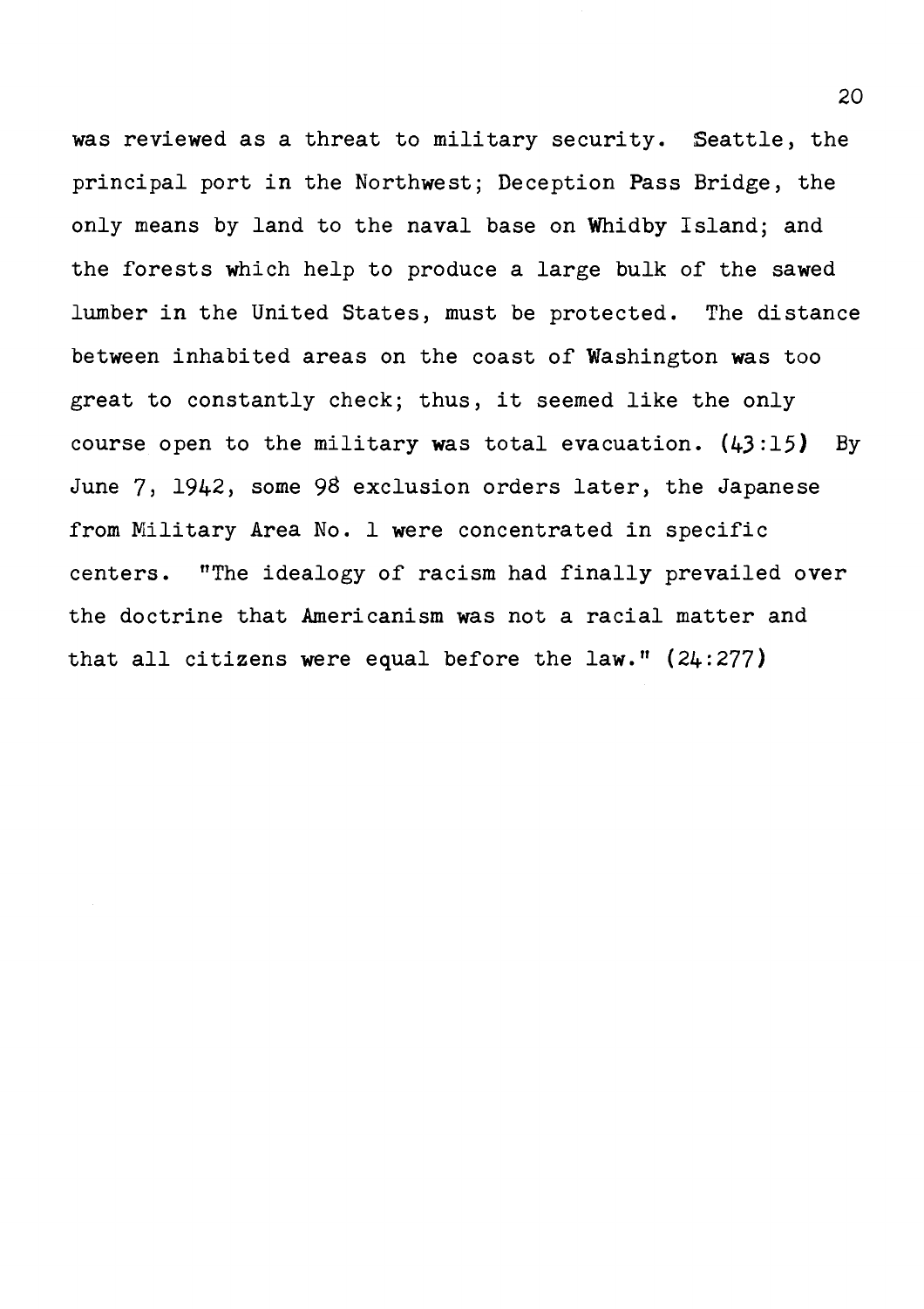was reviewed as a threat to military security. Seattle, the principal port in the Northwest; Deception Pass Bridge, the only means by land to the naval base on Whidby Island; and the forests which help to produce a large bulk of the sawed lumber in the United States, must be protected. The distance between inhabited areas on the coast of Washington was too great to constantly check; thus, it seemed like the only course open to the military was total evacuation. (43:15) By June 7, 1942, some 98 exclusion orders later, the Japanese from Military Area No. 1 were concentrated in specific centers. "The idealogy of racism had finally prevailed over the doctrine that Americanism was not a racial matter and that all citizens were equal before the law." (24:277)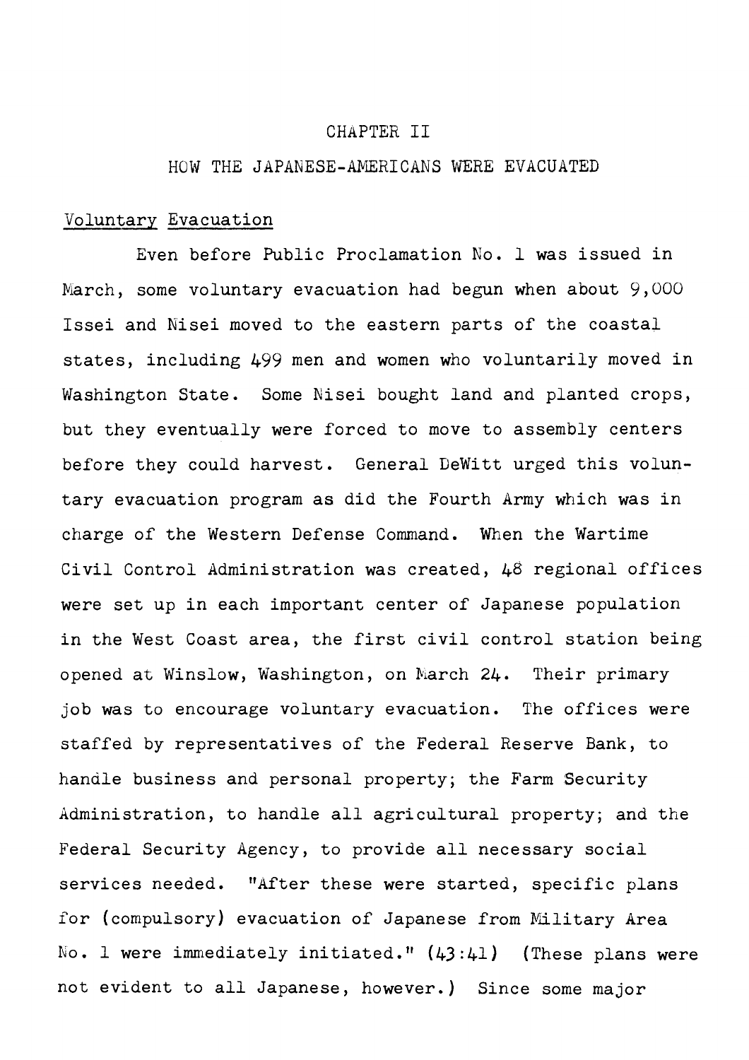## CHAPTER II

## HOW THE JAPANESE-AMERICANS WERE EVACUATED

### Voluntary Evacuation

Even before Public Proclamation No. 1 was issued in March, some voluntary evacuation had begun when about 9,000 Issei and Nisei moved to the eastern parts of the coastal states, including 499 men and women who voluntarily moved in Washington State. Some Nisei bought land and planted crops, but they eventually were forced to move to assembly centers before they could harvest. General DeWitt urged this voluntary evacuation program as did the Fourth Army which was in charge of the Western Defense Command. When the Wartime Civil Control Administration was created, 48 regional offices were set up in each important center of Japanese population in the West Coast area, the first civil control station being opened at Winslow, Washington, on March 24. Their primary job was to encourage voluntary evacuation. The offices were staffed by representatives of the Federal Reserve Bank, to handle business and personal property; the Farm Security Administration, to handle all agricultural property; and the Federal Security Agency, to provide all necessary social services needed. "After these were started, specific plans for (compulsory) evacuation of Japanese from Military Area No. 1 were immediately initiated." (43:41) (These plans were not evident to all Japanese, however.) Since some major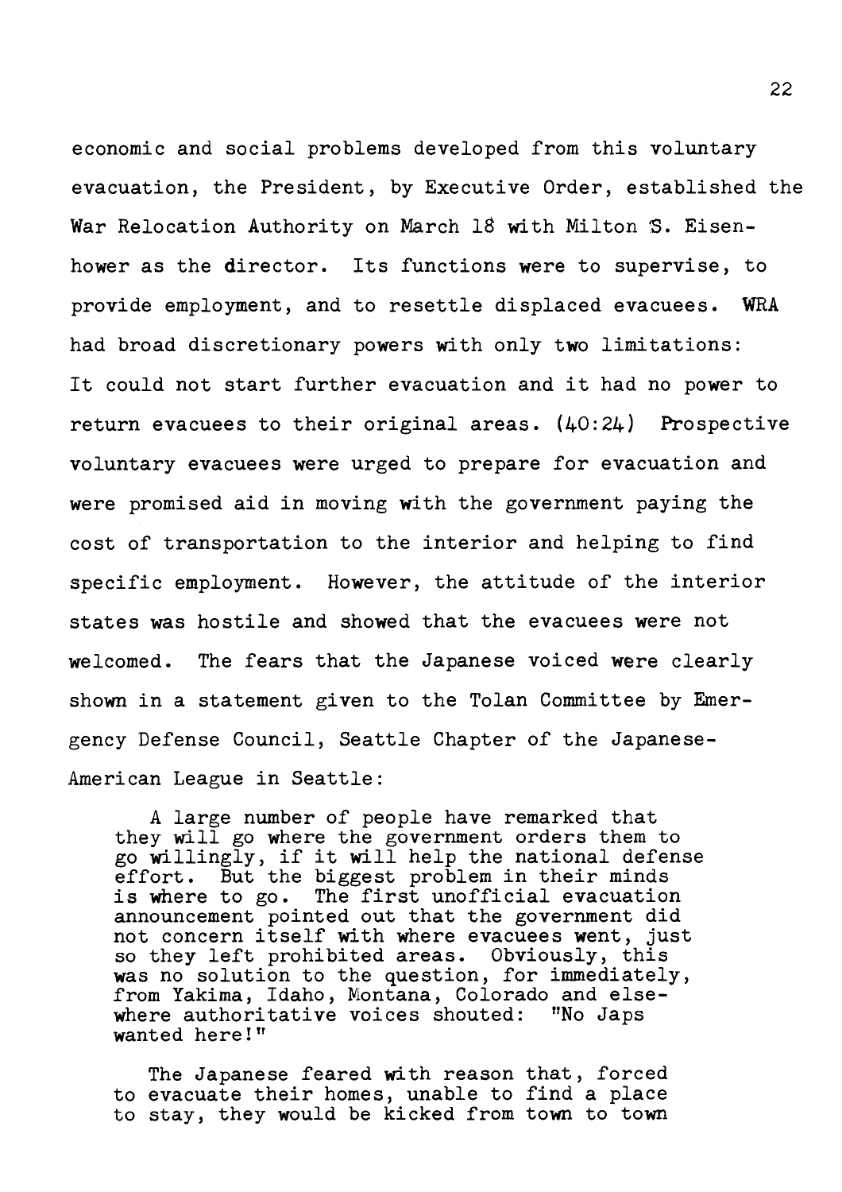economic and social problems developed from this voluntary evacuation, the President, by Executive Order, established the War Relocation Authority on March 18 with Milton S. Eisenhower as the director. Its functions were to supervise, to provide employment, and to resettle displaced evacuees. WRA had broad discretionary powers with only two limitations: It could not start further evacuation and it had no power to return evacuees to their original areas. (40:24) Prospective voluntary evacuees were urged to prepare for evacuation and were promised aid in moving with the government paying the cost of transportation to the interior and helping to find specific employment. However, the attitude of the interior states was hostile and showed that the evacuees were not welcomed. The fears that the Japanese voiced were clearly shown in a statement given to the Tolan Committee by Emergency Defense Council, Seattle Chapter of the Japanese-American League in Seattle:

> A large number of people have remarked that they will go where the government orders them to go willingly, if it will help the national defense effort. But the biggest problem in their minds is where to go. The first unofficial evacuation announcement pointed out that the government did not concern itself with where evacuees went, just so they left prohibited areas. Obviously, this was no solution to the question, for immediately, from Yakima, Idaho, Montana, Colorado and elsewhere authoritative voices shouted: "No Japs wanted here!"
>
> The Japanese feared with reason that, forced to evacuate their homes, unable to find a place to stay, they would be kicked from town to town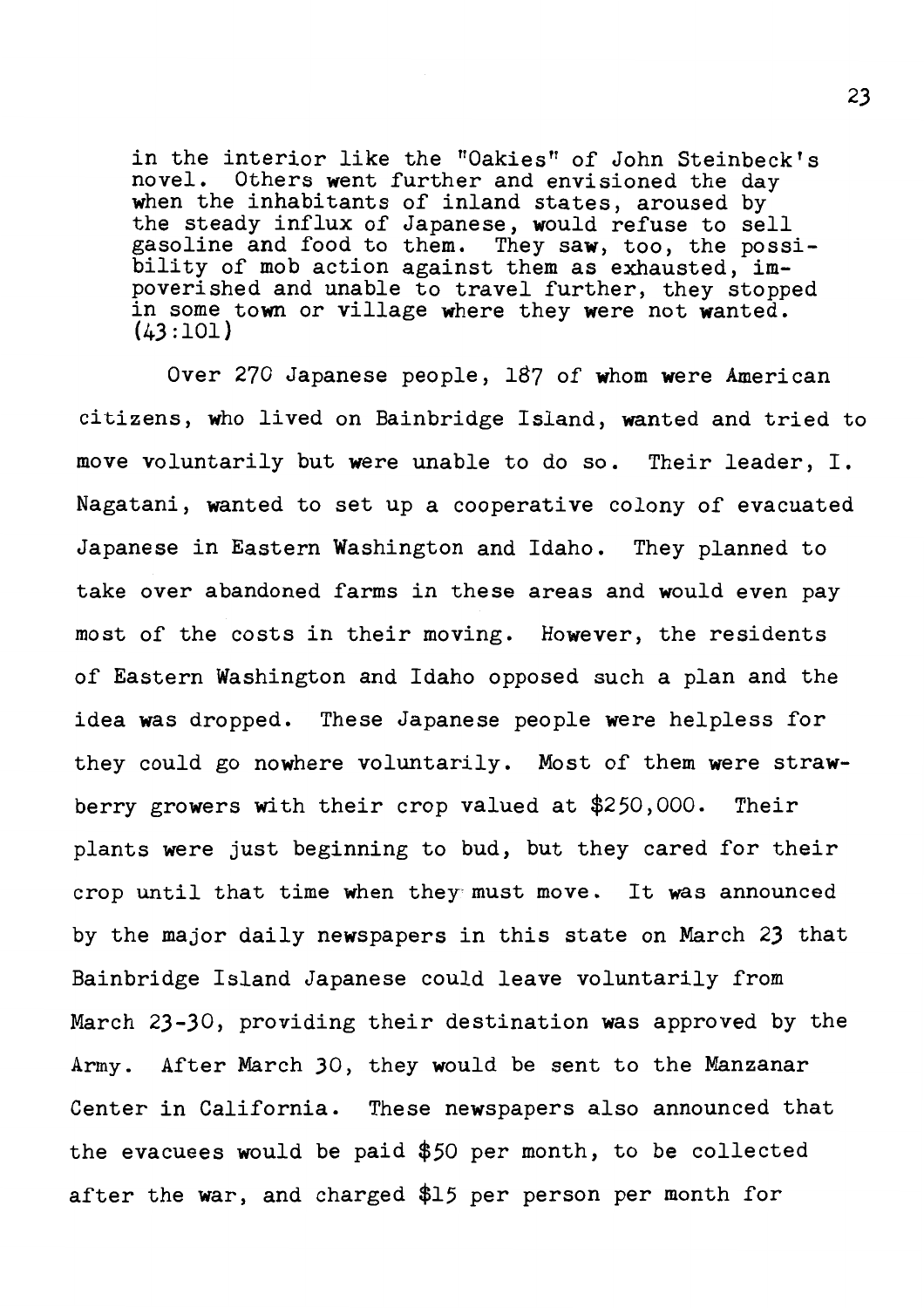> in the interior like the "Oakies" of John Steinbeck's novel. Others went further and envisioned the day when the inhabitants of inland states, aroused by the steady influx of Japanese, would refuse to sell gasoline and food to them. They saw, too, the possibility of mob action against them as exhausted, impoverished and unable to travel further, they stopped in some town or village where they were not wanted. (43:101)

Over 270 Japanese people, 187 of whom were American citizens, who lived on Bainbridge Island, wanted and tried to move voluntarily but were unable to do so. Their leader, I. Nagatani, wanted to set up a cooperative colony of evacuated Japanese in Eastern Washington and Idaho. They planned to take over abandoned farms in these areas and would even pay most of the costs in their moving. However, the residents of Eastern Washington and Idaho opposed such a plan and the idea was dropped. These Japanese people were helpless for they could go nowhere voluntarily. Most of them were strawberry growers with their crop valued at $250,000. Their plants were just beginning to bud, but they cared for their crop until that time when they must move. It was announced by the major daily newspapers in this state on March 23 that Bainbridge Island Japanese could leave voluntarily from March 23-30, providing their destination was approved by the Army. After March 30, they would be sent to the Manzanar Center in California. These newspapers also announced that the evacuees would be paid $50 per month, to be collected after the war, and charged $15 per person per month for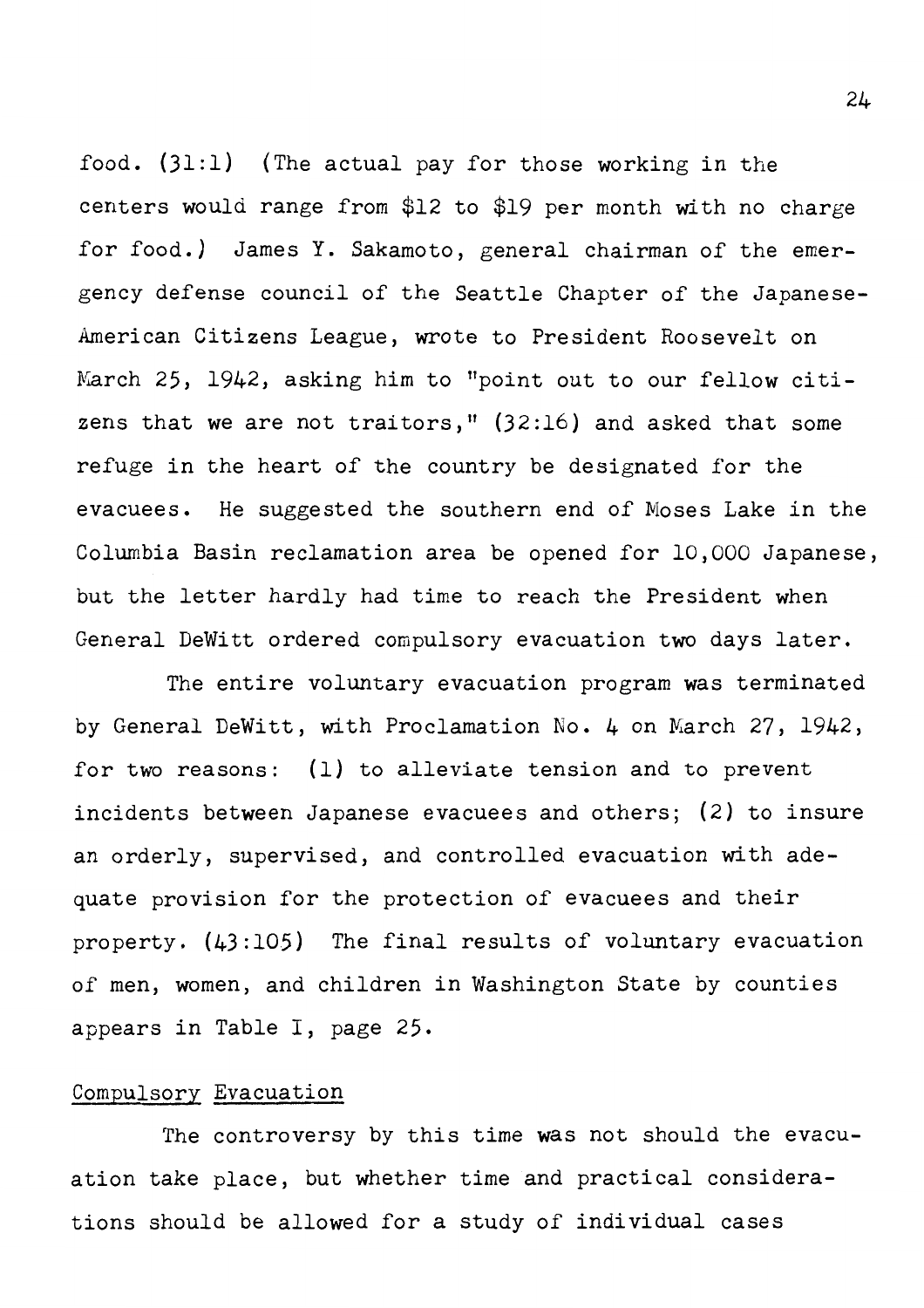food. (31:1) (The actual pay for those working in the centers would range from $12 to $19 per month with no charge for food.) James Y. Sakamoto, general chairman of the emergency defense council of the Seattle Chapter of the Japanese-American Citizens League, wrote to President Roosevelt on March 25, 1942, asking him to "point out to our fellow citizens that we are not traitors," (32:16) and asked that some refuge in the heart of the country be designated for the evacuees. He suggested the southern end of Moses Lake in the Columbia Basin reclamation area be opened for 10,000 Japanese, but the letter hardly had time to reach the President when General DeWitt ordered compulsory evacuation two days later.

The entire voluntary evacuation program was terminated by General DeWitt, with Proclamation No. 4 on March 27, 1942, for two reasons: (1) to alleviate tension and to prevent incidents between Japanese evacuees and others; (2) to insure an orderly, supervised, and controlled evacuation with adequate provision for the protection of evacuees and their property. (43:105) The final results of voluntary evacuation of men, women, and children in Washington State by counties appears in Table I, page 25.

## Compulsory Evacuation

The controversy by this time was not should the evacuation take place, but whether time and practical considerations should be allowed for a study of individual cases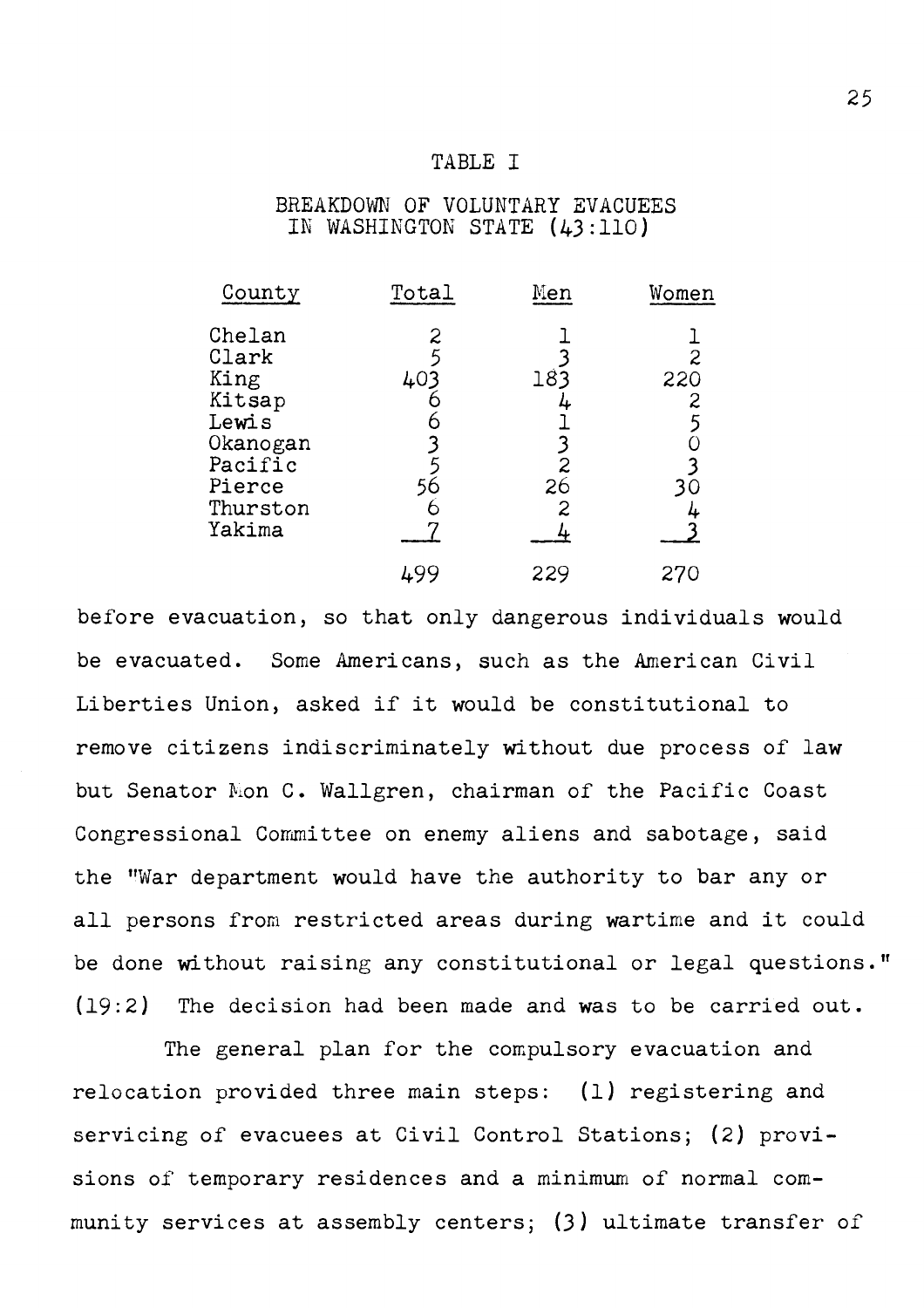TABLE I

BREAKDOWN OF VOLUNTARY EVACUEES IN WASHINGTON STATE (43:110)

| County | Total | Men | Women |
|---|---|---|---|
| Chelan | 2 | 1 | 1 |
| Clark | 5 | 3 | 2 |
| King | 403 | 183 | 220 |
| Kitsap | 6 | 4 | 2 |
| Lewis | 6 | 1 | 5 |
| Okanogan | 3 | 3 | 0 |
| Pacific | 5 | 2 | 3 |
| Pierce | 56 | 26 | 30 |
| Thurston | 6 | 2 | 4 |
| Yakima | 7 | 4 | 3 |
| | 499 | 229 | 270 |

before evacuation, so that only dangerous individuals would be evacuated. Some Americans, such as the American Civil Liberties Union, asked if it would be constitutional to remove citizens indiscriminately without due process of law but Senator Mon C. Wallgren, chairman of the Pacific Coast Congressional Committee on enemy aliens and sabotage, said the "War department would have the authority to bar any or all persons from restricted areas during wartime and it could be done without raising any constitutional or legal questions." (19:2) The decision had been made and was to be carried out.

The general plan for the compulsory evacuation and relocation provided three main steps: (1) registering and servicing of evacuees at Civil Control Stations; (2) provisions of temporary residences and a minimum of normal community services at assembly centers; (3) ultimate transfer of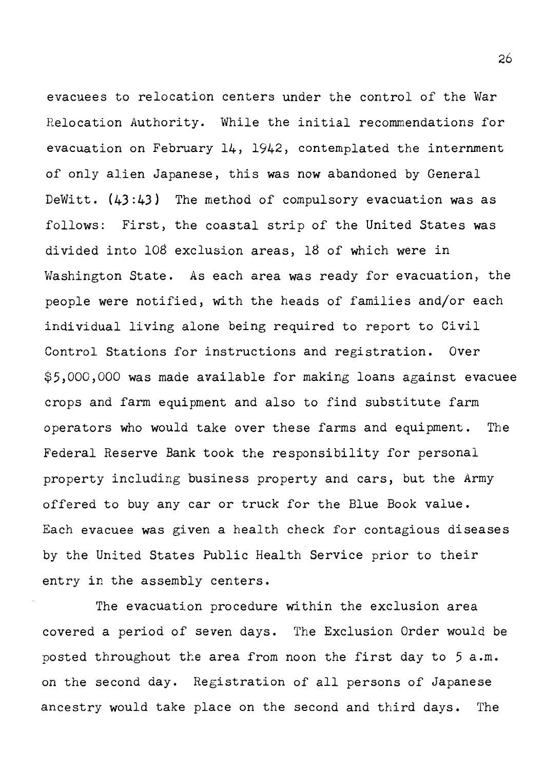evacuees to relocation centers under the control of the War Relocation Authority. While the initial recommendations for evacuation on February 14, 1942, contemplated the internment of only alien Japanese, this was now abandoned by General DeWitt. (43:43) The method of compulsory evacuation was as follows: First, the coastal strip of the United States was divided into 108 exclusion areas, 18 of which were in Washington State. As each area was ready for evacuation, the people were notified, with the heads of families and/or each individual living alone being required to report to Civil Control Stations for instructions and registration. Over $5,000,000 was made available for making loans against evacuee crops and farm equipment and also to find substitute farm operators who would take over these farms and equipment. The Federal Reserve Bank took the responsibility for personal property including business property and cars, but the Army offered to buy any car or truck for the Blue Book value. Each evacuee was given a health check for contagious diseases by the United States Public Health Service prior to their entry in the assembly centers.

The evacuation procedure within the exclusion area covered a period of seven days. The Exclusion Order would be posted throughout the area from noon the first day to 5 a.m. on the second day. Registration of all persons of Japanese ancestry would take place on the second and third days. The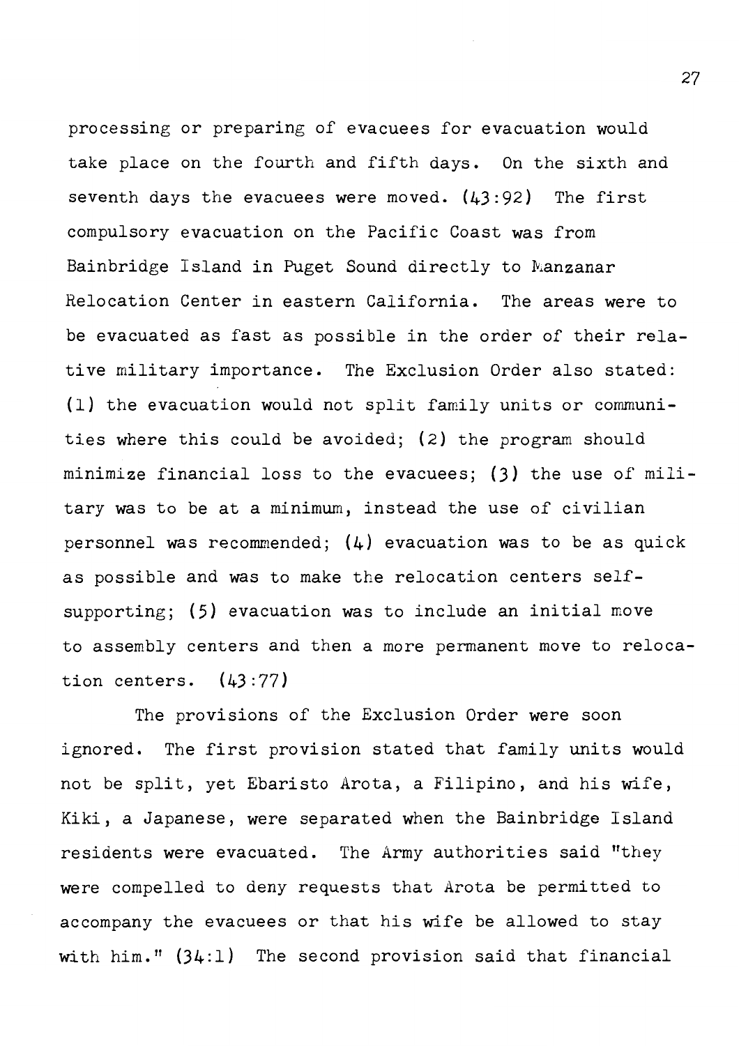processing or preparing of evacuees for evacuation would take place on the fourth and fifth days. On the sixth and seventh days the evacuees were moved. (43:92) The first compulsory evacuation on the Pacific Coast was from Bainbridge Island in Puget Sound directly to Manzanar Relocation Center in eastern California. The areas were to be evacuated as fast as possible in the order of their relative military importance. The Exclusion Order also stated: (1) the evacuation would not split family units or communities where this could be avoided; (2) the program should minimize financial loss to the evacuees; (3) the use of military was to be at a minimum, instead the use of civilian personnel was recommended; (4) evacuation was to be as quick as possible and was to make the relocation centers self-supporting; (5) evacuation was to include an initial move to assembly centers and then a more permanent move to relocation centers. (43:77)

The provisions of the Exclusion Order were soon ignored. The first provision stated that family units would not be split, yet Ebaristo Arota, a Filipino, and his wife, Kiki, a Japanese, were separated when the Bainbridge Island residents were evacuated. The Army authorities said "they were compelled to deny requests that Arota be permitted to accompany the evacuees or that his wife be allowed to stay with him." (34:1) The second provision said that financial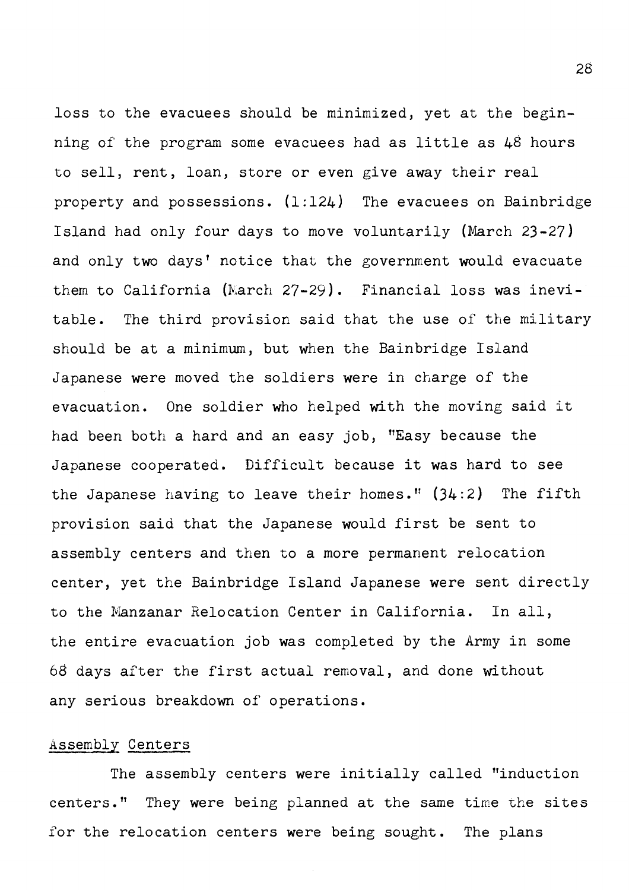loss to the evacuees should be minimized, yet at the beginning of the program some evacuees had as little as 48 hours to sell, rent, loan, store or even give away their real property and possessions. (1:124) The evacuees on Bainbridge Island had only four days to move voluntarily (March 23-27) and only two days' notice that the government would evacuate them to California (March 27-29). Financial loss was inevitable. The third provision said that the use of the military should be at a minimum, but when the Bainbridge Island Japanese were moved the soldiers were in charge of the evacuation. One soldier who helped with the moving said it had been both a hard and an easy job, "Easy because the Japanese cooperated. Difficult because it was hard to see the Japanese having to leave their homes." (34:2) The fifth provision said that the Japanese would first be sent to assembly centers and then to a more permanent relocation center, yet the Bainbridge Island Japanese were sent directly to the Manzanar Relocation Center in California. In all, the entire evacuation job was completed by the Army in some 68 days after the first actual removal, and done without any serious breakdown of operations.

## Assembly Centers

The assembly centers were initially called "induction centers." They were being planned at the same time the sites for the relocation centers were being sought. The plans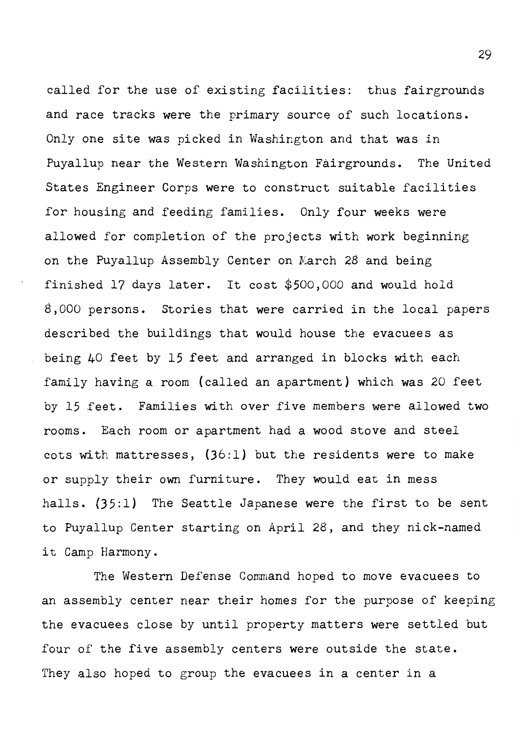called for the use of existing facilities: thus fairgrounds and race tracks were the primary source of such locations. Only one site was picked in Washington and that was in Puyallup near the Western Washington Fairgrounds. The United States Engineer Corps were to construct suitable facilities for housing and feeding families. Only four weeks were allowed for completion of the projects with work beginning on the Puyallup Assembly Center on March 28 and being finished 17 days later. It cost $500,000 and would hold 8,000 persons. Stories that were carried in the local papers described the buildings that would house the evacuees as being 40 feet by 15 feet and arranged in blocks with each family having a room (called an apartment) which was 20 feet by 15 feet. Families with over five members were allowed two rooms. Each room or apartment had a wood stove and steel cots with mattresses, (36:1) but the residents were to make or supply their own furniture. They would eat in mess halls. (35:1) The Seattle Japanese were the first to be sent to Puyallup Center starting on April 28, and they nick-named it Camp Harmony.

The Western Defense Command hoped to move evacuees to an assembly center near their homes for the purpose of keeping the evacuees close by until property matters were settled but four of the five assembly centers were outside the state. They also hoped to group the evacuees in a center in a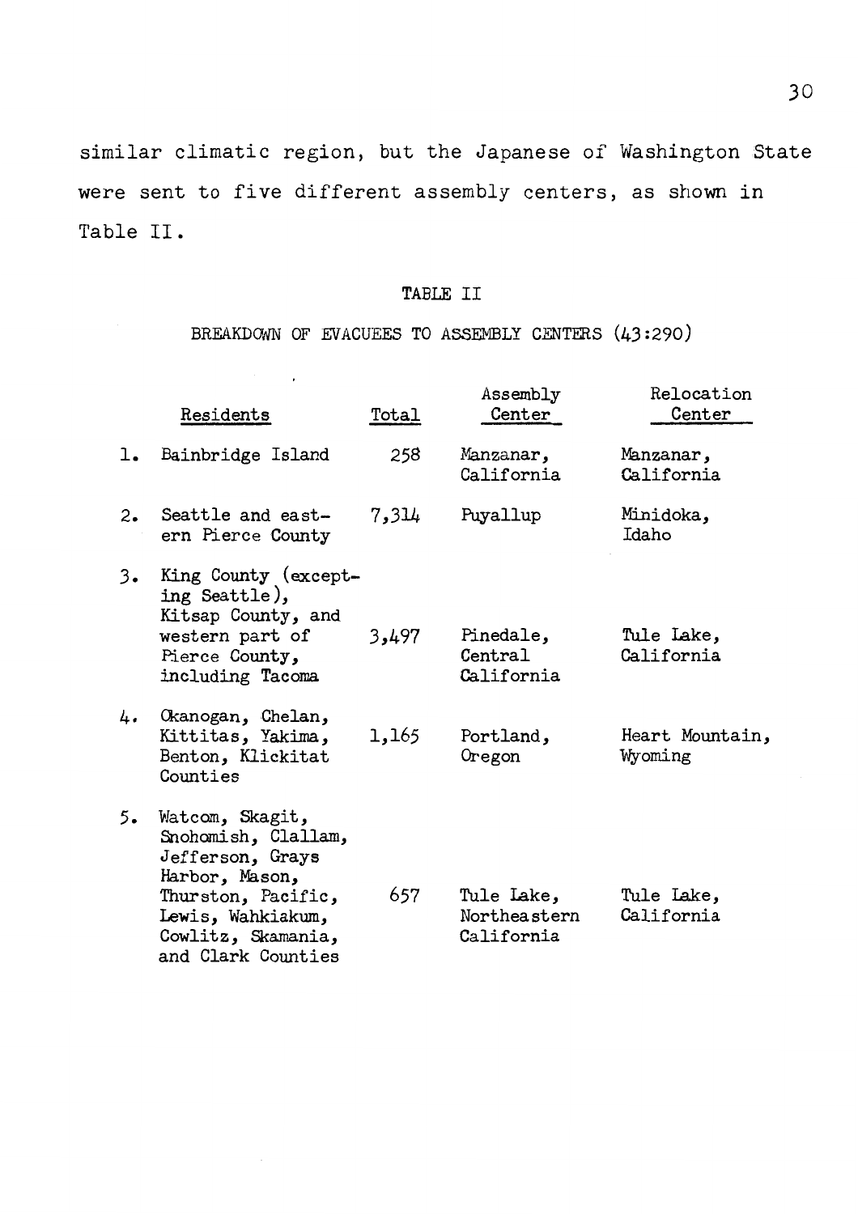similar climatic region, but the Japanese of Washington State were sent to five different assembly centers, as shown in Table II.

TABLE II

BREAKDOWN OF EVACUEES TO ASSEMBLY CENTERS (43:290)

| | Residents | Total | Assembly Center | Relocation Center |
|---|---|---|---|---|
| 1. | Bainbridge Island | 258 | Manzanar, California | Manzanar, California |
| 2. | Seattle and eastern Pierce County | 7,314 | Puyallup | Minidoka, Idaho |
| 3. | King County (excepting Seattle), Kitsap County, and western part of Pierce County, including Tacoma | 3,497 | Pinedale, Central California | Tule Lake, California |
| 4. | Okanogan, Chelan, Kittitas, Yakima, Benton, Klickitat Counties | 1,165 | Portland, Oregon | Heart Mountain, Wyoming |
| 5. | Watcom, Skagit, Snohomish, Clallam, Jefferson, Grays Harbor, Mason, Thurston, Pacific, Lewis, Wahkiakum, Cowlitz, Skamania, and Clark Counties | 657 | Tule Lake, Northeastern California | Tule Lake, California |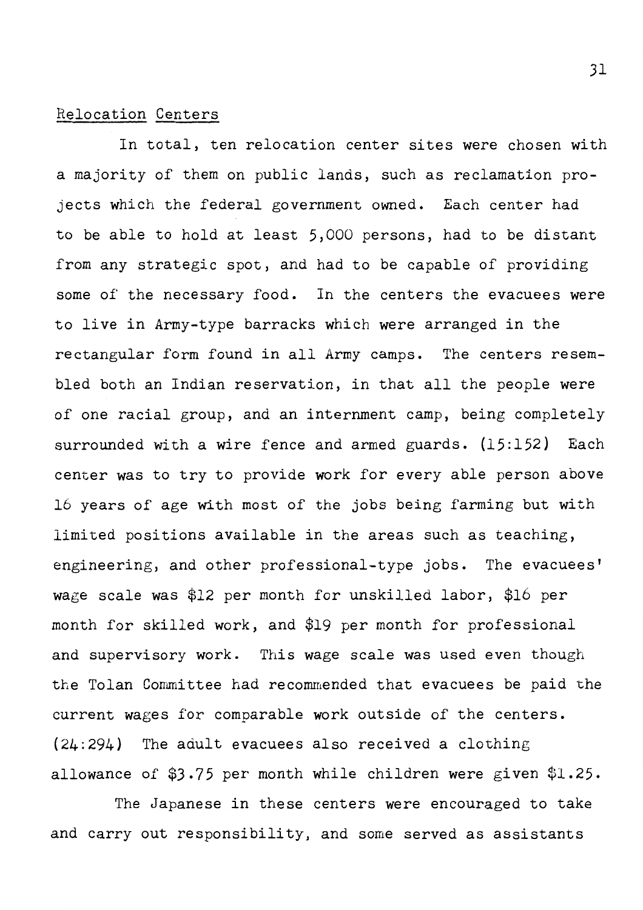## Relocation Centers

In total, ten relocation center sites were chosen with a majority of them on public lands, such as reclamation projects which the federal government owned. Each center had to be able to hold at least 5,000 persons, had to be distant from any strategic spot, and had to be capable of providing some of the necessary food. In the centers the evacuees were to live in Army-type barracks which were arranged in the rectangular form found in all Army camps. The centers resembled both an Indian reservation, in that all the people were of one racial group, and an internment camp, being completely surrounded with a wire fence and armed guards. (15:152) Each center was to try to provide work for every able person above 16 years of age with most of the jobs being farming but with limited positions available in the areas such as teaching, engineering, and other professional-type jobs. The evacuees' wage scale was $12 per month for unskilled labor, $16 per month for skilled work, and $19 per month for professional and supervisory work. This wage scale was used even though the Tolan Committee had recommended that evacuees be paid the current wages for comparable work outside of the centers. (24:294) The adult evacuees also received a clothing allowance of $3.75 per month while children were given $1.25.

The Japanese in these centers were encouraged to take and carry out responsibility, and some served as assistants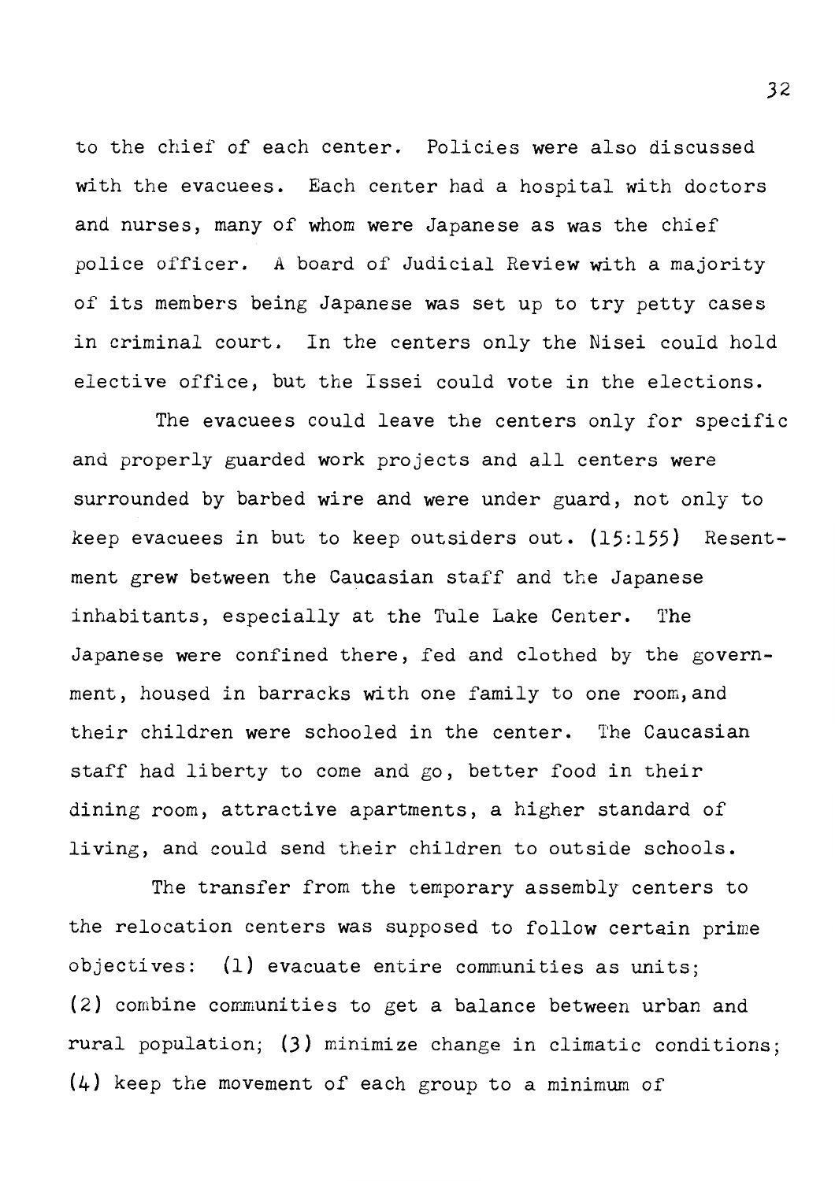to the chief of each center. Policies were also discussed with the evacuees. Each center had a hospital with doctors and nurses, many of whom were Japanese as was the chief police officer. A board of Judicial Review with a majority of its members being Japanese was set up to try petty cases in criminal court. In the centers only the Nisei could hold elective office, but the Issei could vote in the elections.

The evacuees could leave the centers only for specific and properly guarded work projects and all centers were surrounded by barbed wire and were under guard, not only to keep evacuees in but to keep outsiders out. (15:155) Resentment grew between the Caucasian staff and the Japanese inhabitants, especially at the Tule Lake Center. The Japanese were confined there, fed and clothed by the government, housed in barracks with one family to one room, and their children were schooled in the center. The Caucasian staff had liberty to come and go, better food in their dining room, attractive apartments, a higher standard of living, and could send their children to outside schools.

The transfer from the temporary assembly centers to the relocation centers was supposed to follow certain prime objectives: (1) evacuate entire communities as units; (2) combine communities to get a balance between urban and rural population; (3) minimize change in climatic conditions; (4) keep the movement of each group to a minimum of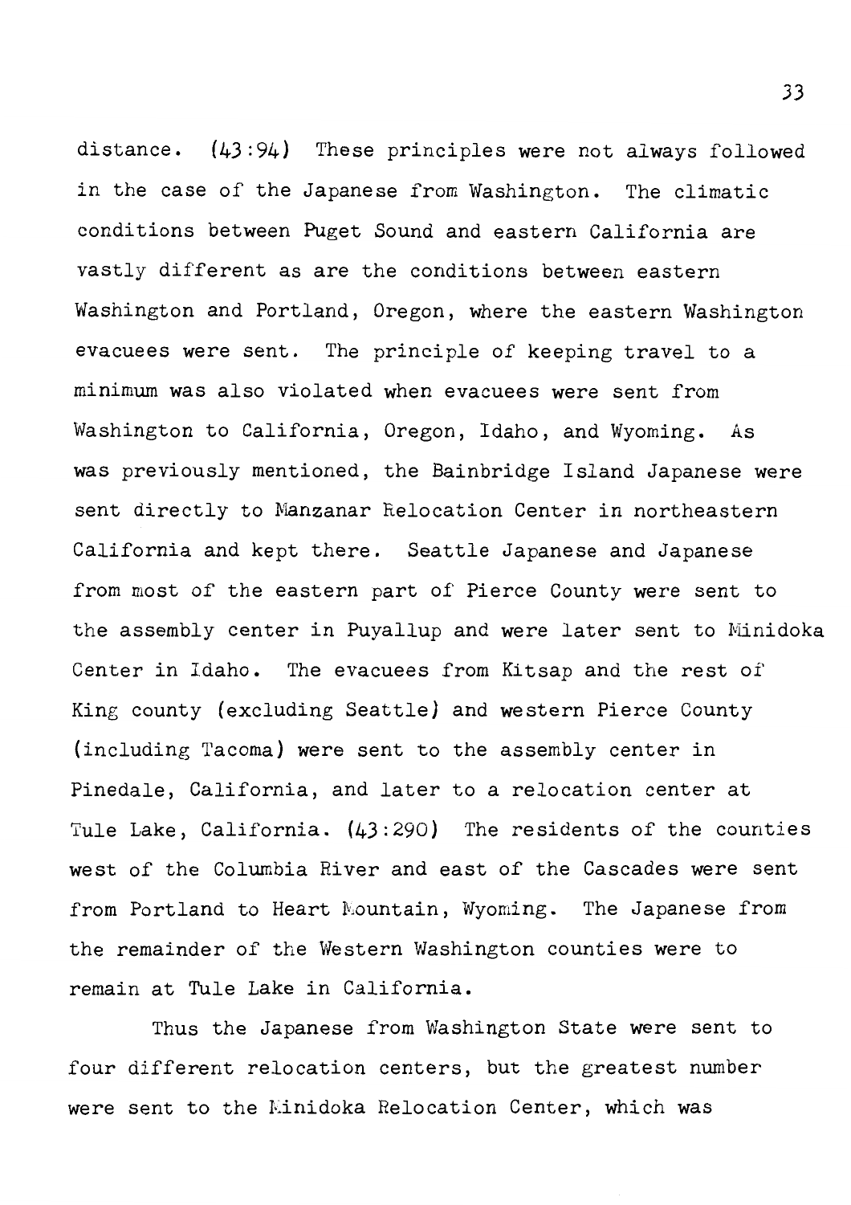distance. (43:94) These principles were not always followed in the case of the Japanese from Washington. The climatic conditions between Puget Sound and eastern California are vastly different as are the conditions between eastern Washington and Portland, Oregon, where the eastern Washington evacuees were sent. The principle of keeping travel to a minimum was also violated when evacuees were sent from Washington to California, Oregon, Idaho, and Wyoming. As was previously mentioned, the Bainbridge Island Japanese were sent directly to Manzanar Relocation Center in northeastern California and kept there. Seattle Japanese and Japanese from most of the eastern part of Pierce County were sent to the assembly center in Puyallup and were later sent to Minidoka Center in Idaho. The evacuees from Kitsap and the rest of King county (excluding Seattle) and western Pierce County (including Tacoma) were sent to the assembly center in Pinedale, California, and later to a relocation center at Tule Lake, California. (43:290) The residents of the counties west of the Columbia River and east of the Cascades were sent from Portland to Heart Mountain, Wyoming. The Japanese from the remainder of the Western Washington counties were to remain at Tule Lake in California.

Thus the Japanese from Washington State were sent to four different relocation centers, but the greatest number were sent to the Minidoka Relocation Center, which was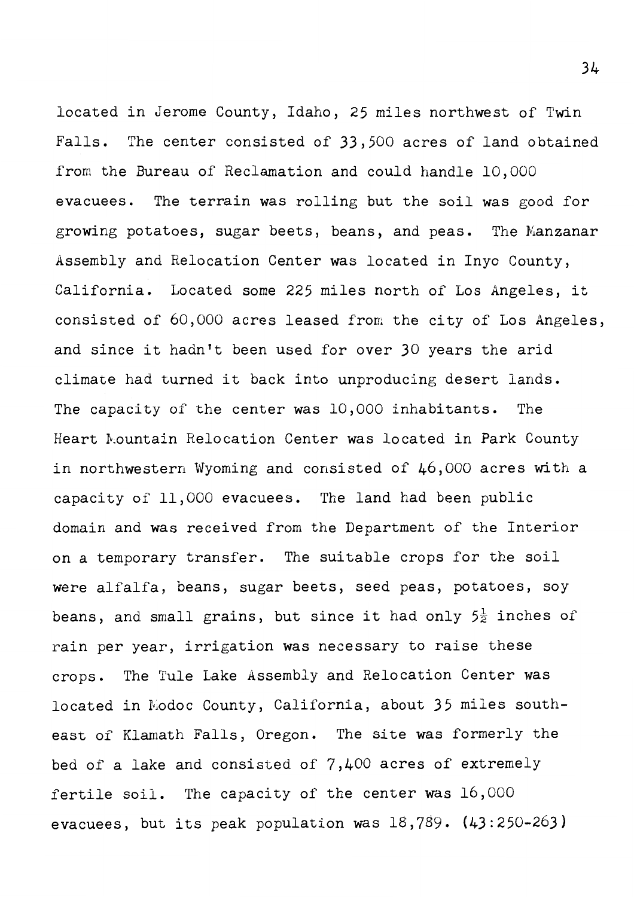located in Jerome County, Idaho, 25 miles northwest of Twin Falls. The center consisted of 33,500 acres of land obtained from the Bureau of Reclamation and could handle 10,000 evacuees. The terrain was rolling but the soil was good for growing potatoes, sugar beets, beans, and peas. The Manzanar Assembly and Relocation Center was located in Inyo County, California. Located some 225 miles north of Los Angeles, it consisted of 60,000 acres leased from the city of Los Angeles, and since it hadn't been used for over 30 years the arid climate had turned it back into unproducing desert lands. The capacity of the center was 10,000 inhabitants. The Heart Mountain Relocation Center was located in Park County in northwestern Wyoming and consisted of 46,000 acres with a capacity of 11,000 evacuees. The land had been public domain and was received from the Department of the Interior on a temporary transfer. The suitable crops for the soil were alfalfa, beans, sugar beets, seed peas, potatoes, soy beans, and small grains, but since it had only $5\frac{1}{2}$ inches of rain per year, irrigation was necessary to raise these crops. The Tule Lake Assembly and Relocation Center was located in Modoc County, California, about 35 miles southeast of Klamath Falls, Oregon. The site was formerly the bed of a lake and consisted of 7,400 acres of extremely fertile soil. The capacity of the center was 16,000 evacuees, but its peak population was 18,789. (43:250-263)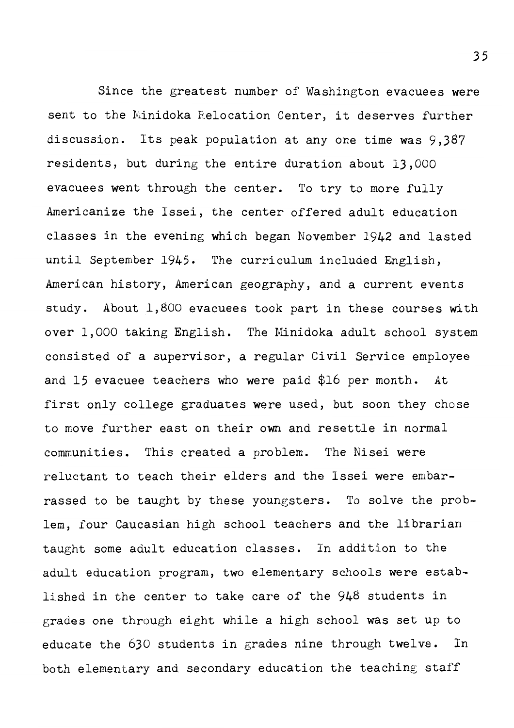Since the greatest number of Washington evacuees were sent to the Minidoka Relocation Center, it deserves further discussion. Its peak population at any one time was 9,387 residents, but during the entire duration about 13,000 evacuees went through the center. To try to more fully Americanize the Issei, the center offered adult education classes in the evening which began November 1942 and lasted until September 1945. The curriculum included English, American history, American geography, and a current events study. About 1,800 evacuees took part in these courses with over 1,000 taking English. The Minidoka adult school system consisted of a supervisor, a regular Civil Service employee and 15 evacuee teachers who were paid $16 per month. At first only college graduates were used, but soon they chose to move further east on their own and resettle in normal communities. This created a problem. The Nisei were reluctant to teach their elders and the Issei were embarrassed to be taught by these youngsters. To solve the problem, four Caucasian high school teachers and the librarian taught some adult education classes. In addition to the adult education program, two elementary schools were established in the center to take care of the 948 students in grades one through eight while a high school was set up to educate the 630 students in grades nine through twelve. In both elementary and secondary education the teaching staff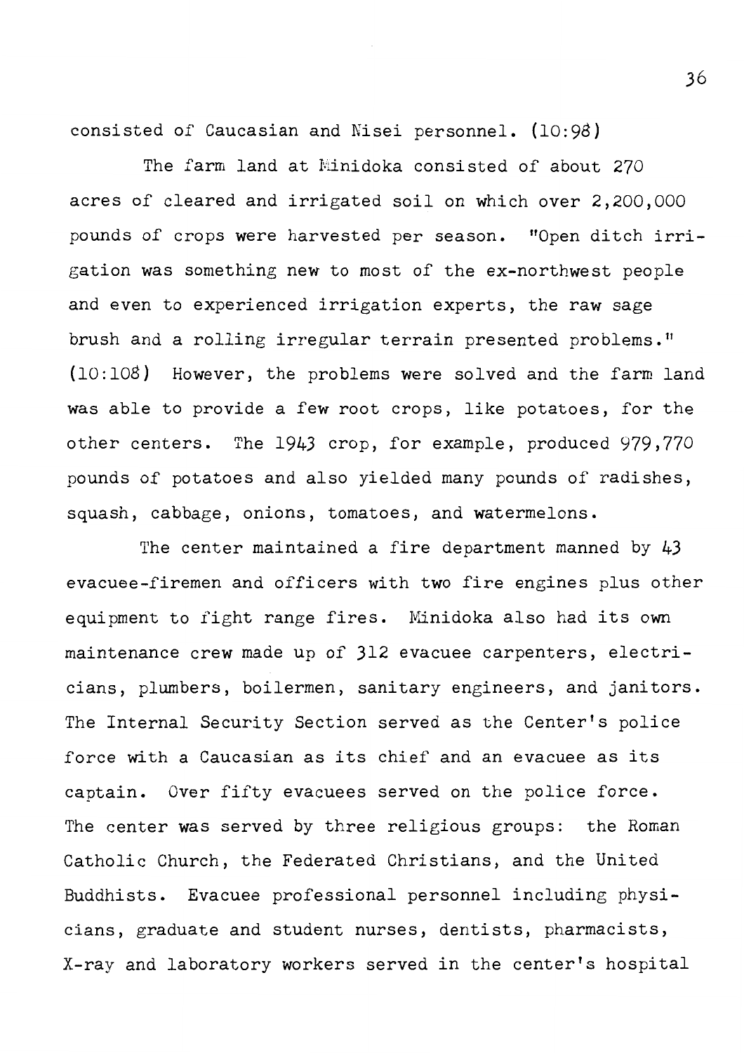consisted of Caucasian and Nisei personnel. (10:98)

The farm land at Minidoka consisted of about 270 acres of cleared and irrigated soil on which over 2,200,000 pounds of crops were harvested per season. "Open ditch irrigation was something new to most of the ex-northwest people and even to experienced irrigation experts, the raw sage brush and a rolling irregular terrain presented problems." (10:108) However, the problems were solved and the farm land was able to provide a few root crops, like potatoes, for the other centers. The 1943 crop, for example, produced 979,770 pounds of potatoes and also yielded many pounds of radishes, squash, cabbage, onions, tomatoes, and watermelons.

The center maintained a fire department manned by 43 evacuee-firemen and officers with two fire engines plus other equipment to fight range fires. Minidoka also had its own maintenance crew made up of 312 evacuee carpenters, electricians, plumbers, boilermen, sanitary engineers, and janitors. The Internal Security Section served as the Center's police force with a Caucasian as its chief and an evacuee as its captain. Over fifty evacuees served on the police force. The center was served by three religious groups: the Roman Catholic Church, the Federated Christians, and the United Buddhists. Evacuee professional personnel including physicians, graduate and student nurses, dentists, pharmacists, X-ray and laboratory workers served in the center's hospital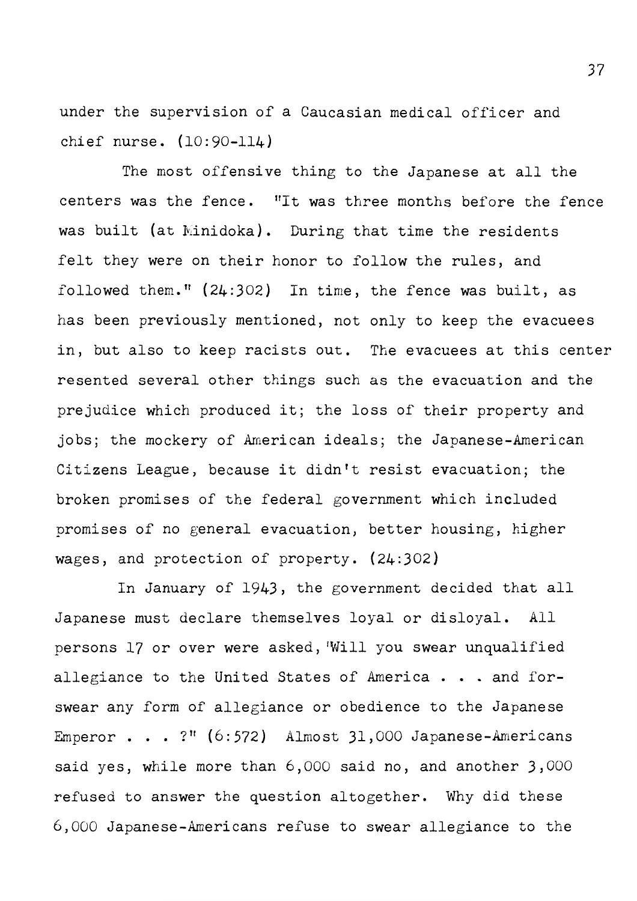under the supervision of a Caucasian medical officer and chief nurse. (10:90-114)

The most offensive thing to the Japanese at all the centers was the fence. "It was three months before the fence was built (at Minidoka). During that time the residents felt they were on their honor to follow the rules, and followed them." (24:302) In time, the fence was built, as has been previously mentioned, not only to keep the evacuees in, but also to keep racists out. The evacuees at this center resented several other things such as the evacuation and the prejudice which produced it; the loss of their property and jobs; the mockery of American ideals; the Japanese-American Citizens League, because it didn't resist evacuation; the broken promises of the federal government which included promises of no general evacuation, better housing, higher wages, and protection of property. (24:302)

In January of 1943, the government decided that all Japanese must declare themselves loyal or disloyal. All persons 17 or over were asked, "Will you swear unqualified allegiance to the United States of America . . . and forswear any form of allegiance or obedience to the Japanese Emperor . . . ?" (6:572) Almost 31,000 Japanese-Americans said yes, while more than 6,000 said no, and another 3,000 refused to answer the question altogether. Why did these 6,000 Japanese-Americans refuse to swear allegiance to the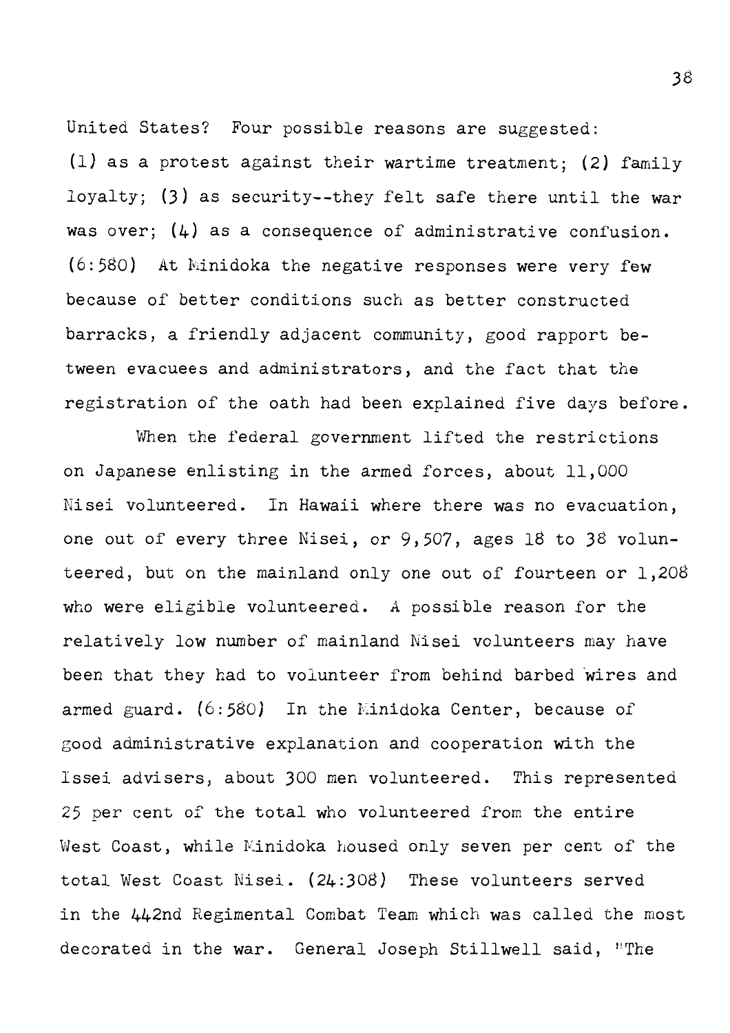United States? Four possible reasons are suggested: (1) as a protest against their wartime treatment; (2) family loyalty; (3) as security--they felt safe there until the war was over; (4) as a consequence of administrative confusion. (6:580) At Minidoka the negative responses were very few because of better conditions such as better constructed barracks, a friendly adjacent community, good rapport between evacuees and administrators, and the fact that the registration of the oath had been explained five days before.

When the federal government lifted the restrictions on Japanese enlisting in the armed forces, about 11,000 Nisei volunteered. In Hawaii where there was no evacuation, one out of every three Nisei, or 9,507, ages 18 to 38 volunteered, but on the mainland only one out of fourteen or 1,208 who were eligible volunteered. A possible reason for the relatively low number of mainland Nisei volunteers may have been that they had to volunteer from behind barbed wires and armed guard. (6:580) In the Minidoka Center, because of good administrative explanation and cooperation with the Issei advisers, about 300 men volunteered. This represented 25 per cent of the total who volunteered from the entire West Coast, while Minidoka housed only seven per cent of the total West Coast Nisei. (24:308) These volunteers served in the 442nd Regimental Combat Team which was called the most decorated in the war. General Joseph Stillwell said, "The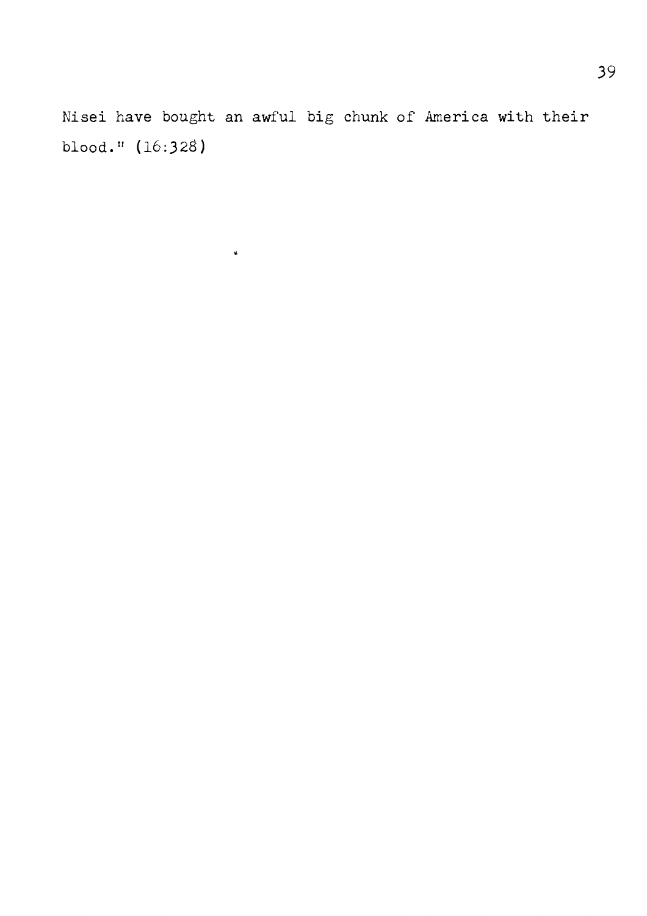Nisei have bought an awful big chunk of America with their blood." (16:328)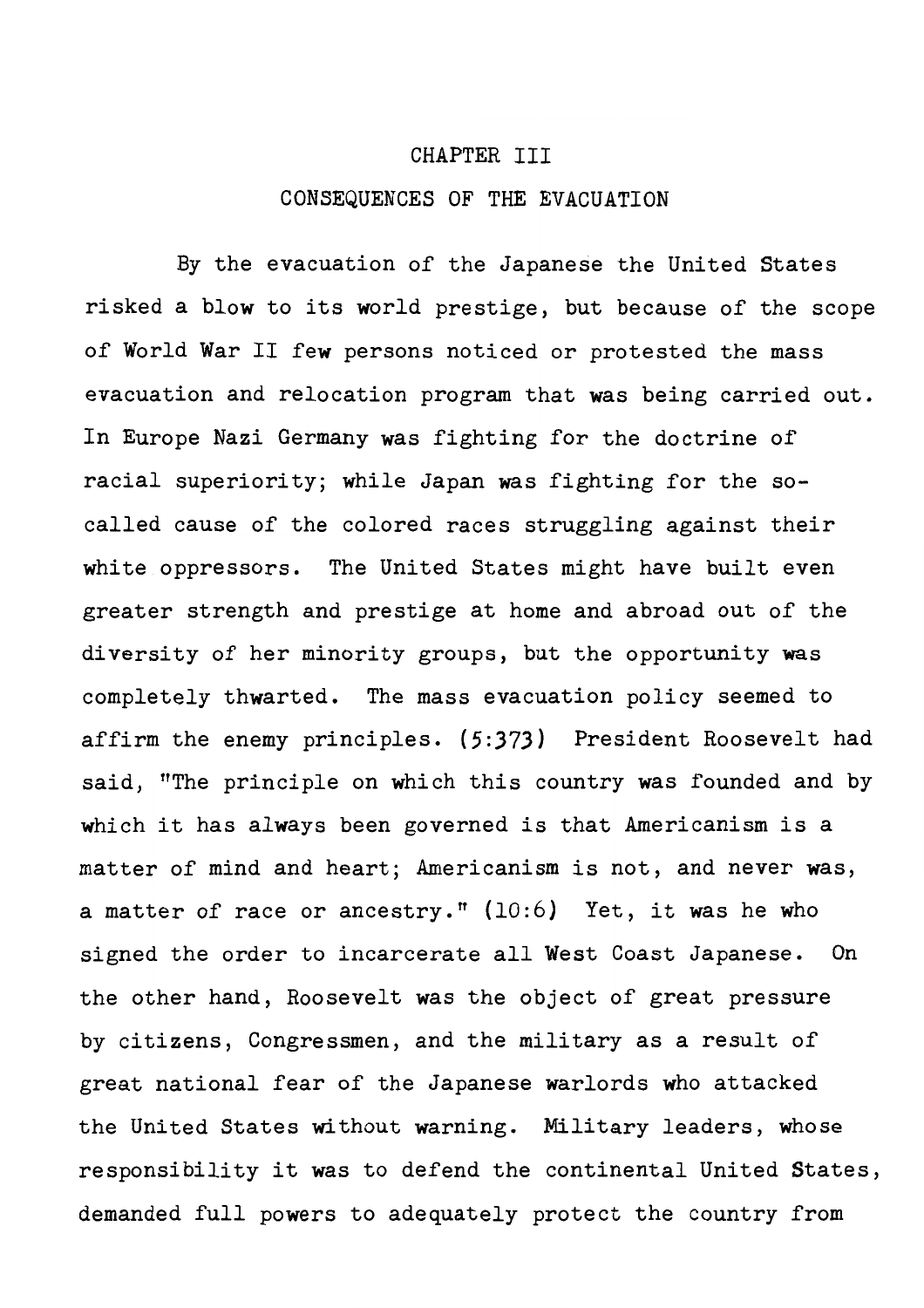# CHAPTER III

## CONSEQUENCES OF THE EVACUATION

By the evacuation of the Japanese the United States risked a blow to its world prestige, but because of the scope of World War II few persons noticed or protested the mass evacuation and relocation program that was being carried out. In Europe Nazi Germany was fighting for the doctrine of racial superiority; while Japan was fighting for the so-called cause of the colored races struggling against their white oppressors. The United States might have built even greater strength and prestige at home and abroad out of the diversity of her minority groups, but the opportunity was completely thwarted. The mass evacuation policy seemed to affirm the enemy principles. (5:373) President Roosevelt had said, "The principle on which this country was founded and by which it has always been governed is that Americanism is a matter of mind and heart; Americanism is not, and never was, a matter of race or ancestry." (10:6) Yet, it was he who signed the order to incarcerate all West Coast Japanese. On the other hand, Roosevelt was the object of great pressure by citizens, Congressmen, and the military as a result of great national fear of the Japanese warlords who attacked the United States without warning. Military leaders, whose responsibility it was to defend the continental United States, demanded full powers to adequately protect the country from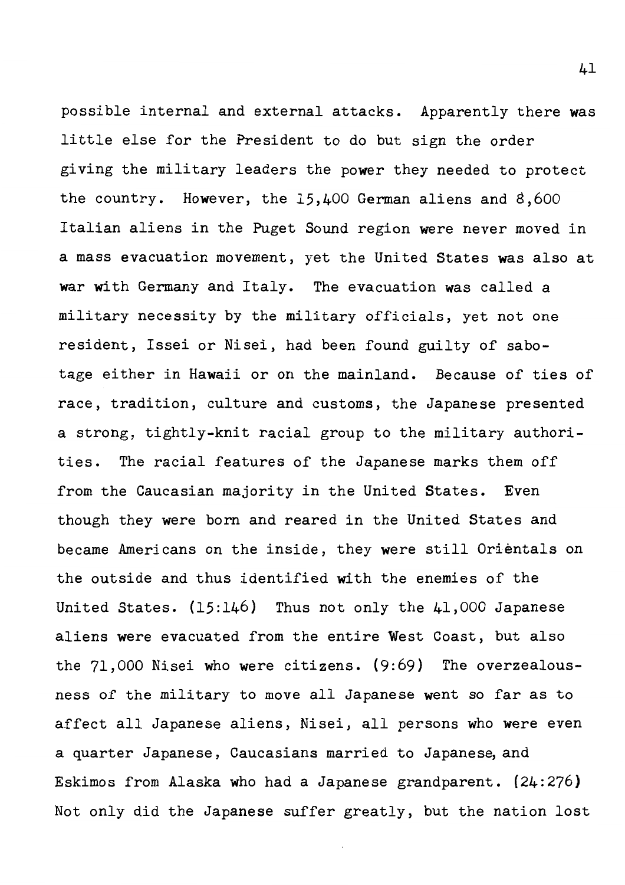possible internal and external attacks. Apparently there was little else for the President to do but sign the order giving the military leaders the power they needed to protect the country. However, the 15,400 German aliens and 8,600 Italian aliens in the Puget Sound region were never moved in a mass evacuation movement, yet the United States was also at war with Germany and Italy. The evacuation was called a military necessity by the military officials, yet not one resident, Issei or Nisei, had been found guilty of sabotage either in Hawaii or on the mainland. Because of ties of race, tradition, culture and customs, the Japanese presented a strong, tightly-knit racial group to the military authorities. The racial features of the Japanese marks them off from the Caucasian majority in the United States. Even though they were born and reared in the United States and became Americans on the inside, they were still Orientals on the outside and thus identified with the enemies of the United States. (15:146) Thus not only the 41,000 Japanese aliens were evacuated from the entire West Coast, but also the 71,000 Nisei who were citizens. (9:69) The overzealousness of the military to move all Japanese went so far as to affect all Japanese aliens, Nisei, all persons who were even a quarter Japanese, Caucasians married to Japanese, and Eskimos from Alaska who had a Japanese grandparent. (24:276) Not only did the Japanese suffer greatly, but the nation lost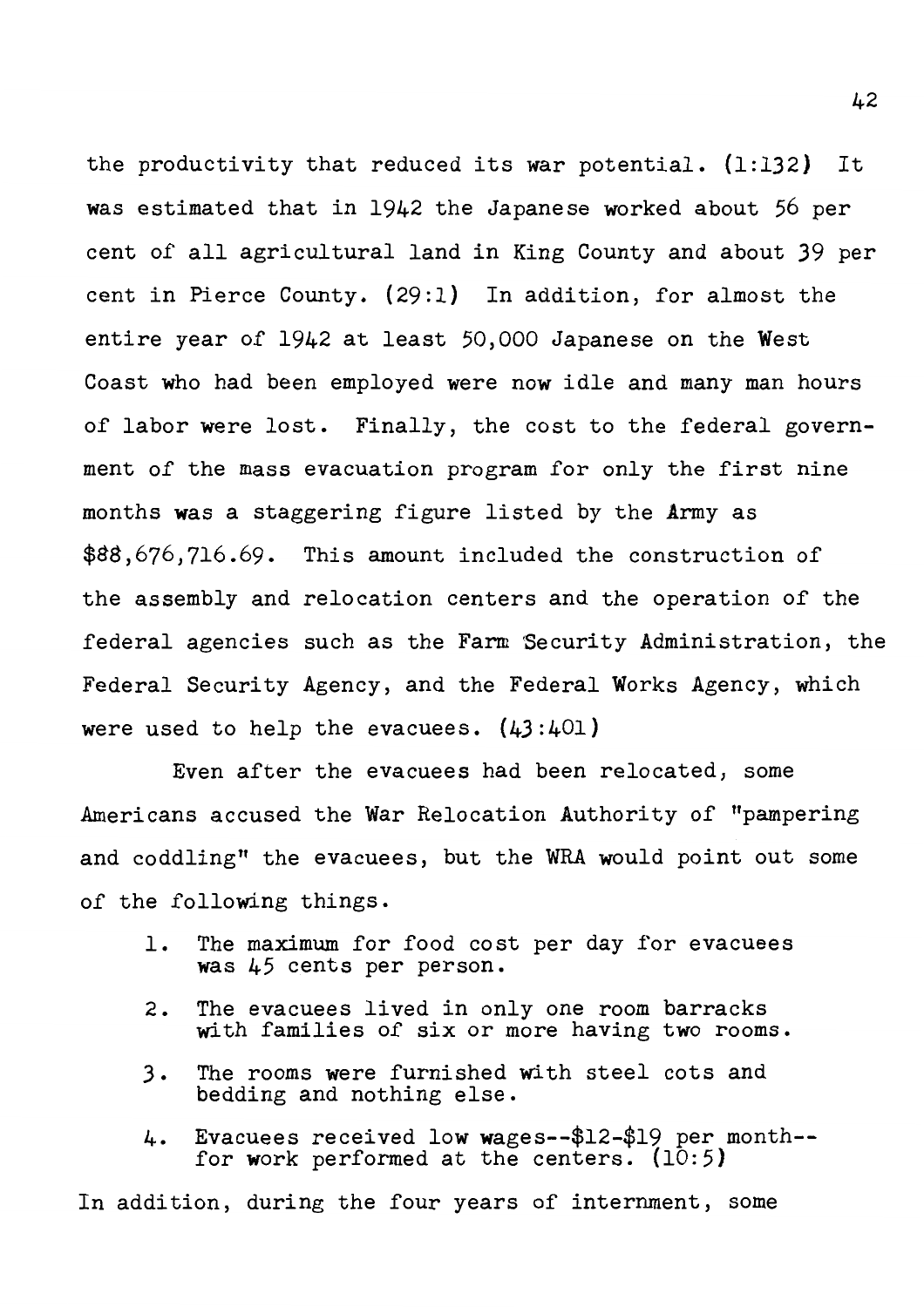the productivity that reduced its war potential. (1:132) It was estimated that in 1942 the Japanese worked about 56 per cent of all agricultural land in King County and about 39 per cent in Pierce County. (29:1) In addition, for almost the entire year of 1942 at least 50,000 Japanese on the West Coast who had been employed were now idle and many man hours of labor were lost. Finally, the cost to the federal government of the mass evacuation program for only the first nine months was a staggering figure listed by the Army as $88,676,716.69. This amount included the construction of the assembly and relocation centers and the operation of the federal agencies such as the Farm Security Administration, the Federal Security Agency, and the Federal Works Agency, which were used to help the evacuees. (43:401)

Even after the evacuees had been relocated, some Americans accused the War Relocation Authority of "pampering and coddling" the evacuees, but the WRA would point out some of the following things.

1. The maximum for food cost per day for evacuees was 45 cents per person.
2. The evacuees lived in only one room barracks with families of six or more having two rooms.
3. The rooms were furnished with steel cots and bedding and nothing else.
4. Evacuees received low wages--$12-$19 per month--for work performed at the centers. (10:5)

In addition, during the four years of internment, some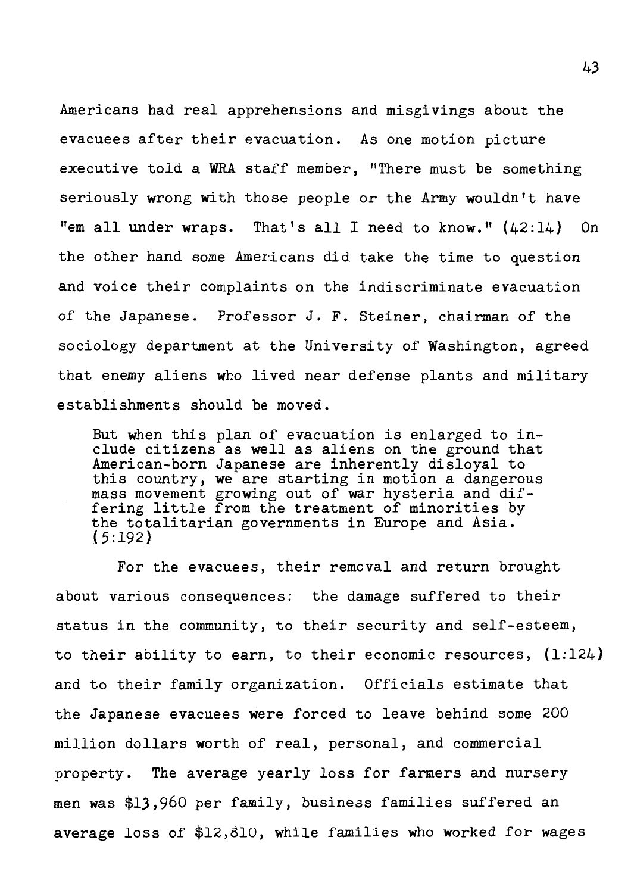Americans had real apprehensions and misgivings about the evacuees after their evacuation. As one motion picture executive told a WRA staff member, "There must be something seriously wrong with those people or the Army wouldn't have "em all under wraps. That's all I need to know." (42:14) On the other hand some Americans did take the time to question and voice their complaints on the indiscriminate evacuation of the Japanese. Professor J. F. Steiner, chairman of the sociology department at the University of Washington, agreed that enemy aliens who lived near defense plants and military establishments should be moved.

> But when this plan of evacuation is enlarged to include citizens as well as aliens on the ground that American-born Japanese are inherently disloyal to this country, we are starting in motion a dangerous mass movement growing out of war hysteria and differing little from the treatment of minorities by the totalitarian governments in Europe and Asia. (5:192)

For the evacuees, their removal and return brought about various consequences: the damage suffered to their status in the community, to their security and self-esteem, to their ability to earn, to their economic resources, (1:124) and to their family organization. Officials estimate that the Japanese evacuees were forced to leave behind some 200 million dollars worth of real, personal, and commercial property. The average yearly loss for farmers and nursery men was $13,960 per family, business families suffered an average loss of $12,810, while families who worked for wages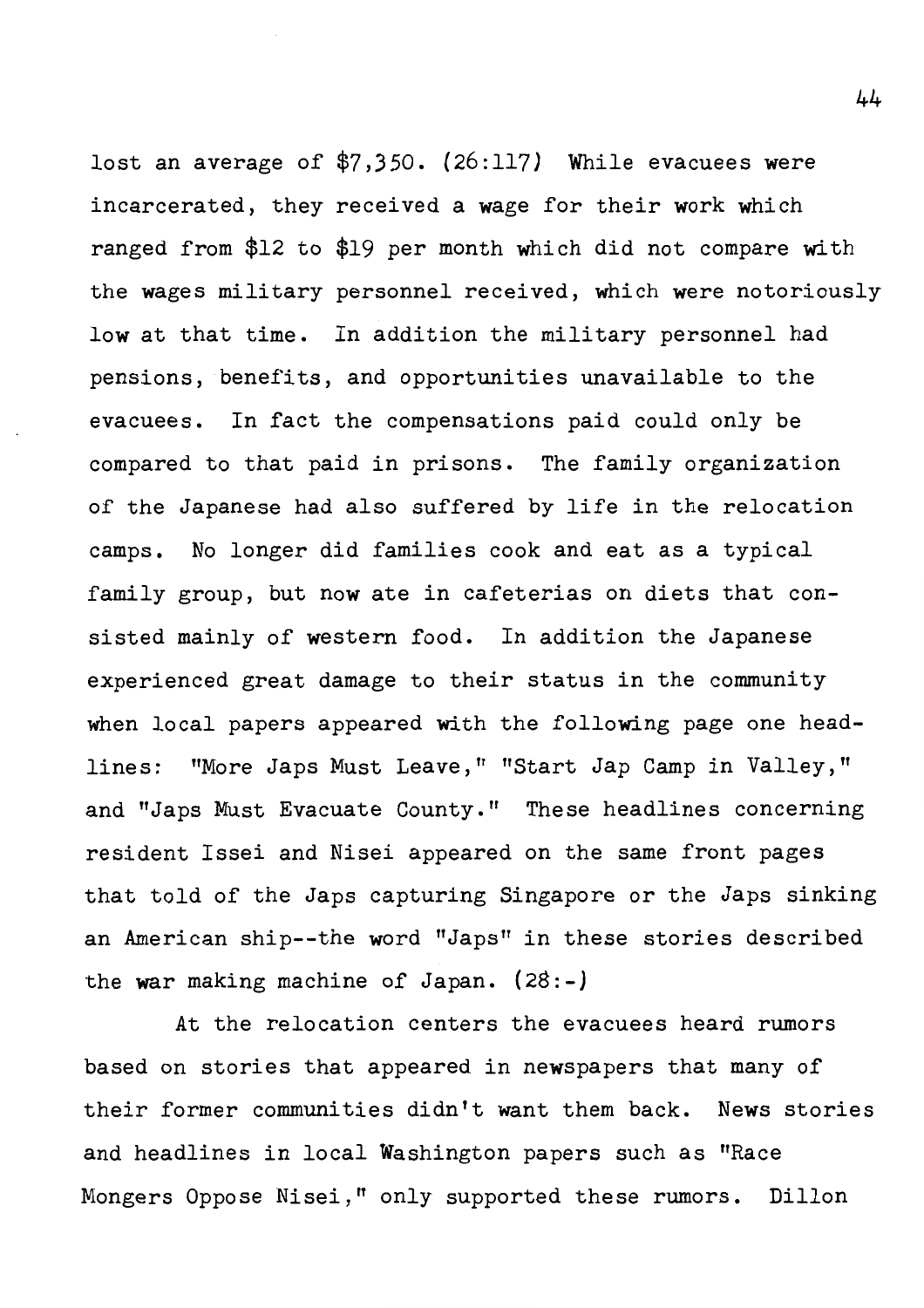lost an average of $7,350. (26:117) While evacuees were incarcerated, they received a wage for their work which ranged from $12 to $19 per month which did not compare with the wages military personnel received, which were notoriously low at that time. In addition the military personnel had pensions, benefits, and opportunities unavailable to the evacuees. In fact the compensations paid could only be compared to that paid in prisons. The family organization of the Japanese had also suffered by life in the relocation camps. No longer did families cook and eat as a typical family group, but now ate in cafeterias on diets that consisted mainly of western food. In addition the Japanese experienced great damage to their status in the community when local papers appeared with the following page one headlines: "More Japs Must Leave," "Start Jap Camp in Valley," and "Japs Must Evacuate County." These headlines concerning resident Issei and Nisei appeared on the same front pages that told of the Japs capturing Singapore or the Japs sinking an American ship--the word "Japs" in these stories described the war making machine of Japan. (28:-)

At the relocation centers the evacuees heard rumors based on stories that appeared in newspapers that many of their former communities didn't want them back. News stories and headlines in local Washington papers such as "Race Mongers Oppose Nisei," only supported these rumors. Dillon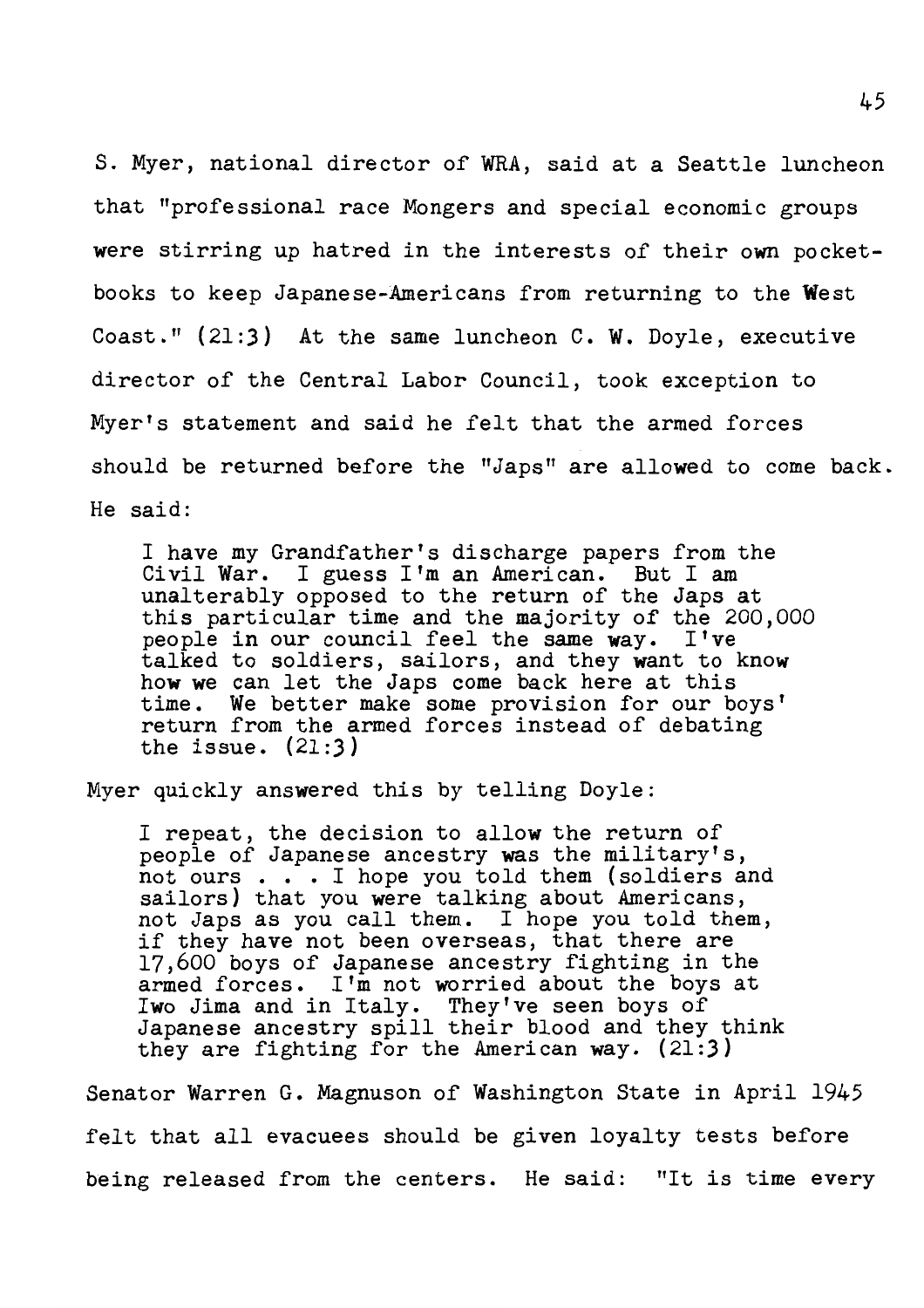S. Myer, national director of WRA, said at a Seattle luncheon that "professional race Mongers and special economic groups were stirring up hatred in the interests of their own pocketbooks to keep Japanese-Americans from returning to the West Coast." (21:3) At the same luncheon C. W. Doyle, executive director of the Central Labor Council, took exception to Myer's statement and said he felt that the armed forces should be returned before the "Japs" are allowed to come back. He said:

> I have my Grandfather's discharge papers from the Civil War. I guess I'm an American. But I am unalterably opposed to the return of the Japs at this particular time and the majority of the 200,000 people in our council feel the same way. I've talked to soldiers, sailors, and they want to know how we can let the Japs come back here at this time. We better make some provision for our boys' return from the armed forces instead of debating the issue. (21:3)

Myer quickly answered this by telling Doyle:

> I repeat, the decision to allow the return of people of Japanese ancestry was the military's, not ours . . . I hope you told them (soldiers and sailors) that you were talking about Americans, not Japs as you call them. I hope you told them, if they have not been overseas, that there are 17,600 boys of Japanese ancestry fighting in the armed forces. I'm not worried about the boys at Iwo Jima and in Italy. They've seen boys of Japanese ancestry spill their blood and they think they are fighting for the American way. (21:3)

Senator Warren G. Magnuson of Washington State in April 1945 felt that all evacuees should be given loyalty tests before being released from the centers. He said: "It is time every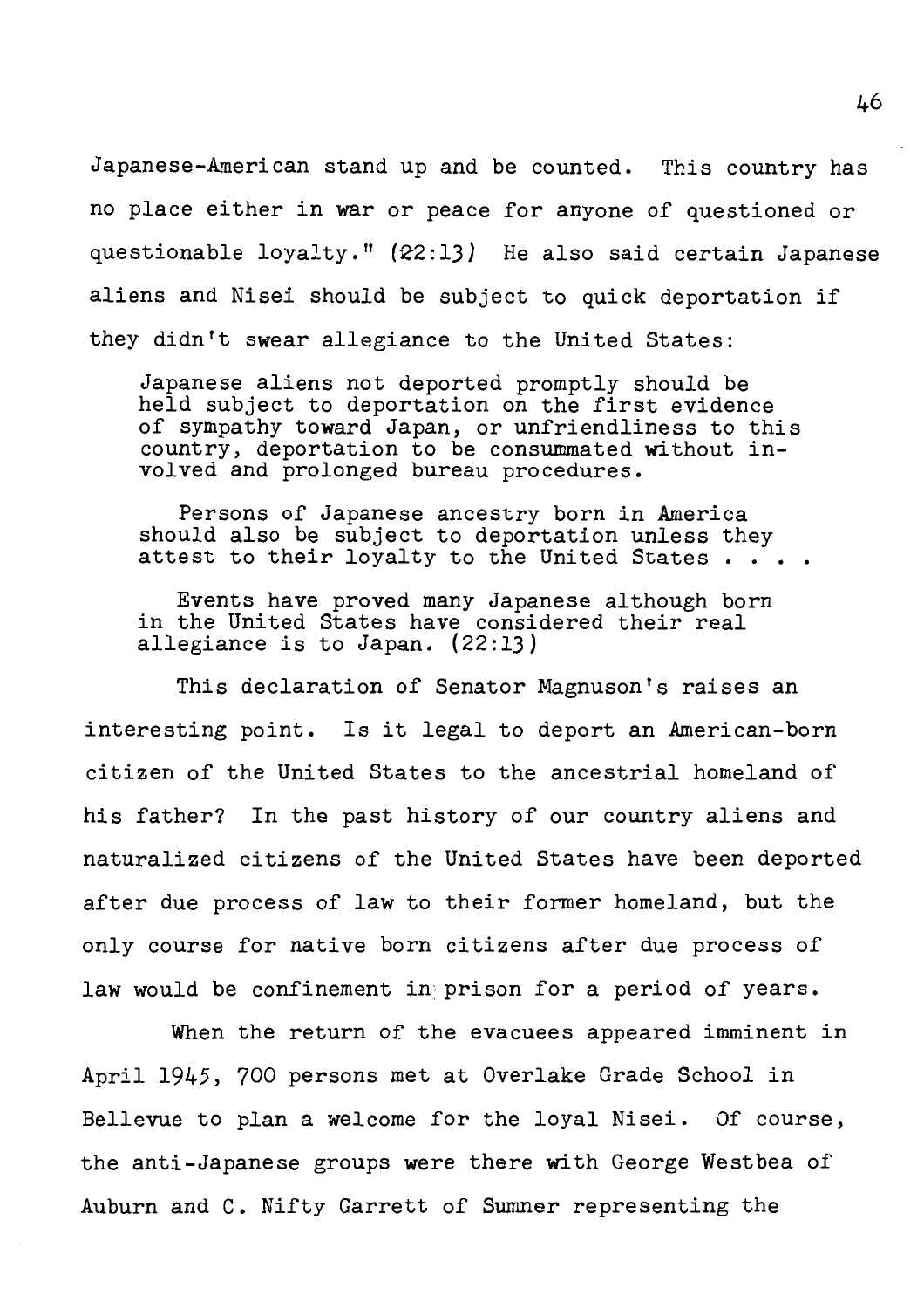Japanese-American stand up and be counted. This country has no place either in war or peace for anyone of questioned or questionable loyalty." (22:13) He also said certain Japanese aliens and Nisei should be subject to quick deportation if they didn't swear allegiance to the United States:

> Japanese aliens not deported promptly should be held subject to deportation on the first evidence of sympathy toward Japan, or unfriendliness to this country, deportation to be consummated without involved and prolonged bureau procedures.
>
> Persons of Japanese ancestry born in America should also be subject to deportation unless they attest to their loyalty to the United States . . . .
>
> Events have proved many Japanese although born in the United States have considered their real allegiance is to Japan. (22:13)

This declaration of Senator Magnuson's raises an interesting point. Is it legal to deport an American-born citizen of the United States to the ancestrial homeland of his father? In the past history of our country aliens and naturalized citizens of the United States have been deported after due process of law to their former homeland, but the only course for native born citizens after due process of law would be confinement in prison for a period of years.

When the return of the evacuees appeared imminent in April 1945, 700 persons met at Overlake Grade School in Bellevue to plan a welcome for the loyal Nisei. Of course, the anti-Japanese groups were there with George Westbea of Auburn and C. Nifty Garrett of Sumner representing the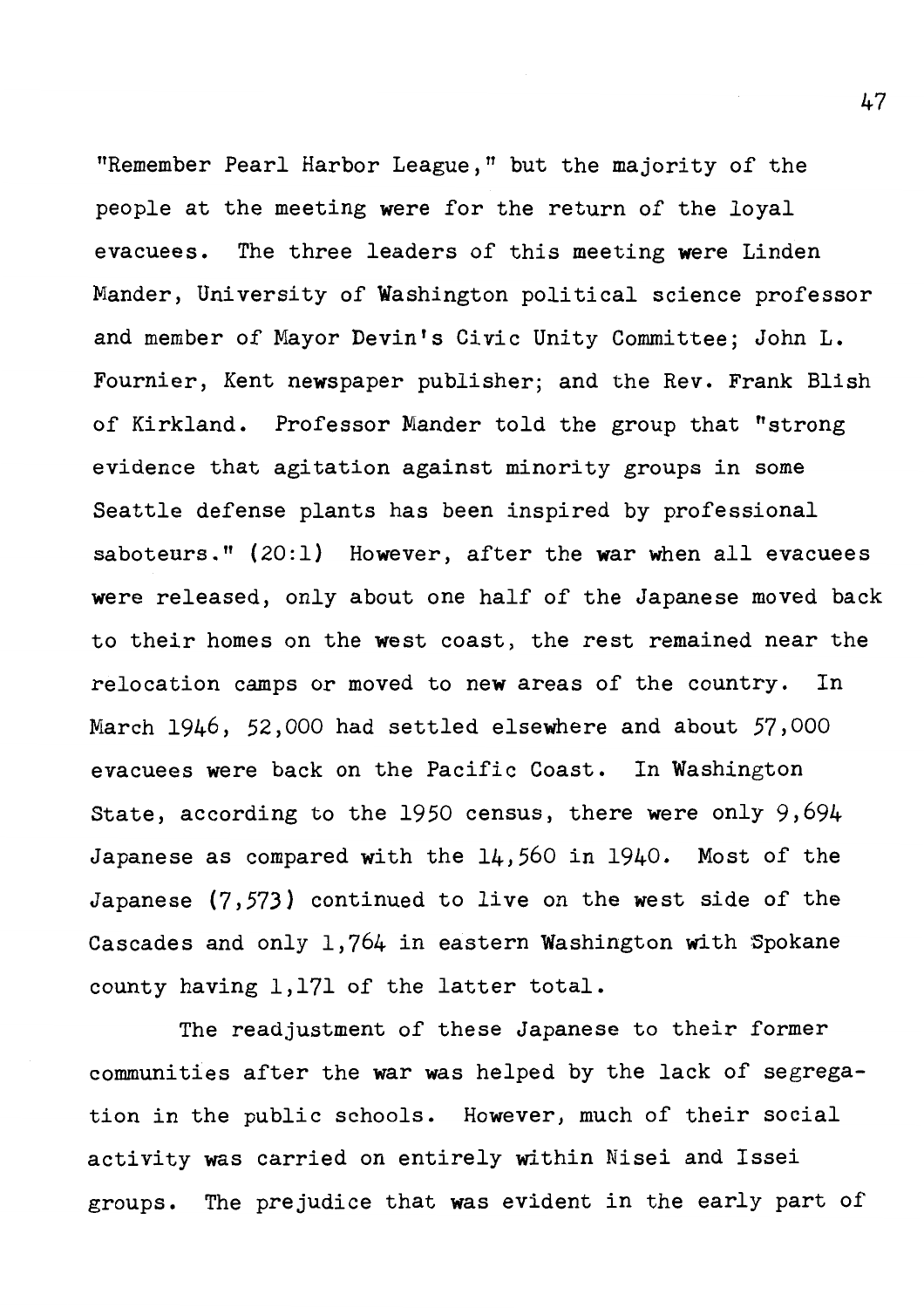"Remember Pearl Harbor League," but the majority of the people at the meeting were for the return of the loyal evacuees. The three leaders of this meeting were Linden Mander, University of Washington political science professor and member of Mayor Devin's Civic Unity Committee; John L. Fournier, Kent newspaper publisher; and the Rev. Frank Blish of Kirkland. Professor Mander told the group that "strong evidence that agitation against minority groups in some Seattle defense plants has been inspired by professional saboteurs." (20:1) However, after the war when all evacuees were released, only about one half of the Japanese moved back to their homes on the west coast, the rest remained near the relocation camps or moved to new areas of the country. In March 1946, 52,000 had settled elsewhere and about 57,000 evacuees were back on the Pacific Coast. In Washington State, according to the 1950 census, there were only 9,694 Japanese as compared with the 14,560 in 1940. Most of the Japanese (7,573) continued to live on the west side of the Cascades and only 1,764 in eastern Washington with Spokane county having 1,171 of the latter total.

The readjustment of these Japanese to their former communities after the war was helped by the lack of segregation in the public schools. However, much of their social activity was carried on entirely within Nisei and Issei groups. The prejudice that was evident in the early part of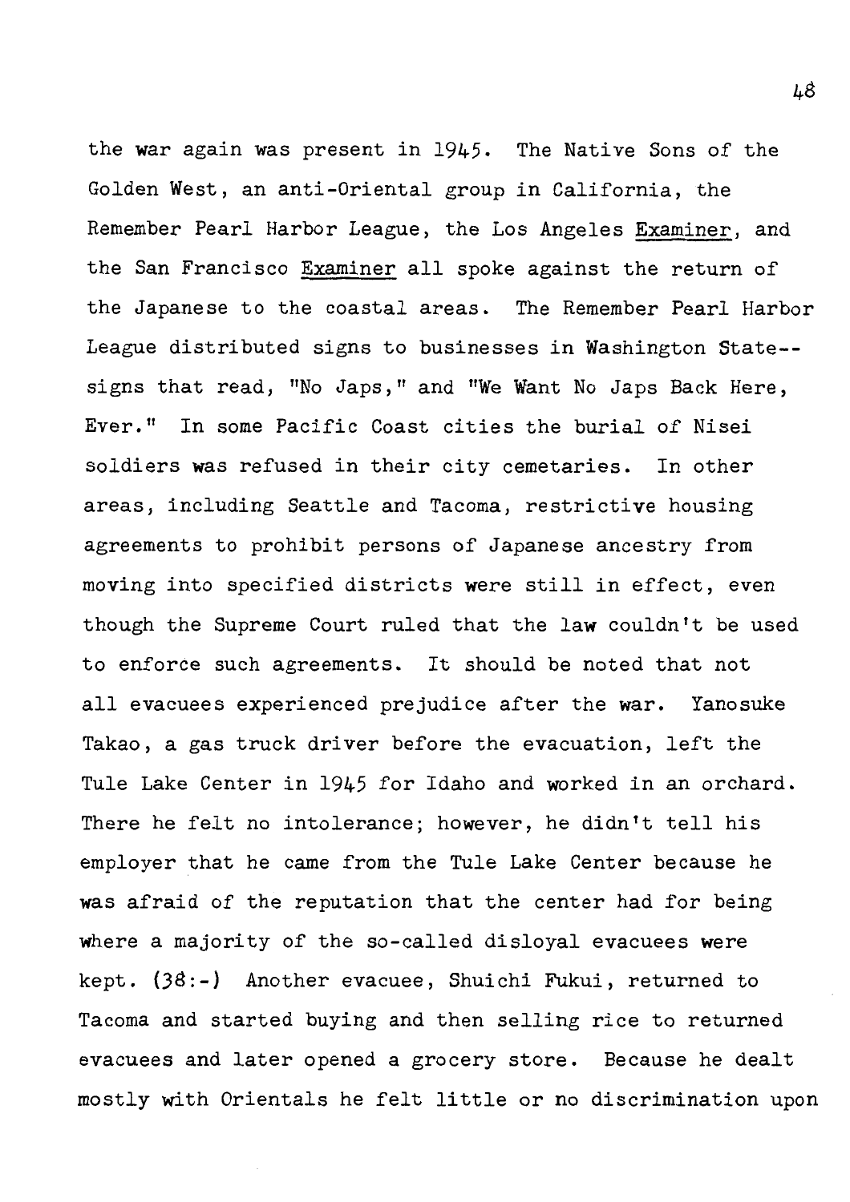the war again was present in 1945. The Native Sons of the Golden West, an anti-Oriental group in California, the Remember Pearl Harbor League, the Los Angeles Examiner, and the San Francisco Examiner all spoke against the return of the Japanese to the coastal areas. The Remember Pearl Harbor League distributed signs to businesses in Washington State--signs that read, "No Japs," and "We Want No Japs Back Here, Ever." In some Pacific Coast cities the burial of Nisei soldiers was refused in their city cemetaries. In other areas, including Seattle and Tacoma, restrictive housing agreements to prohibit persons of Japanese ancestry from moving into specified districts were still in effect, even though the Supreme Court ruled that the law couldn't be used to enforce such agreements. It should be noted that not all evacuees experienced prejudice after the war. Yanosuke Takao, a gas truck driver before the evacuation, left the Tule Lake Center in 1945 for Idaho and worked in an orchard. There he felt no intolerance; however, he didn't tell his employer that he came from the Tule Lake Center because he was afraid of the reputation that the center had for being where a majority of the so-called disloyal evacuees were kept. (38:-) Another evacuee, Shuichi Fukui, returned to Tacoma and started buying and then selling rice to returned evacuees and later opened a grocery store. Because he dealt mostly with Orientals he felt little or no discrimination upon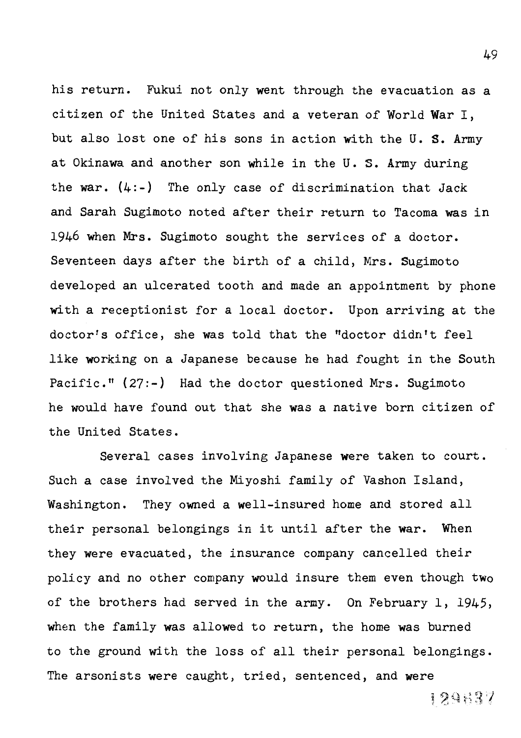his return. Fukui not only went through the evacuation as a citizen of the United States and a veteran of World War I, but also lost one of his sons in action with the U. S. Army at Okinawa and another son while in the U. S. Army during the war. (4:-) The only case of discrimination that Jack and Sarah Sugimoto noted after their return to Tacoma was in 1946 when Mrs. Sugimoto sought the services of a doctor. Seventeen days after the birth of a child, Mrs. Sugimoto developed an ulcerated tooth and made an appointment by phone with a receptionist for a local doctor. Upon arriving at the doctor's office, she was told that the "doctor didn't feel like working on a Japanese because he had fought in the South Pacific." (27:-) Had the doctor questioned Mrs. Sugimoto he would have found out that she was a native born citizen of the United States.

Several cases involving Japanese were taken to court. Such a case involved the Miyoshi family of Vashon Island, Washington. They owned a well-insured home and stored all their personal belongings in it until after the war. When they were evacuated, the insurance company cancelled their policy and no other company would insure them even though two of the brothers had served in the army. On February 1, 1945, when the family was allowed to return, the home was burned to the ground with the loss of all their personal belongings. The arsonists were caught, tried, sentenced, and were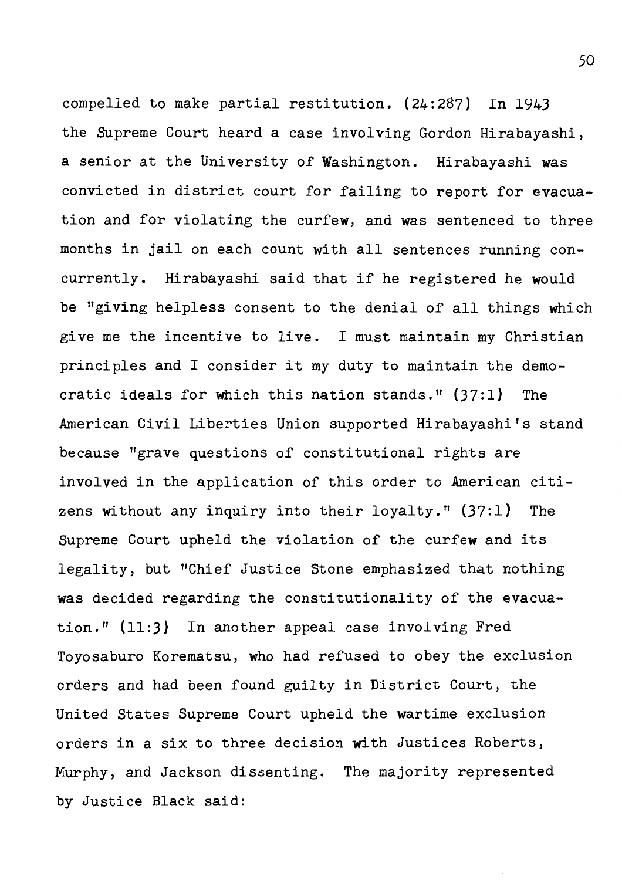compelled to make partial restitution. (24:287) In 1943 the Supreme Court heard a case involving Gordon Hirabayashi, a senior at the University of Washington. Hirabayashi was convicted in district court for failing to report for evacuation and for violating the curfew, and was sentenced to three months in jail on each count with all sentences running concurrently. Hirabayashi said that if he registered he would be "giving helpless consent to the denial of all things which give me the incentive to live. I must maintain my Christian principles and I consider it my duty to maintain the democratic ideals for which this nation stands." (37:1) The American Civil Liberties Union supported Hirabayashi's stand because "grave questions of constitutional rights are involved in the application of this order to American citizens without any inquiry into their loyalty." (37:1) The Supreme Court upheld the violation of the curfew and its legality, but "Chief Justice Stone emphasized that nothing was decided regarding the constitutionality of the evacuation." (11:3) In another appeal case involving Fred Toyosaburo Korematsu, who had refused to obey the exclusion orders and had been found guilty in District Court, the United States Supreme Court upheld the wartime exclusion orders in a six to three decision with Justices Roberts, Murphy, and Jackson dissenting. The majority represented by Justice Black said: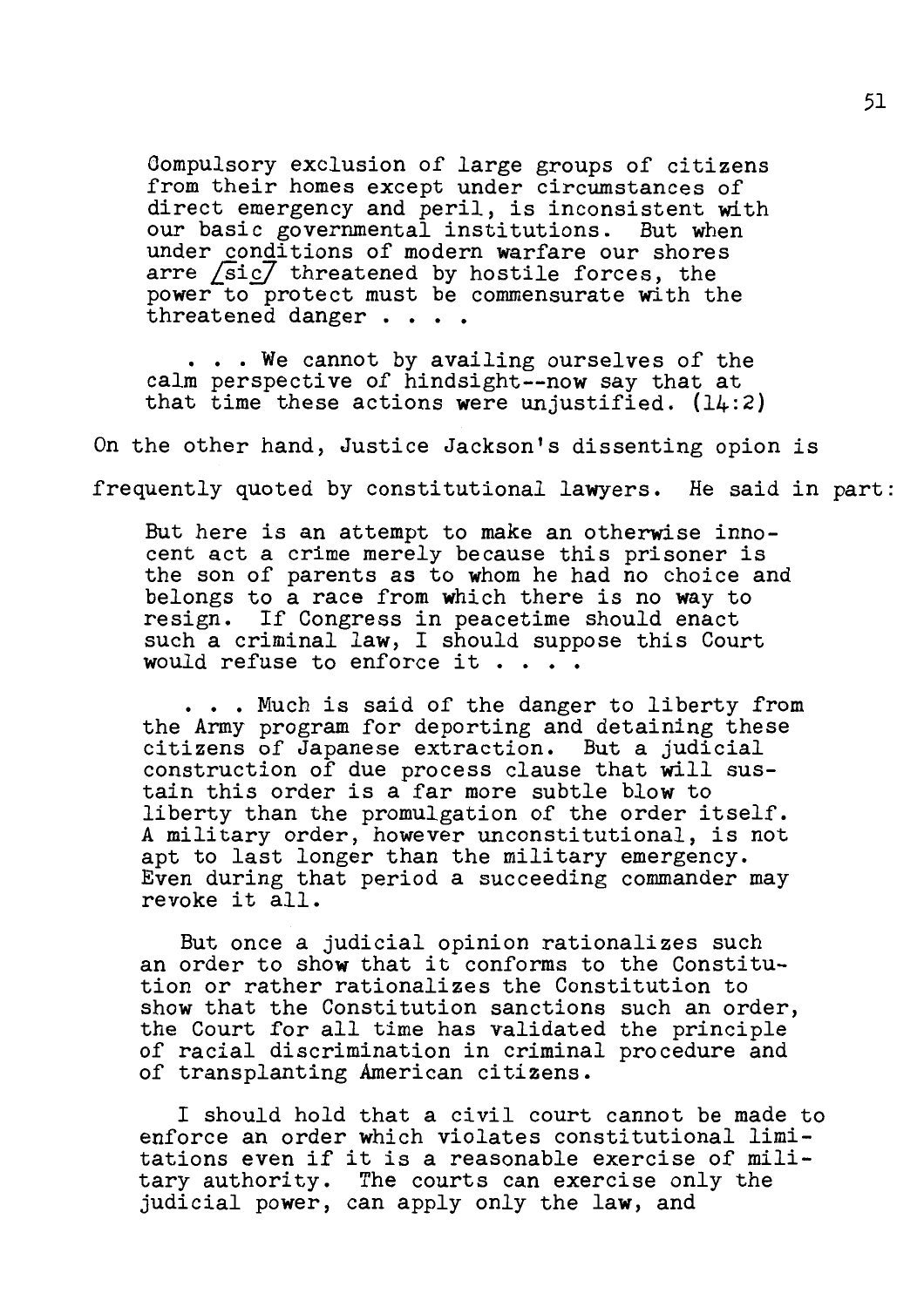> Compulsory exclusion of large groups of citizens from their homes except under circumstances of direct emergency and peril, is inconsistent with our basic governmental institutions. But when under conditions of modern warfare our shores arre /sic/ threatened by hostile forces, the power to protect must be commensurate with the threatened danger . . . .
>
> . . . We cannot by availing ourselves of the calm perspective of hindsight--now say that at that time these actions were unjustified. (14:2)

On the other hand, Justice Jackson's dissenting opion is frequently quoted by constitutional lawyers. He said in part:

> But here is an attempt to make an otherwise innocent act a crime merely because this prisoner is the son of parents as to whom he had no choice and belongs to a race from which there is no way to resign. If Congress in peacetime should enact such a criminal law, I should suppose this Court would refuse to enforce it . . . .
>
> . . . Much is said of the danger to liberty from the Army program for deporting and detaining these citizens of Japanese extraction. But a judicial construction of due process clause that will sustain this order is a far more subtle blow to liberty than the promulgation of the order itself. A military order, however unconstitutional, is not apt to last longer than the military emergency. Even during that period a succeeding commander may revoke it all.
>
> But once a judicial opinion rationalizes such an order to show that it conforms to the Constitution or rather rationalizes the Constitution to show that the Constitution sanctions such an order, the Court for all time has validated the principle of racial discrimination in criminal procedure and of transplanting American citizens.
>
> I should hold that a civil court cannot be made to enforce an order which violates constitutional limitations even if it is a reasonable exercise of military authority. The courts can exercise only the judicial power, can apply only the law, and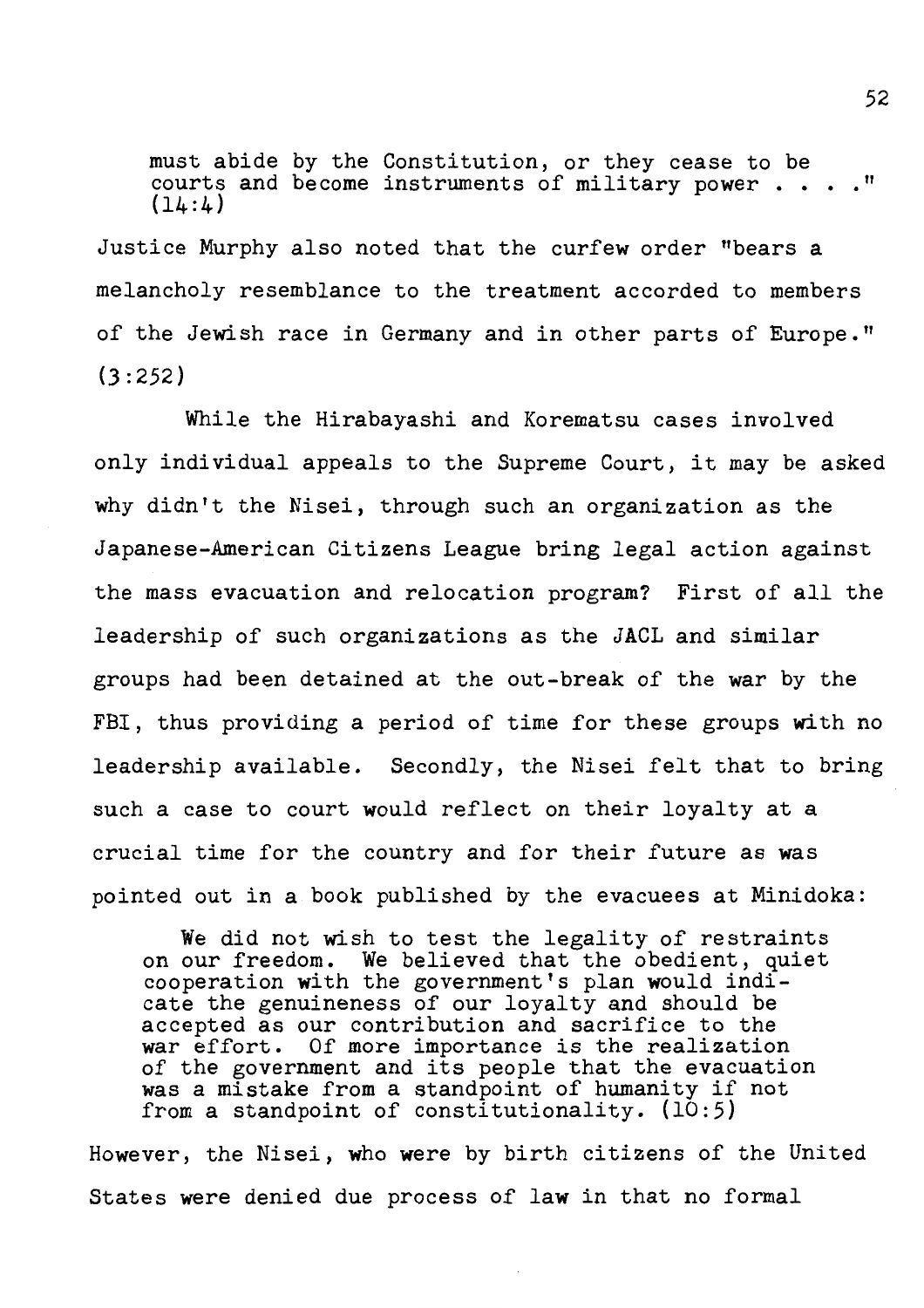> must abide by the Constitution, or they cease to be courts and become instruments of military power . . . ." (14:4)

Justice Murphy also noted that the curfew order "bears a melancholy resemblance to the treatment accorded to members of the Jewish race in Germany and in other parts of Europe." (3:252)

While the Hirabayashi and Korematsu cases involved only individual appeals to the Supreme Court, it may be asked why didn't the Nisei, through such an organization as the Japanese-American Citizens League bring legal action against the mass evacuation and relocation program? First of all the leadership of such organizations as the JACL and similar groups had been detained at the out-break of the war by the FBI, thus providing a period of time for these groups with no leadership available. Secondly, the Nisei felt that to bring such a case to court would reflect on their loyalty at a crucial time for the country and for their future as was pointed out in a book published by the evacuees at Minidoka:

> We did not wish to test the legality of restraints on our freedom. We believed that the obedient, quiet cooperation with the government's plan would indicate the genuineness of our loyalty and should be accepted as our contribution and sacrifice to the war effort. Of more importance is the realization of the government and its people that the evacuation was a mistake from a standpoint of humanity if not from a standpoint of constitutionality. (10:5)

However, the Nisei, who were by birth citizens of the United States were denied due process of law in that no formal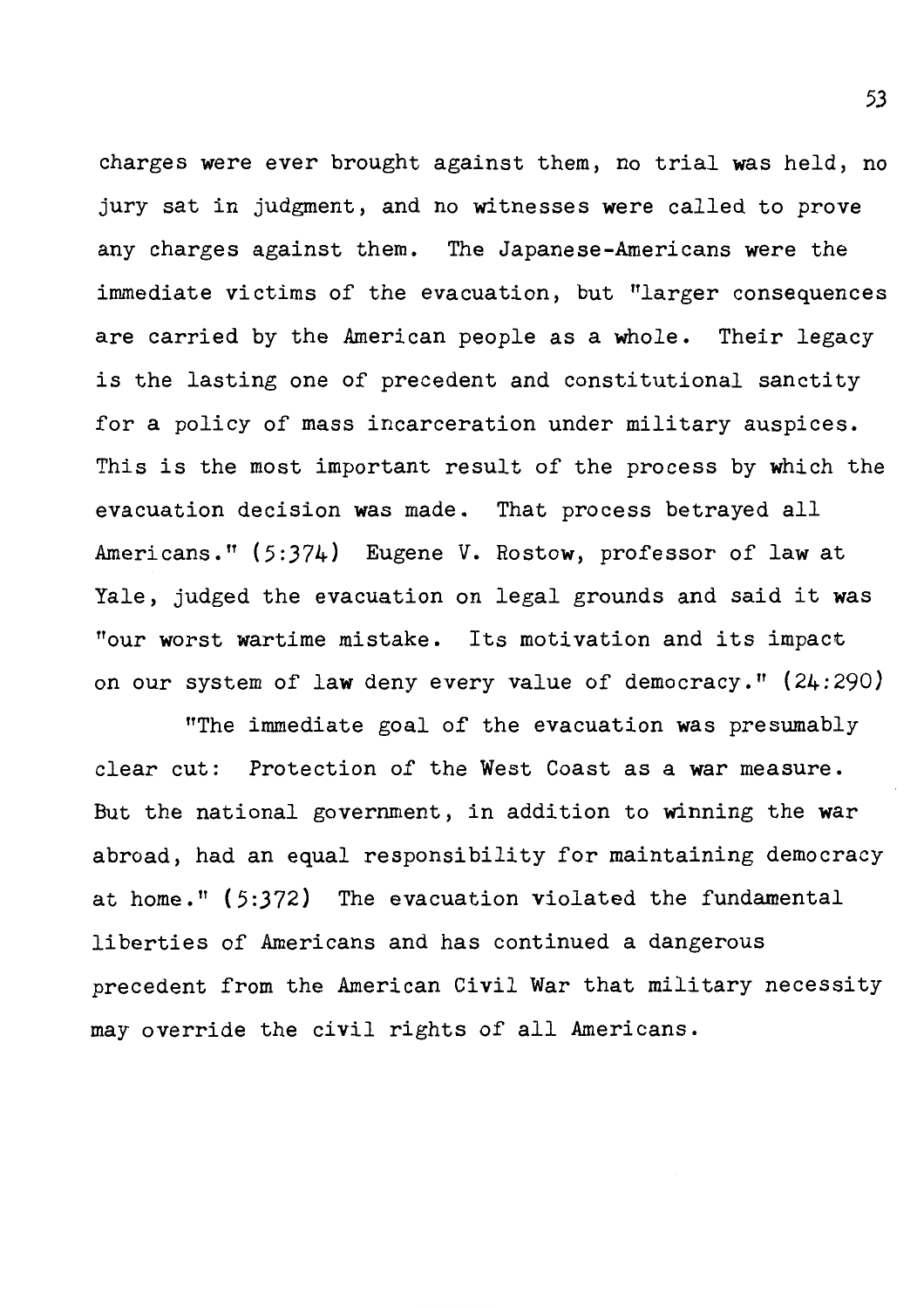charges were ever brought against them, no trial was held, no jury sat in judgment, and no witnesses were called to prove any charges against them. The Japanese-Americans were the immediate victims of the evacuation, but "larger consequences are carried by the American people as a whole. Their legacy is the lasting one of precedent and constitutional sanctity for a policy of mass incarceration under military auspices. This is the most important result of the process by which the evacuation decision was made. That process betrayed all Americans." (5:374) Eugene V. Rostow, professor of law at Yale, judged the evacuation on legal grounds and said it was "our worst wartime mistake. Its motivation and its impact on our system of law deny every value of democracy." (24:290)

"The immediate goal of the evacuation was presumably clear cut: Protection of the West Coast as a war measure. But the national government, in addition to winning the war abroad, had an equal responsibility for maintaining democracy at home." (5:372) The evacuation violated the fundamental liberties of Americans and has continued a dangerous precedent from the American Civil War that military necessity may override the civil rights of all Americans.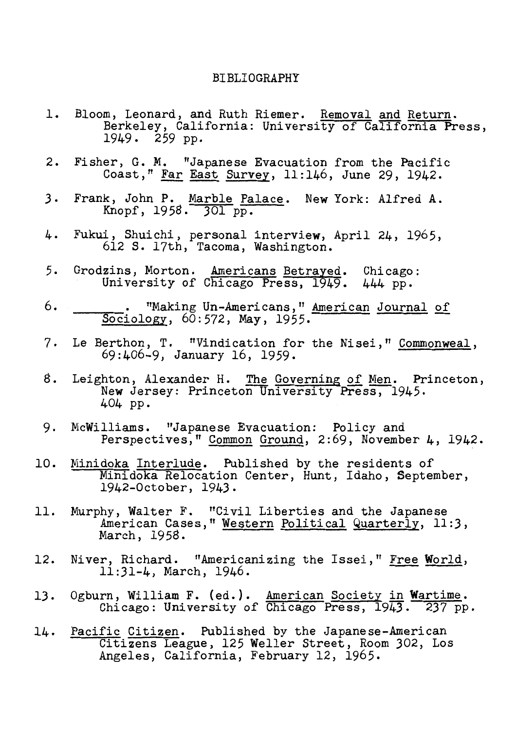# BIBLIOGRAPHY

1. Bloom, Leonard, and Ruth Riemer. _Removal and Return_. Berkeley, California: University of California Press, 1949. 259 pp.

2. Fisher, G. M. "Japanese Evacuation from the Pacific Coast," _Far East Survey_, 11:146, June 29, 1942.

3. Frank, John P. _Marble Palace_. New York: Alfred A. Knopf, 1958. 301 pp.

4. Fukui, Shuichi, personal interview, April 24, 1965, 612 S. 17th, Tacoma, Washington.

5. Grodzins, Morton. _Americans Betrayed_. Chicago: University of Chicago Press, 1949. 444 pp.

6. ______. "Making Un-Americans," _American Journal of Sociology_, 60:572, May, 1955.

7. Le Berthon, T. "Vindication for the Nisei," _Commonweal_, 69:406-9, January 16, 1959.

8. Leighton, Alexander H. _The Governing of Men_. Princeton, New Jersey: Princeton University Press, 1945. 404 pp.

9. McWilliams. "Japanese Evacuation: Policy and Perspectives," _Common Ground_, 2:69, November 4, 1942.

10. _Minidoka Interlude_. Published by the residents of Minidoka Relocation Center, Hunt, Idaho, September, 1942-October, 1943.

11. Murphy, Walter F. "Civil Liberties and the Japanese American Cases," _Western Political Quarterly_, 11:3, March, 1958.

12. Niver, Richard. "Americanizing the Issei," _Free World_, 11:31-4, March, 1946.

13. Ogburn, William F. (ed.). _American Society in Wartime_. Chicago: University of Chicago Press, 1943. 237 pp.

14. _Pacific Citizen_. Published by the Japanese-American Citizens League, 125 Weller Street, Room 302, Los Angeles, California, February 12, 1965.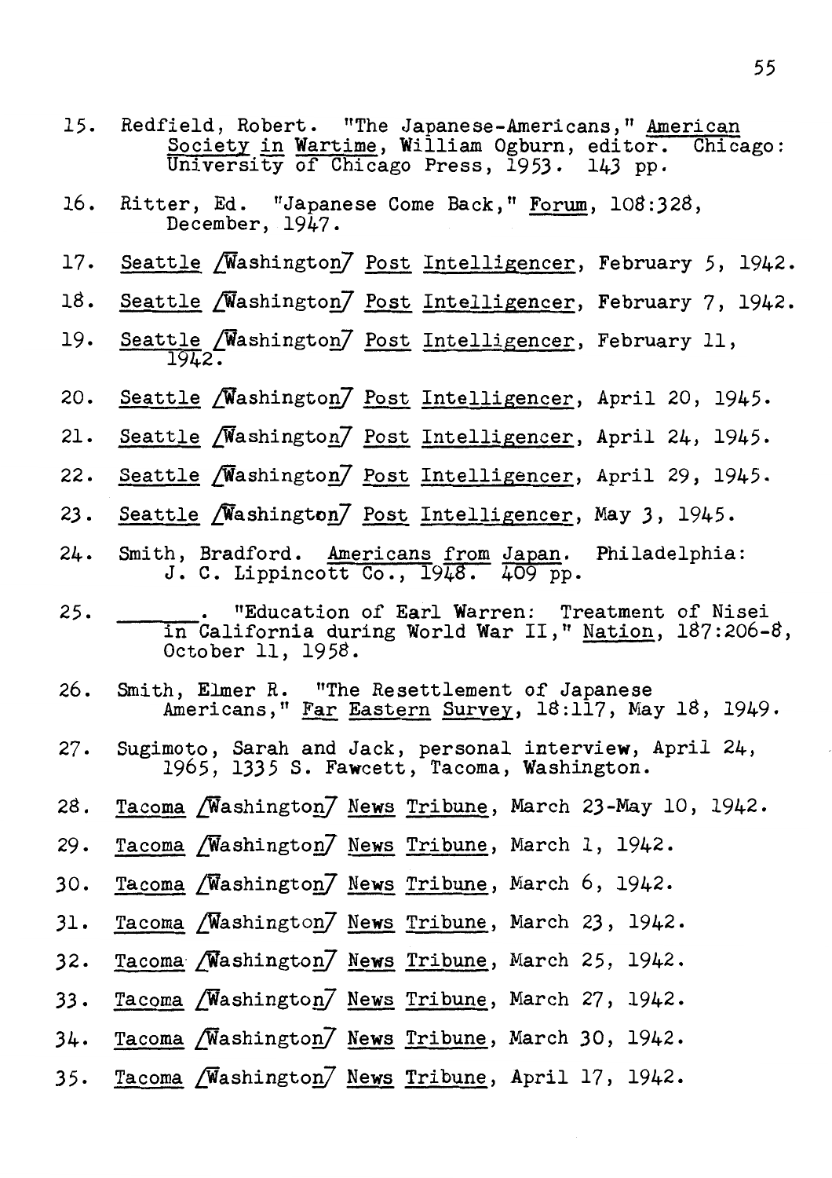15. Redfield, Robert. "The Japanese-Americans," American Society in Wartime, William Ogburn, editor. Chicago: University of Chicago Press, 1953. 143 pp.

16. Ritter, Ed. "Japanese Come Back," Forum, 108:328, December, 1947.

17. Seattle [Washington] Post Intelligencer, February 5, 1942.

18. Seattle [Washington] Post Intelligencer, February 7, 1942.

19. Seattle [Washington] Post Intelligencer, February 11, 1942.

20. Seattle [Washington] Post Intelligencer, April 20, 1945.

21. Seattle [Washington] Post Intelligencer, April 24, 1945.

22. Seattle [Washington] Post Intelligencer, April 29, 1945.

23. Seattle [Washington] Post Intelligencer, May 3, 1945.

24. Smith, Bradford. Americans from Japan. Philadelphia: J. C. Lippincott Co., 1948. 409 pp.

25. ______. "Education of Earl Warren: Treatment of Nisei in California during World War II," Nation, 187:206-8, October 11, 1958.

26. Smith, Elmer R. "The Resettlement of Japanese Americans," Far Eastern Survey, 18:117, May 18, 1949.

27. Sugimoto, Sarah and Jack, personal interview, April 24, 1965, 1335 S. Fawcett, Tacoma, Washington.

28. Tacoma [Washington] News Tribune, March 23-May 10, 1942.

29. Tacoma [Washington] News Tribune, March 1, 1942.

30. Tacoma [Washington] News Tribune, March 6, 1942.

31. Tacoma [Washington] News Tribune, March 23, 1942.

32. Tacoma [Washington] News Tribune, March 25, 1942.

33. Tacoma [Washington] News Tribune, March 27, 1942.

34. Tacoma [Washington] News Tribune, March 30, 1942.

35. Tacoma [Washington] News Tribune, April 17, 1942.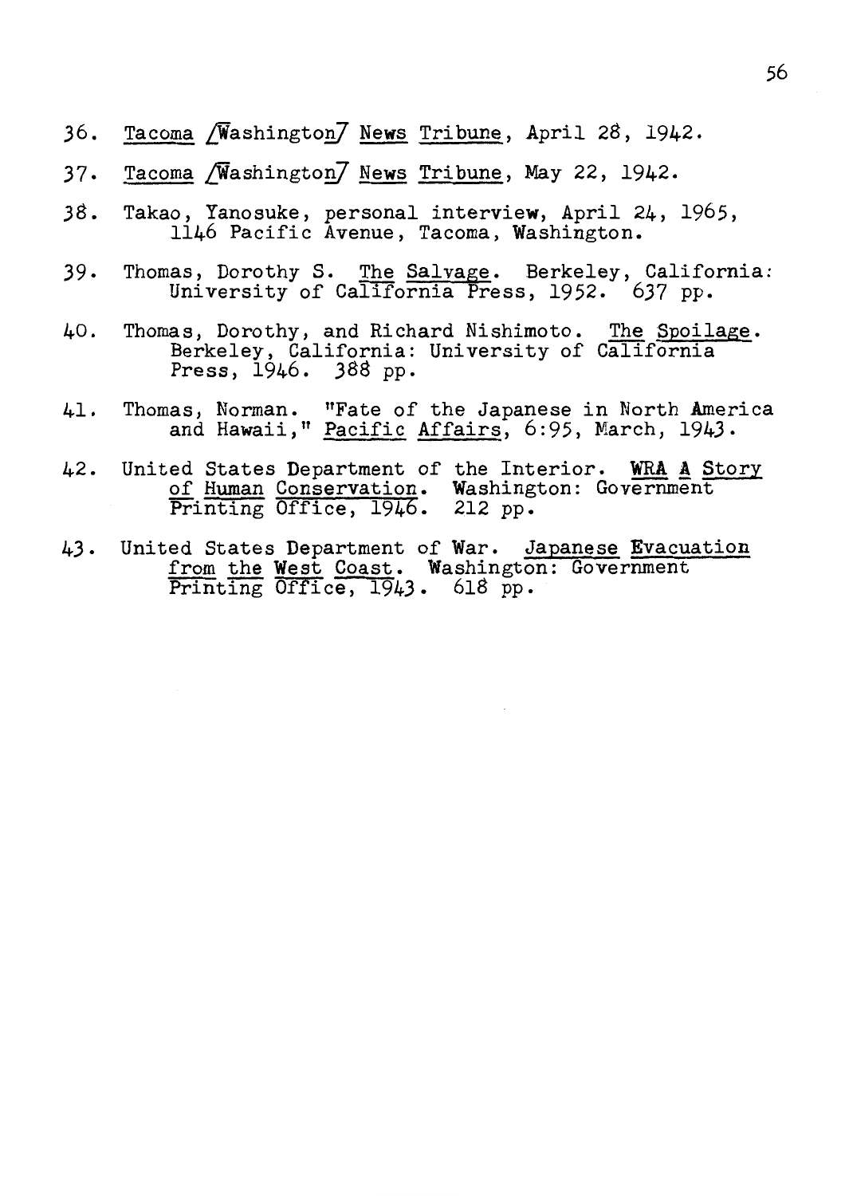36. *Tacoma [Washington] News Tribune*, April 28, 1942.

37. *Tacoma [Washington] News Tribune*, May 22, 1942.

38. Takao, Yanosuke, personal interview, April 24, 1965, 1146 Pacific Avenue, Tacoma, Washington.

39. Thomas, Dorothy S. *The Salvage*. Berkeley, California: University of California Press, 1952. 637 pp.

40. Thomas, Dorothy, and Richard Nishimoto. *The Spoilage*. Berkeley, California: University of California Press, 1946. 388 pp.

41. Thomas, Norman. "Fate of the Japanese in North America and Hawaii," *Pacific Affairs*, 6:95, March, 1943.

42. United States Department of the Interior. *WRA A Story of Human Conservation*. Washington: Government Printing Office, 1946. 212 pp.

43. United States Department of War. *Japanese Evacuation from the West Coast*. Washington: Government Printing Office, 1943. 618 pp.